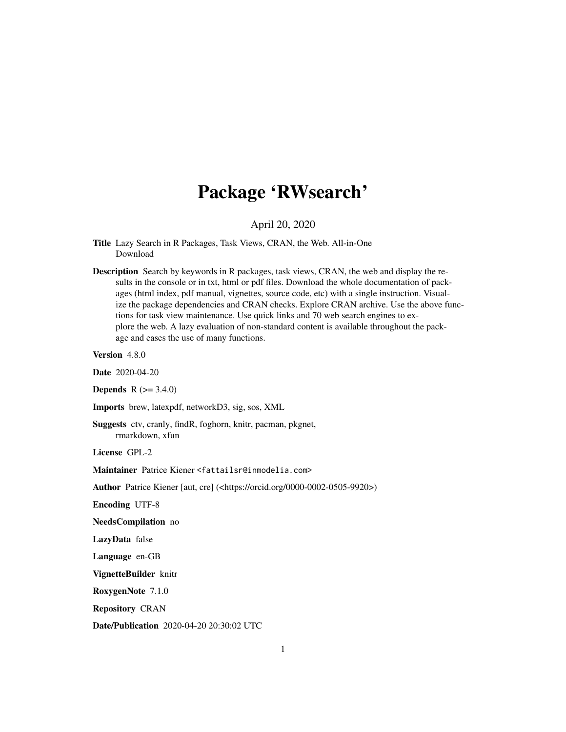# Package 'RWsearch'

April 20, 2020

**Title** Lazy Search in R Packages, Task Views, CRAN, the Web. All-in-One Download

**Description** Search by keywords in R packages, task views, CRAN, the web and display the results in the console or in txt, html or pdf files. Download the whole documentation of packages (html index, pdf manual, vignettes, source code, etc) with a single instruction. Visualize the package dependencies and CRAN checks. Explore CRAN archive. Use the above functions for task view maintenance. Use quick links and 70 web search engines to explore the web. A lazy evaluation of non-standard content is available throughout the package and eases the use of many functions.

**Version** 4.8.0

**Date** 2020-04-20

**Depends** R (>= 3.4.0)

**Imports** brew, latexpdf, networkD3, sig, sos, XML

**Suggests** ctv, cranly, findR, foghorn, knitr, pacman, pkgnet, rmarkdown, xfun

**License** GPL-2

**Maintainer** Patrice Kiener <fattailsr@inmodelia.com>

**Author** Patrice Kiener [aut, cre] (<https://orcid.org/0000-0002-0505-9920>)

**Encoding** UTF-8

**NeedsCompilation** no

**LazyData** false

**Language** en-GB

**VignetteBuilder** knitr

**RoxygenNote** 7.1.0

**Repository** CRAN

**Date/Publication** 2020-04-20 20:30:02 UTC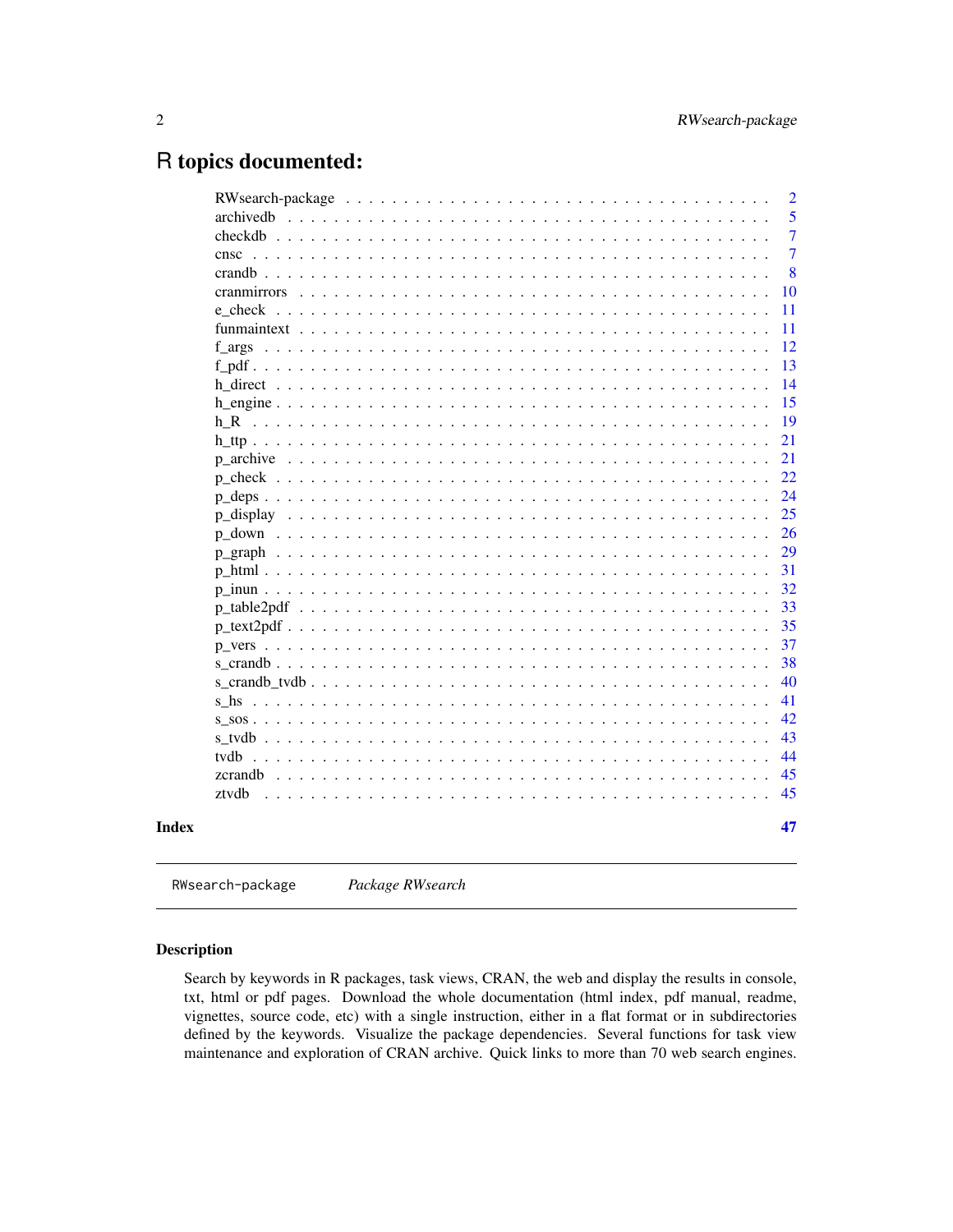# R topics documented:

| | |
|---|---|
| RWsearch-package | 2 |
| archivedb | 5 |
| checkdb | 7 |
| cnsc | 7 |
| crandb | 8 |
| cranmirrors | 10 |
| e_check | 11 |
| funmaintext | 11 |
| f_args | 12 |
| f_pdf | 13 |
| h_direct | 14 |
| h_engine | 15 |
| h_R | 19 |
| h_ttp | 21 |
| p_archive | 21 |
| p_check | 22 |
| p_deps | 24 |
| p_display | 25 |
| p_down | 26 |
| p_graph | 29 |
| p_html | 31 |
| p_inun | 32 |
| p_table2pdf | 33 |
| p_text2pdf | 35 |
| p_vers | 37 |
| s_crandb | 38 |
| s_crandb_tvdb | 40 |
| s_hs | 41 |
| s_sos | 42 |
| s_tvdb | 43 |
| tvdb | 44 |
| zcrandb | 45 |
| ztvdb | 45 |

**Index** **47**

---

RWsearch-package *Package RWsearch*

---

## Description

Search by keywords in R packages, task views, CRAN, the web and display the results in console, txt, html or pdf pages. Download the whole documentation (html index, pdf manual, readme, vignettes, source code, etc) with a single instruction, either in a flat format or in subdirectories defined by the keywords. Visualize the package dependencies. Several functions for task view maintenance and exploration of CRAN archive. Quick links to more than 70 web search engines.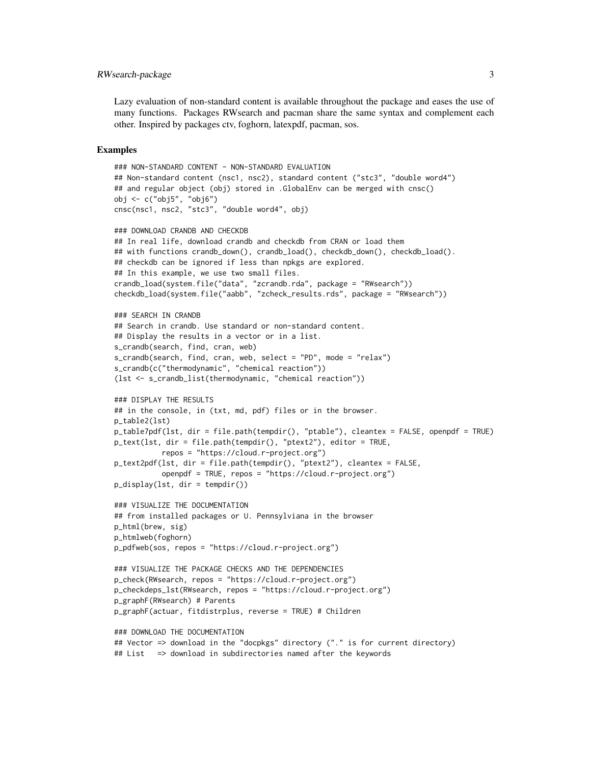Lazy evaluation of non-standard content is available throughout the package and eases the use of many functions. Packages RWsearch and pacman share the same syntax and complement each other. Inspired by packages ctv, foghorn, latexpdf, pacman, sos.

## Examples

```
### NON-STANDARD CONTENT - NON-STANDARD EVALUATION
## Non-standard content (nsc1, nsc2), standard content ("stc3", "double word4")
## and regular object (obj) stored in .GlobalEnv can be merged with cnsc()
obj <- c("obj5", "obj6")
cnsc(nsc1, nsc2, "stc3", "double word4", obj)

### DOWNLOAD CRANDB AND CHECKDB
## In real life, download crandb and checkdb from CRAN or load them
## with functions crandb_down(), crandb_load(), checkdb_down(), checkdb_load().
## checkdb can be ignored if less than npkgs are explored.
## In this example, we use two small files.
crandb_load(system.file("data", "zcrandb.rda", package = "RWsearch"))
checkdb_load(system.file("aabb", "zcheck_results.rds", package = "RWsearch"))

### SEARCH IN CRANDB
## Search in crandb. Use standard or non-standard content.
## Display the results in a vector or in a list.
s_crandb(search, find, cran, web)
s_crandb(search, find, cran, web, select = "PD", mode = "relax")
s_crandb(c("thermodynamic", "chemical reaction"))
(lst <- s_crandb_list(thermodynamic, "chemical reaction"))

### DISPLAY THE RESULTS
## in the console, in (txt, md, pdf) files or in the browser.
p_table2(lst)
p_table7pdf(lst, dir = file.path(tempdir(), "ptable"), cleantex = FALSE, openpdf = TRUE)
p_text(lst, dir = file.path(tempdir(), "ptext2"), editor = TRUE,
          repos = "https://cloud.r-project.org")
p_text2pdf(lst, dir = file.path(tempdir(), "ptext2"), cleantex = FALSE,
          openpdf = TRUE, repos = "https://cloud.r-project.org")
p_display(lst, dir = tempdir())

### VISUALIZE THE DOCUMENTATION
## from installed packages or U. Pennsylviana in the browser
p_html(brew, sig)
p_htmlweb(foghorn)
p_pdfweb(sos, repos = "https://cloud.r-project.org")

### VISUALIZE THE PACKAGE CHECKS AND THE DEPENDENCIES
p_check(RWsearch, repos = "https://cloud.r-project.org")
p_checkdeps_lst(RWsearch, repos = "https://cloud.r-project.org")
p_graphF(RWsearch) # Parents
p_graphF(actuar, fitdistrplus, reverse = TRUE) # Children

### DOWNLOAD THE DOCUMENTATION
## Vector => download in the "docpkgs" directory ("." is for current directory)
## List   => download in subdirectories named after the keywords
```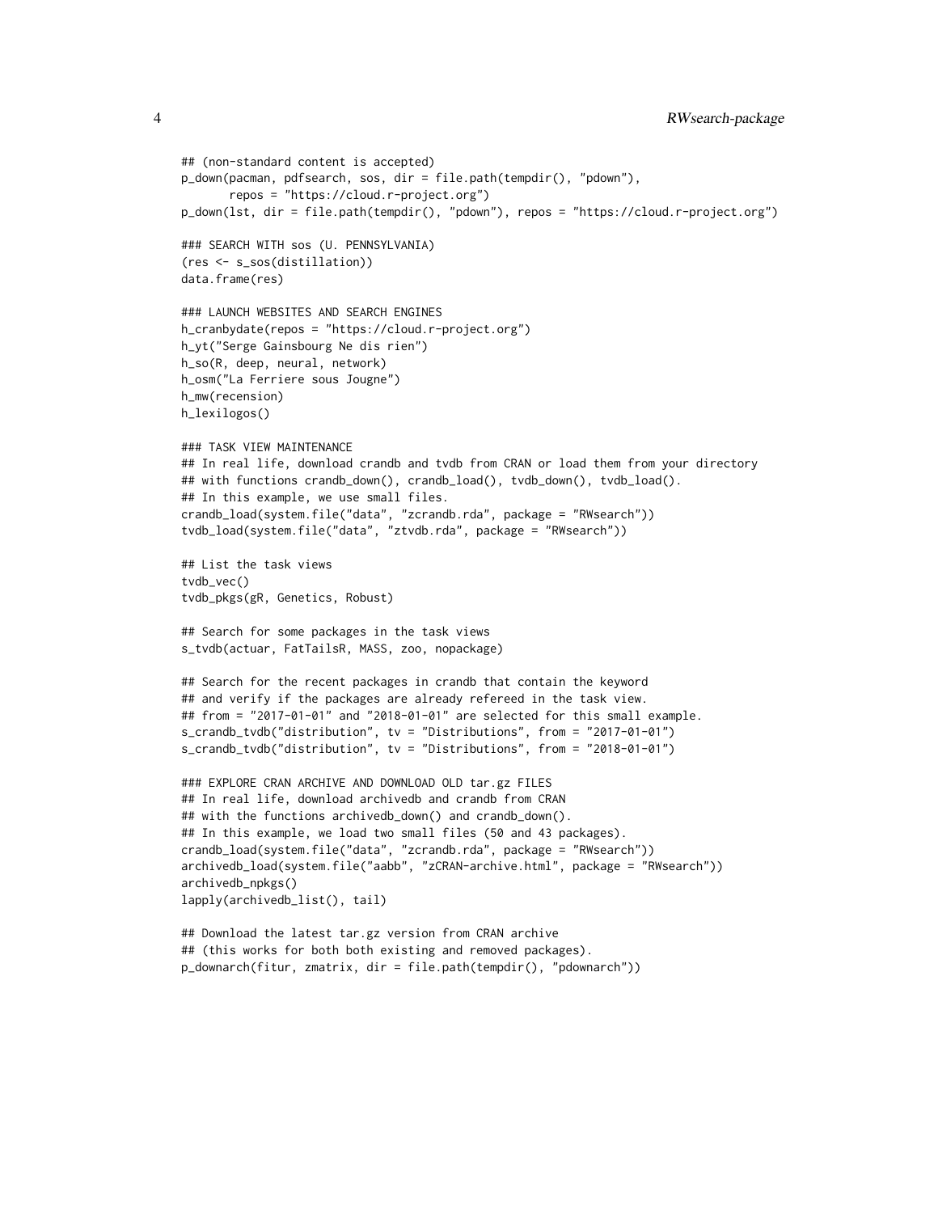```
## (non-standard content is accepted)
p_down(pacman, pdfsearch, sos, dir = file.path(tempdir(), "pdown"),
       repos = "https://cloud.r-project.org")
p_down(lst, dir = file.path(tempdir(), "pdown"), repos = "https://cloud.r-project.org")

### SEARCH WITH sos (U. PENNSYLVANIA)
(res <- s_sos(distillation))
data.frame(res)

### LAUNCH WEBSITES AND SEARCH ENGINES
h_cranbydate(repos = "https://cloud.r-project.org")
h_yt("Serge Gainsbourg Ne dis rien")
h_so(R, deep, neural, network)
h_osm("La Ferriere sous Jougne")
h_mw(recension)
h_lexilogos()

### TASK VIEW MAINTENANCE
## In real life, download crandb and tvdb from CRAN or load them from your directory
## with functions crandb_down(), crandb_load(), tvdb_down(), tvdb_load().
## In this example, we use small files.
crandb_load(system.file("data", "zcrandb.rda", package = "RWsearch"))
tvdb_load(system.file("data", "ztvdb.rda", package = "RWsearch"))

## List the task views
tvdb_vec()
tvdb_pkgs(gR, Genetics, Robust)

## Search for some packages in the task views
s_tvdb(actuar, FatTailsR, MASS, zoo, nopackage)

## Search for the recent packages in crandb that contain the keyword
## and verify if the packages are already refereed in the task view.
## from = "2017-01-01" and "2018-01-01" are selected for this small example.
s_crandb_tvdb("distribution", tv = "Distributions", from = "2017-01-01")
s_crandb_tvdb("distribution", tv = "Distributions", from = "2018-01-01")

### EXPLORE CRAN ARCHIVE AND DOWNLOAD OLD tar.gz FILES
## In real life, download archivedb and crandb from CRAN
## with the functions archivedb_down() and crandb_down().
## In this example, we load two small files (50 and 43 packages).
crandb_load(system.file("data", "zcrandb.rda", package = "RWsearch"))
archivedb_load(system.file("aabb", "zCRAN-archive.html", package = "RWsearch"))
archivedb_npkgs()
lapply(archivedb_list(), tail)

## Download the latest tar.gz version from CRAN archive
## (this works for both both existing and removed packages).
p_downarch(fitur, zmatrix, dir = file.path(tempdir(), "pdownarch"))
```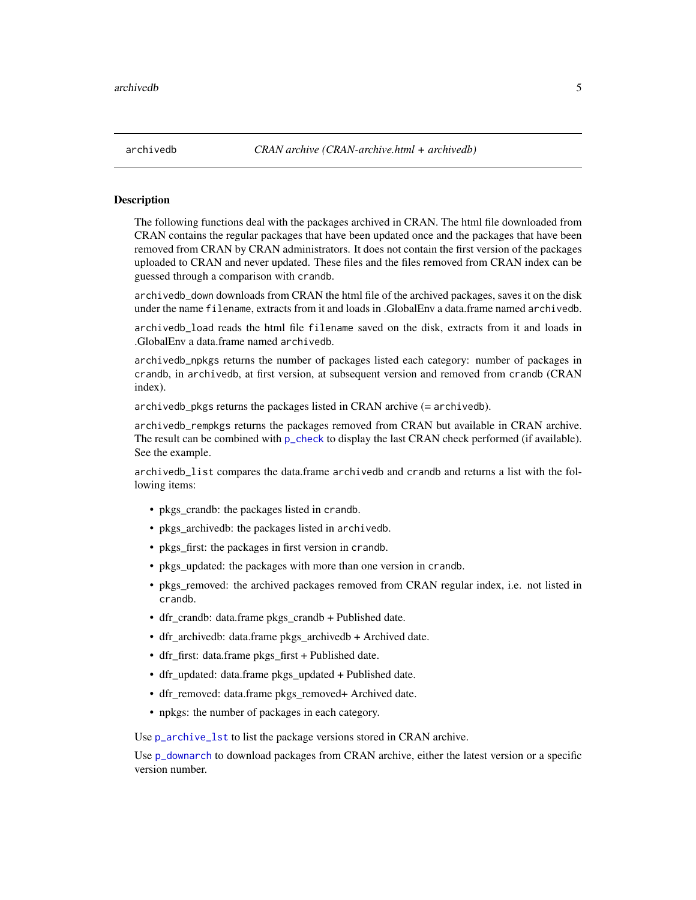## archivedb — *CRAN archive (CRAN-archive.html + archivedb)*

### Description

The following functions deal with the packages archived in CRAN. The html file downloaded from CRAN contains the regular packages that have been updated once and the packages that have been removed from CRAN by CRAN administrators. It does not contain the first version of the packages uploaded to CRAN and never updated. These files and the files removed from CRAN index can be guessed through a comparison with `crandb`.

`archivedb_down` downloads from CRAN the html file of the archived packages, saves it on the disk under the name `filename`, extracts from it and loads in .GlobalEnv a data.frame named `archivedb`.

`archivedb_load` reads the html file `filename` saved on the disk, extracts from it and loads in .GlobalEnv a data.frame named `archivedb`.

`archivedb_npkgs` returns the number of packages listed each category: number of packages in `crandb`, in `archivedb`, at first version, at subsequent version and removed from `crandb` (CRAN index).

`archivedb_pkgs` returns the packages listed in CRAN archive (= `archivedb`).

`archivedb_rempkgs` returns the packages removed from CRAN but available in CRAN archive. The result can be combined with `p_check` to display the last CRAN check performed (if available). See the example.

`archivedb_list` compares the data.frame `archivedb` and `crandb` and returns a list with the following items:

- pkgs_crandb: the packages listed in `crandb`.
- pkgs_archivedb: the packages listed in `archivedb`.
- pkgs_first: the packages in first version in `crandb`.
- pkgs_updated: the packages with more than one version in `crandb`.
- pkgs_removed: the archived packages removed from CRAN regular index, i.e. not listed in `crandb`.
- dfr_crandb: data.frame pkgs_crandb + Published date.
- dfr_archivedb: data.frame pkgs_archivedb + Archived date.
- dfr_first: data.frame pkgs_first + Published date.
- dfr_updated: data.frame pkgs_updated + Published date.
- dfr_removed: data.frame pkgs_removed+ Archived date.
- npkgs: the number of packages in each category.

Use `p_archive_lst` to list the package versions stored in CRAN archive.

Use `p_downarch` to download packages from CRAN archive, either the latest version or a specific version number.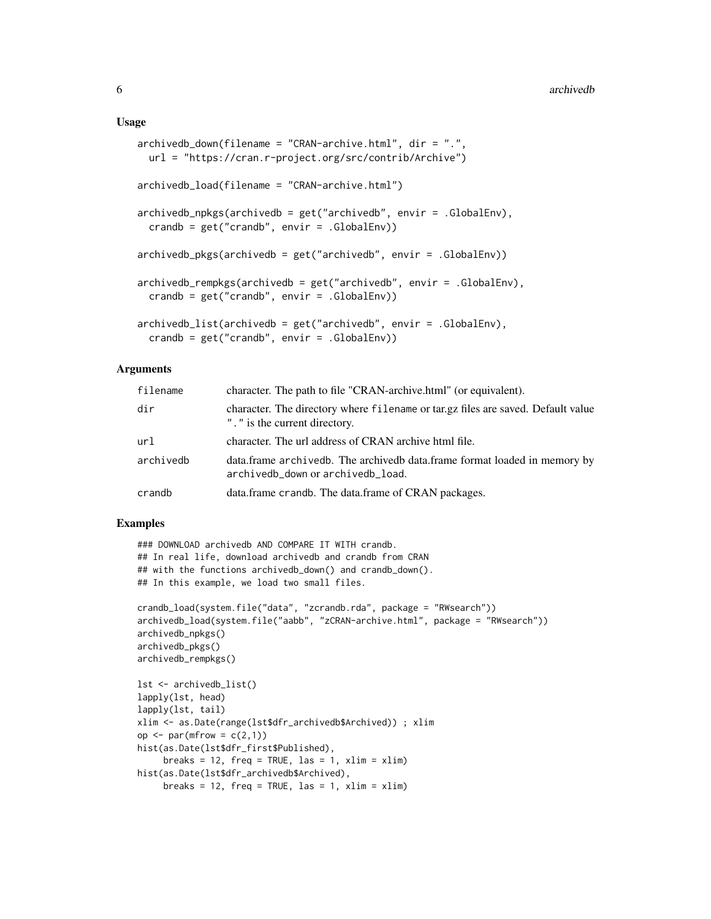### Usage

```
archivedb_down(filename = "CRAN-archive.html", dir = ".",
  url = "https://cran.r-project.org/src/contrib/Archive")

archivedb_load(filename = "CRAN-archive.html")

archivedb_npkgs(archivedb = get("archivedb", envir = .GlobalEnv),
  crandb = get("crandb", envir = .GlobalEnv))

archivedb_pkgs(archivedb = get("archivedb", envir = .GlobalEnv))

archivedb_rempkgs(archivedb = get("archivedb", envir = .GlobalEnv),
  crandb = get("crandb", envir = .GlobalEnv))

archivedb_list(archivedb = get("archivedb", envir = .GlobalEnv),
  crandb = get("crandb", envir = .GlobalEnv))
```

### Arguments

| | |
|---|---|
| `filename` | character. The path to file "CRAN-archive.html" (or equivalent). |
| `dir` | character. The directory where `filename` or tar.gz files are saved. Default value `"."` is the current directory. |
| `url` | character. The url address of CRAN archive html file. |
| `archivedb` | data.frame `archivedb`. The archivedb data.frame format loaded in memory by `archivedb_down` or `archivedb_load`. |
| `crandb` | data.frame `crandb`. The data.frame of CRAN packages. |

### Examples

```
### DOWNLOAD archivedb AND COMPARE IT WITH crandb.
## In real life, download archivedb and crandb from CRAN
## with the functions archivedb_down() and crandb_down().
## In this example, we load two small files.

crandb_load(system.file("data", "zcrandb.rda", package = "RWsearch"))
archivedb_load(system.file("aabb", "zCRAN-archive.html", package = "RWsearch"))
archivedb_npkgs()
archivedb_pkgs()
archivedb_rempkgs()

lst <- archivedb_list()
lapply(lst, head)
lapply(lst, tail)
xlim <- as.Date(range(lst$dfr_archivedb$Archived)) ; xlim
op <- par(mfrow = c(2,1))
hist(as.Date(lst$dfr_first$Published),
     breaks = 12, freq = TRUE, las = 1, xlim = xlim)
hist(as.Date(lst$dfr_archivedb$Archived),
     breaks = 12, freq = TRUE, las = 1, xlim = xlim)
```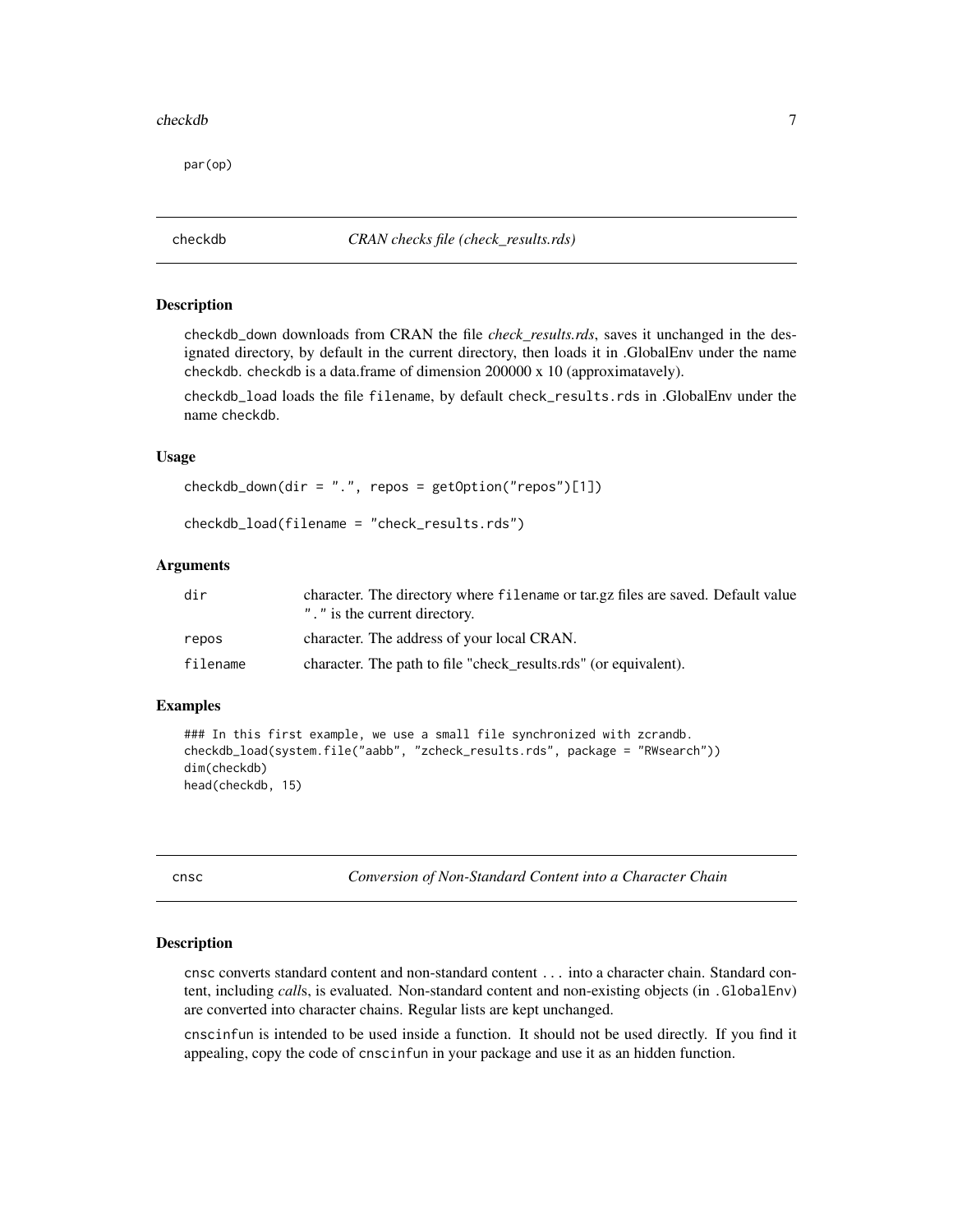```
par(op)
```

## checkdb — *CRAN checks file (check_results.rds)*

### Description

checkdb_down downloads from CRAN the file *check_results.rds*, saves it unchanged in the designated directory, by default in the current directory, then loads it in .GlobalEnv under the name checkdb. checkdb is a data.frame of dimension 200000 x 10 (approximatavely).

checkdb_load loads the file filename, by default check_results.rds in .GlobalEnv under the name checkdb.

### Usage

```
checkdb_down(dir = ".", repos = getOption("repos")[1])

checkdb_load(filename = "check_results.rds")
```

### Arguments

| | |
|---|---|
| dir | character. The directory where filename or tar.gz files are saved. Default value "." is the current directory. |
| repos | character. The address of your local CRAN. |
| filename | character. The path to file "check_results.rds" (or equivalent). |

### Examples

```
### In this first example, we use a small file synchronized with zcrandb.
checkdb_load(system.file("aabb", "zcheck_results.rds", package = "RWsearch"))
dim(checkdb)
head(checkdb, 15)
```

## cnsc — *Conversion of Non-Standard Content into a Character Chain*

### Description

cnsc converts standard content and non-standard content ... into a character chain. Standard content, including *call*s, is evaluated. Non-standard content and non-existing objects (in .GlobalEnv) are converted into character chains. Regular lists are kept unchanged.

cnscinfun is intended to be used inside a function. It should not be used directly. If you find it appealing, copy the code of cnscinfun in your package and use it as an hidden function.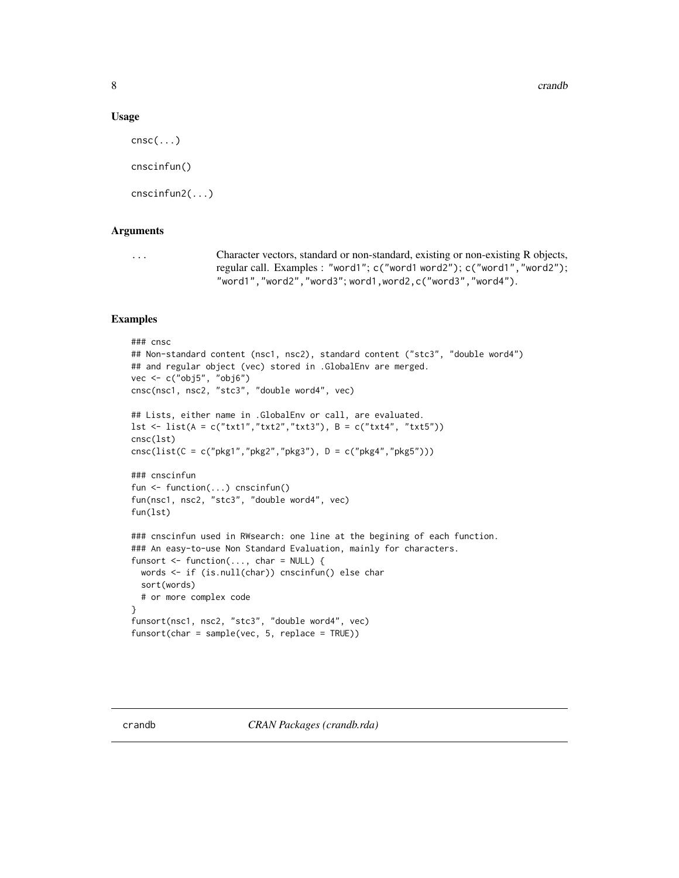## Usage

```
cnsc(...)

cnscinfun()

cnscinfun2(...)
```

## Arguments

| | |
|---|---|
| `...` | Character vectors, standard or non-standard, existing or non-existing R objects, regular call. Examples : `"word1"`; `c("word1 word2")`; `c("word1","word2")`; `"word1","word2","word3"`; `word1,word2,c("word3","word4")`. |

## Examples

```
### cnsc
## Non-standard content (nsc1, nsc2), standard content ("stc3", "double word4")
## and regular object (vec) stored in .GlobalEnv are merged.
vec <- c("obj5", "obj6")
cnsc(nsc1, nsc2, "stc3", "double word4", vec)

## Lists, either name in .GlobalEnv or call, are evaluated.
lst <- list(A = c("txt1","txt2","txt3"), B = c("txt4", "txt5"))
cnsc(lst)
cnsc(list(C = c("pkg1","pkg2","pkg3"), D = c("pkg4","pkg5")))

### cnscinfun
fun <- function(...) cnscinfun()
fun(nsc1, nsc2, "stc3", "double word4", vec)
fun(lst)

### cnscinfun used in RWsearch: one line at the begining of each function.
### An easy-to-use Non Standard Evaluation, mainly for characters.
funsort <- function(..., char = NULL) {
  words <- if (is.null(char)) cnscinfun() else char
  sort(words)
  # or more complex code
}
funsort(nsc1, nsc2, "stc3", "double word4", vec)
funsort(char = sample(vec, 5, replace = TRUE))
```

---

`crandb` *CRAN Packages (crandb.rda)*

---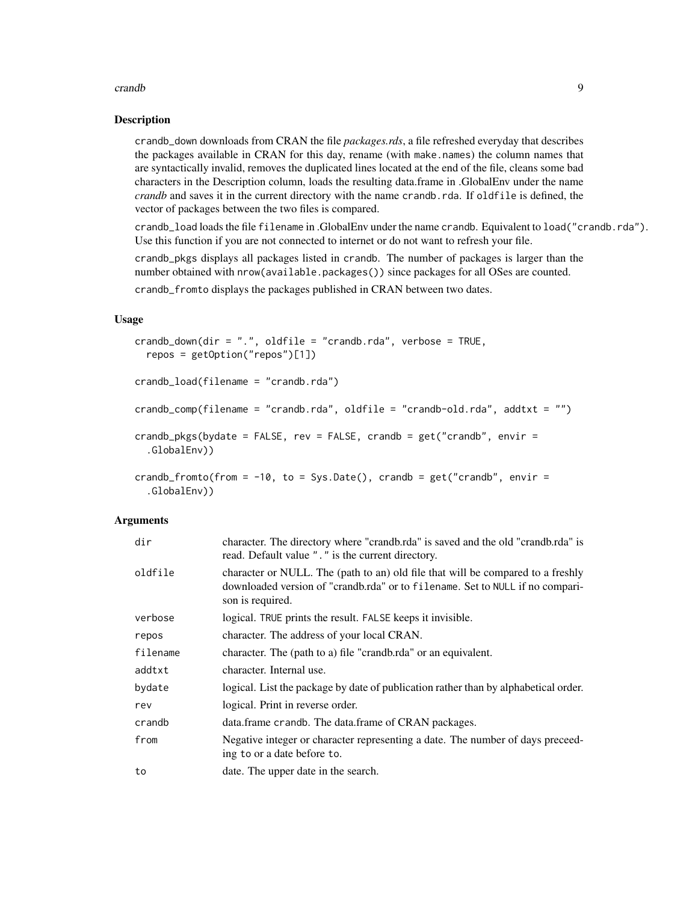## Description

crandb_down downloads from CRAN the file *packages.rds*, a file refreshed everyday that describes the packages available in CRAN for this day, rename (with make.names) the column names that are syntactically invalid, removes the duplicated lines located at the end of the file, cleans some bad characters in the Description column, loads the resulting data.frame in .GlobalEnv under the name *crandb* and saves it in the current directory with the name crandb.rda. If oldfile is defined, the vector of packages between the two files is compared.

crandb_load loads the file filename in .GlobalEnv under the name crandb. Equivalent to load("crandb.rda"). Use this function if you are not connected to internet or do not want to refresh your file.

crandb_pkgs displays all packages listed in crandb. The number of packages is larger than the number obtained with nrow(available.packages()) since packages for all OSes are counted.

crandb_fromto displays the packages published in CRAN between two dates.

## Usage

```
crandb_down(dir = ".", oldfile = "crandb.rda", verbose = TRUE,
  repos = getOption("repos")[1])

crandb_load(filename = "crandb.rda")

crandb_comp(filename = "crandb.rda", oldfile = "crandb-old.rda", addtxt = "")

crandb_pkgs(bydate = FALSE, rev = FALSE, crandb = get("crandb", envir =
  .GlobalEnv))

crandb_fromto(from = -10, to = Sys.Date(), crandb = get("crandb", envir =
  .GlobalEnv))
```

## Arguments

| | |
|---|---|
| dir | character. The directory where "crandb.rda" is saved and the old "crandb.rda" is read. Default value "." is the current directory. |
| oldfile | character or NULL. The (path to an) old file that will be compared to a freshly downloaded version of "crandb.rda" or to filename. Set to NULL if no comparison is required. |
| verbose | logical. TRUE prints the result. FALSE keeps it invisible. |
| repos | character. The address of your local CRAN. |
| filename | character. The (path to a) file "crandb.rda" or an equivalent. |
| addtxt | character. Internal use. |
| bydate | logical. List the package by date of publication rather than by alphabetical order. |
| rev | logical. Print in reverse order. |
| crandb | data.frame crandb. The data.frame of CRAN packages. |
| from | Negative integer or character representing a date. The number of days preceeding to or a date before to. |
| to | date. The upper date in the search. |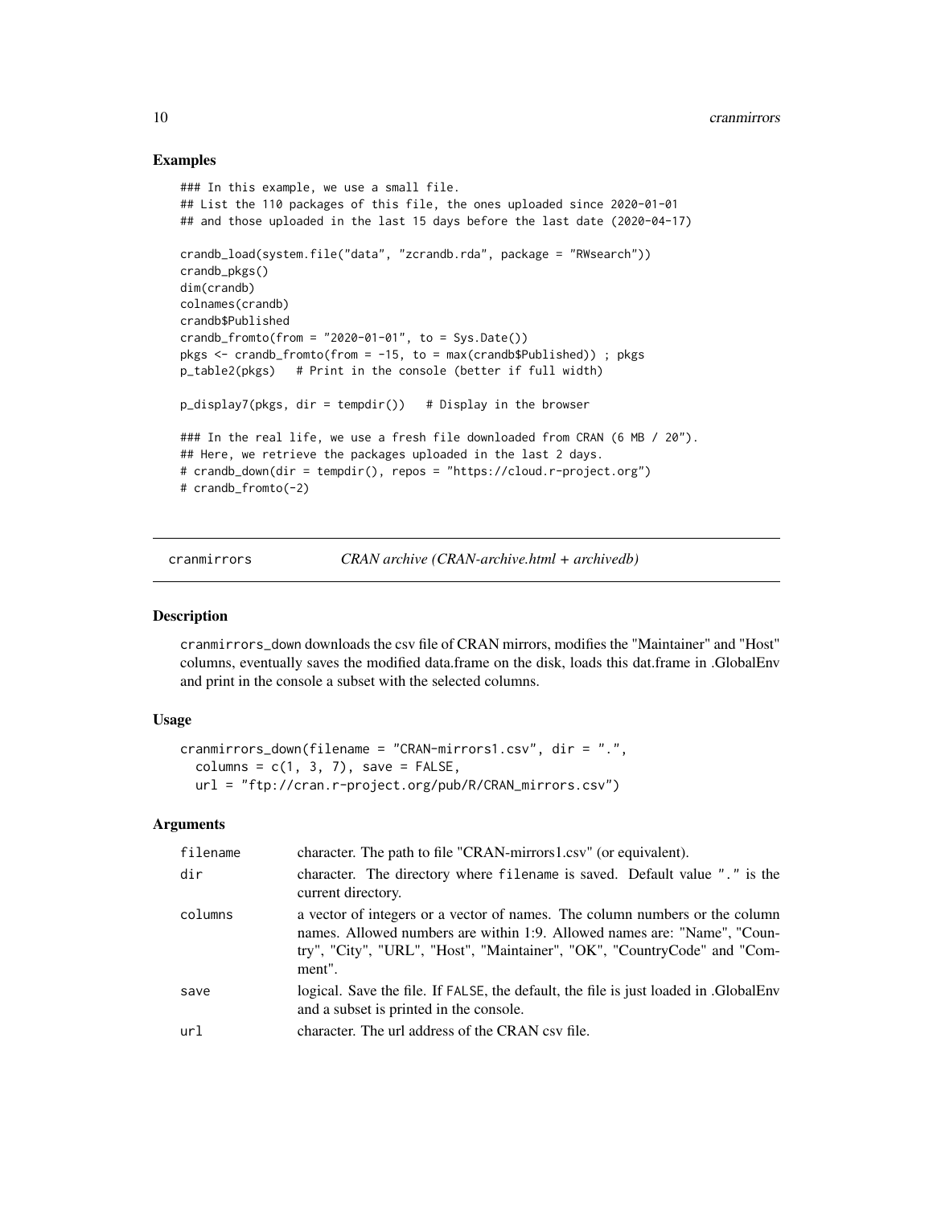### Examples

```
### In this example, we use a small file.
## List the 110 packages of this file, the ones uploaded since 2020-01-01
## and those uploaded in the last 15 days before the last date (2020-04-17)

crandb_load(system.file("data", "zcrandb.rda", package = "RWsearch"))
crandb_pkgs()
dim(crandb)
colnames(crandb)
crandb$Published
crandb_fromto(from = "2020-01-01", to = Sys.Date())
pkgs <- crandb_fromto(from = -15, to = max(crandb$Published)) ; pkgs
p_table2(pkgs)   # Print in the console (better if full width)

p_display7(pkgs, dir = tempdir())   # Display in the browser

### In the real life, we use a fresh file downloaded from CRAN (6 MB / 20").
## Here, we retrieve the packages uploaded in the last 2 days.
# crandb_down(dir = tempdir(), repos = "https://cloud.r-project.org")
# crandb_fromto(-2)
```

---

## cranmirrors — *CRAN archive (CRAN-archive.html + archivedb)*

---

### Description

cranmirrors_down downloads the csv file of CRAN mirrors, modifies the "Maintainer" and "Host" columns, eventually saves the modified data.frame on the disk, loads this dat.frame in .GlobalEnv and print in the console a subset with the selected columns.

### Usage

```
cranmirrors_down(filename = "CRAN-mirrors1.csv", dir = ".",
  columns = c(1, 3, 7), save = FALSE,
  url = "ftp://cran.r-project.org/pub/R/CRAN_mirrors.csv")
```

### Arguments

| | |
|---|---|
| filename | character. The path to file "CRAN-mirrors1.csv" (or equivalent). |
| dir | character. The directory where filename is saved. Default value "." is the current directory. |
| columns | a vector of integers or a vector of names. The column numbers or the column names. Allowed numbers are within 1:9. Allowed names are: "Name", "Country", "City", "URL", "Host", "Maintainer", "OK", "CountryCode" and "Comment". |
| save | logical. Save the file. If FALSE, the default, the file is just loaded in .GlobalEnv and a subset is printed in the console. |
| url | character. The url address of the CRAN csv file. |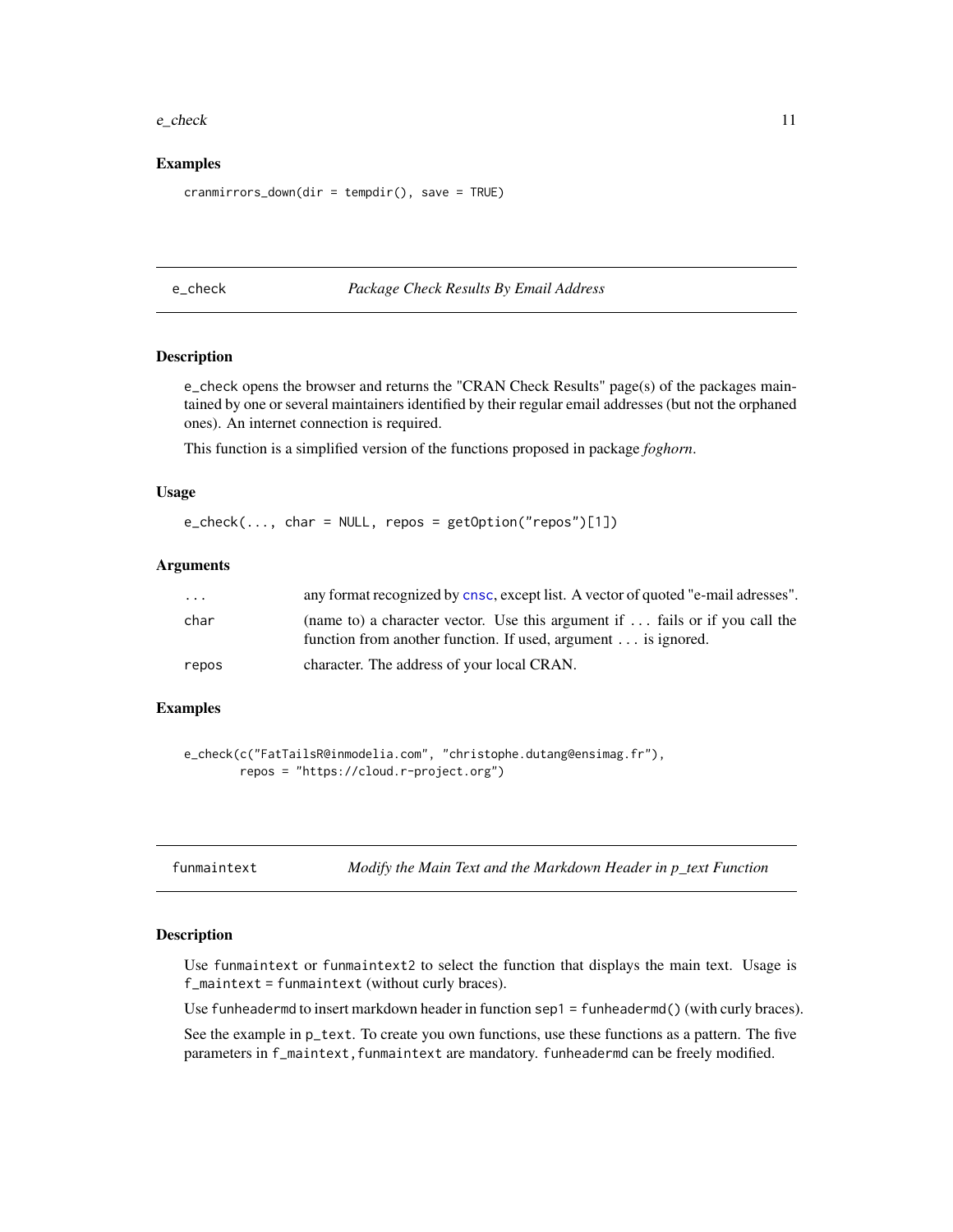## Examples

```
cranmirrors_down(dir = tempdir(), save = TRUE)
```

---

## e_check — *Package Check Results By Email Address*

### Description

e_check opens the browser and returns the "CRAN Check Results" page(s) of the packages maintained by one or several maintainers identified by their regular email addresses (but not the orphaned ones). An internet connection is required.

This function is a simplified version of the functions proposed in package *foghorn*.

### Usage

```
e_check(..., char = NULL, repos = getOption("repos")[1])
```

### Arguments

| | |
|---|---|
| `...` | any format recognized by `cnsc`, except list. A vector of quoted "e-mail adresses". |
| `char` | (name to) a character vector. Use this argument if ... fails or if you call the function from another function. If used, argument ... is ignored. |
| `repos` | character. The address of your local CRAN. |

### Examples

```
e_check(c("FatTailsR@inmodelia.com", "christophe.dutang@ensimag.fr"),
        repos = "https://cloud.r-project.org")
```

---

## funmaintext — *Modify the Main Text and the Markdown Header in p_text Function*

### Description

Use `funmaintext` or `funmaintext2` to select the function that displays the main text. Usage is `f_maintext = funmaintext` (without curly braces).

Use `funheadermd` to insert markdown header in function `sep1 = funheadermd()` (with curly braces).

See the example in `p_text`. To create you own functions, use these functions as a pattern. The five parameters in `f_maintext,funmaintext` are mandatory. `funheadermd` can be freely modified.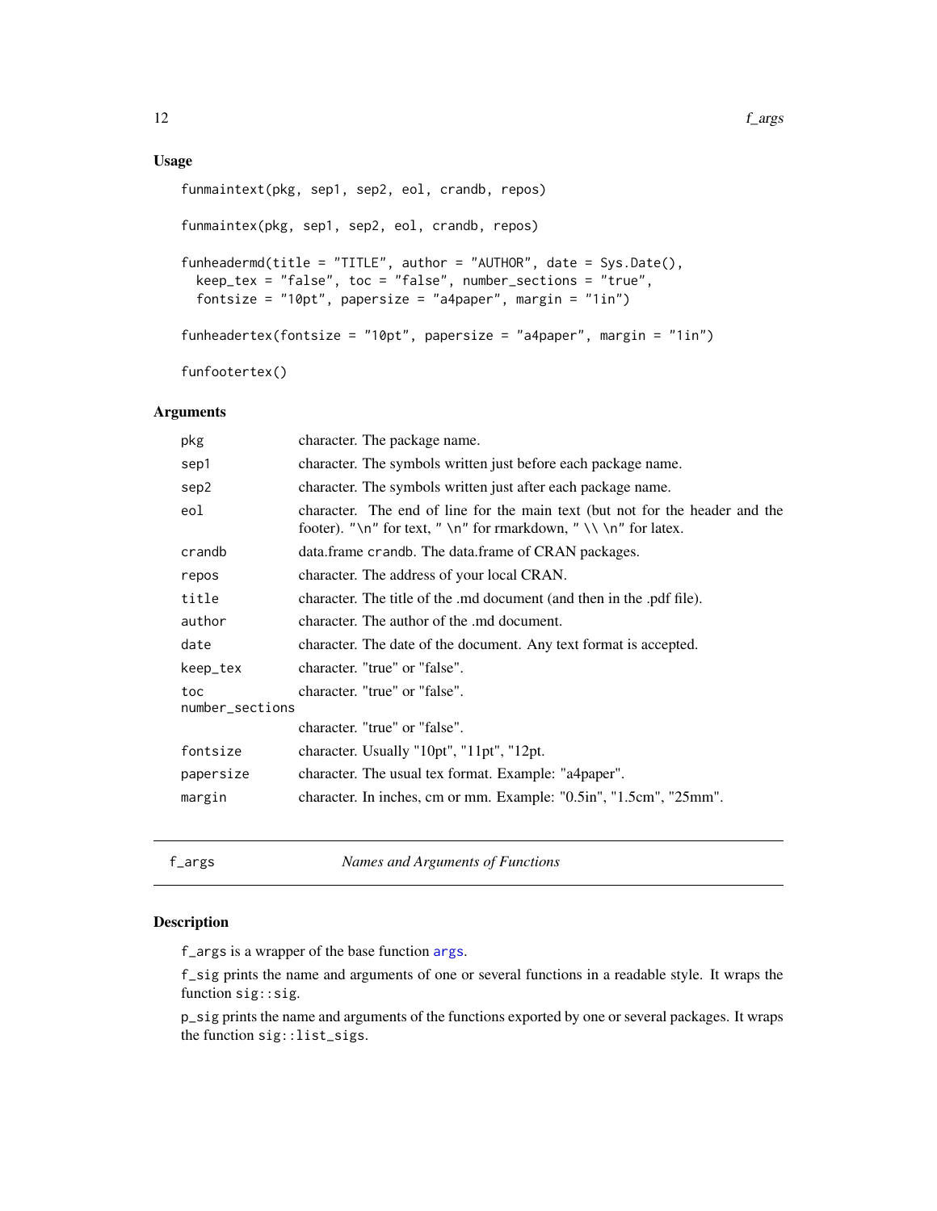### Usage

```
funmaintext(pkg, sep1, sep2, eol, crandb, repos)

funmaintex(pkg, sep1, sep2, eol, crandb, repos)

funheadermd(title = "TITLE", author = "AUTHOR", date = Sys.Date(),
  keep_tex = "false", toc = "false", number_sections = "true",
  fontsize = "10pt", papersize = "a4paper", margin = "1in")

funheadertex(fontsize = "10pt", papersize = "a4paper", margin = "1in")

funfootertex()
```

### Arguments

| | |
|---|---|
| `pkg` | character. The package name. |
| `sep1` | character. The symbols written just before each package name. |
| `sep2` | character. The symbols written just after each package name. |
| `eol` | character. The end of line for the main text (but not for the header and the footer). "\n" for text, " \n" for rmarkdown, " \\ \n" for latex. |
| `crandb` | data.frame `crandb`. The data.frame of CRAN packages. |
| `repos` | character. The address of your local CRAN. |
| `title` | character. The title of the .md document (and then in the .pdf file). |
| `author` | character. The author of the .md document. |
| `date` | character. The date of the document. Any text format is accepted. |
| `keep_tex` | character. "true" or "false". |
| `toc` | character. "true" or "false". |
| `number_sections` | character. "true" or "false". |
| `fontsize` | character. Usually "10pt", "11pt", "12pt. |
| `papersize` | character. The usual tex format. Example: "a4paper". |
| `margin` | character. In inches, cm or mm. Example: "0.5in", "1.5cm", "25mm". |

---

## f_args — *Names and Arguments of Functions*

### Description

`f_args` is a wrapper of the base function `args`.

`f_sig` prints the name and arguments of one or several functions in a readable style. It wraps the function `sig::sig`.

`p_sig` prints the name and arguments of the functions exported by one or several packages. It wraps the function `sig::list_sigs`.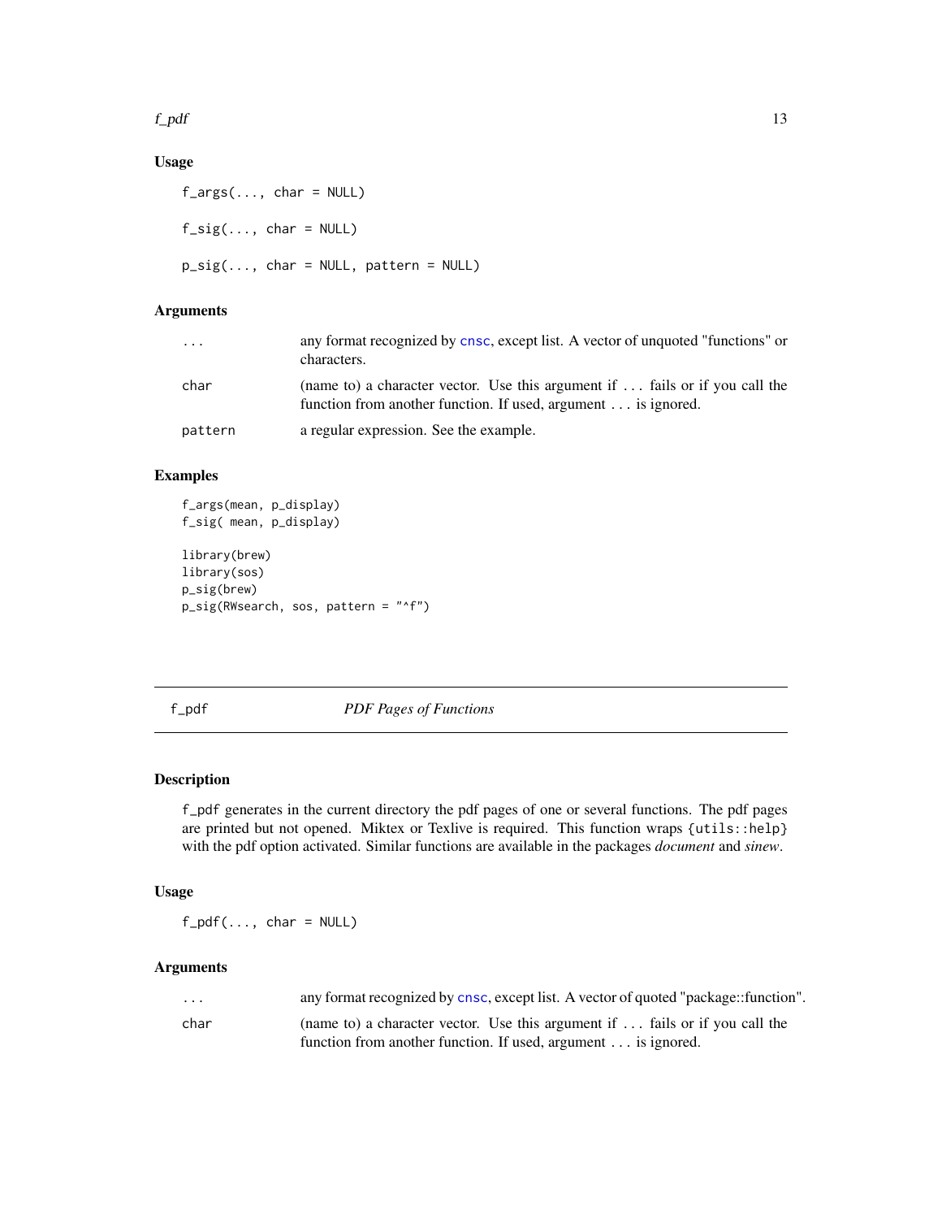### Usage

```
f_args(..., char = NULL)

f_sig(..., char = NULL)

p_sig(..., char = NULL, pattern = NULL)
```

### Arguments

| | |
|---|---|
| `...` | any format recognized by `cnsc`, except list. A vector of unquoted "functions" or characters. |
| `char` | (name to) a character vector. Use this argument if `...` fails or if you call the function from another function. If used, argument `...` is ignored. |
| `pattern` | a regular expression. See the example. |

### Examples

```
f_args(mean, p_display)
f_sig( mean, p_display)

library(brew)
library(sos)
p_sig(brew)
p_sig(RWsearch, sos, pattern = "^f")
```

---

## f_pdf — *PDF Pages of Functions*

### Description

`f_pdf` generates in the current directory the pdf pages of one or several functions. The pdf pages are printed but not opened. Miktex or Texlive is required. This function wraps `{utils::help}` with the pdf option activated. Similar functions are available in the packages *document* and *sinew*.

### Usage

```
f_pdf(..., char = NULL)
```

### Arguments

| | |
|---|---|
| `...` | any format recognized by `cnsc`, except list. A vector of quoted "package::function". |
| `char` | (name to) a character vector. Use this argument if `...` fails or if you call the function from another function. If used, argument `...` is ignored. |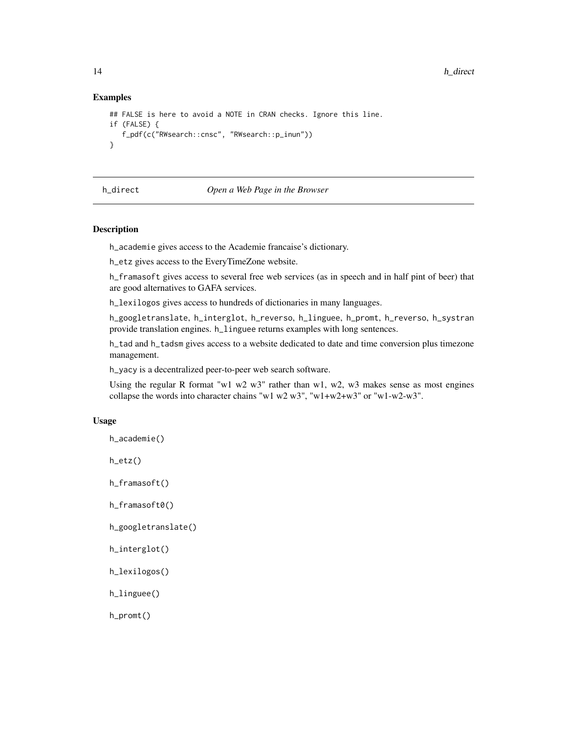## Examples

```
## FALSE is here to avoid a NOTE in CRAN checks. Ignore this line.
if (FALSE) {
   f_pdf(c("RWsearch::cnsc", "RWsearch::p_inun"))
}
```

---

## h_direct *Open a Web Page in the Browser*

---

### Description

h_academie gives access to the Academie francaise's dictionary.

h_etz gives access to the EveryTimeZone website.

h_framasoft gives access to several free web services (as in speech and in half pint of beer) that are good alternatives to GAFA services.

h_lexilogos gives access to hundreds of dictionaries in many languages.

h_googletranslate, h_interglot, h_reverso, h_linguee, h_promt, h_reverso, h_systran provide translation engines. h_linguee returns examples with long sentences.

h_tad and h_tadsm gives access to a website dedicated to date and time conversion plus timezone management.

h_yacy is a decentralized peer-to-peer web search software.

Using the regular R format "w1 w2 w3" rather than w1, w2, w3 makes sense as most engines collapse the words into character chains "w1 w2 w3", "w1+w2+w3" or "w1-w2-w3".

### Usage

```
h_academie()

h_etz()

h_framasoft()

h_framasoft0()

h_googletranslate()

h_interglot()

h_lexilogos()

h_linguee()

h_promt()
```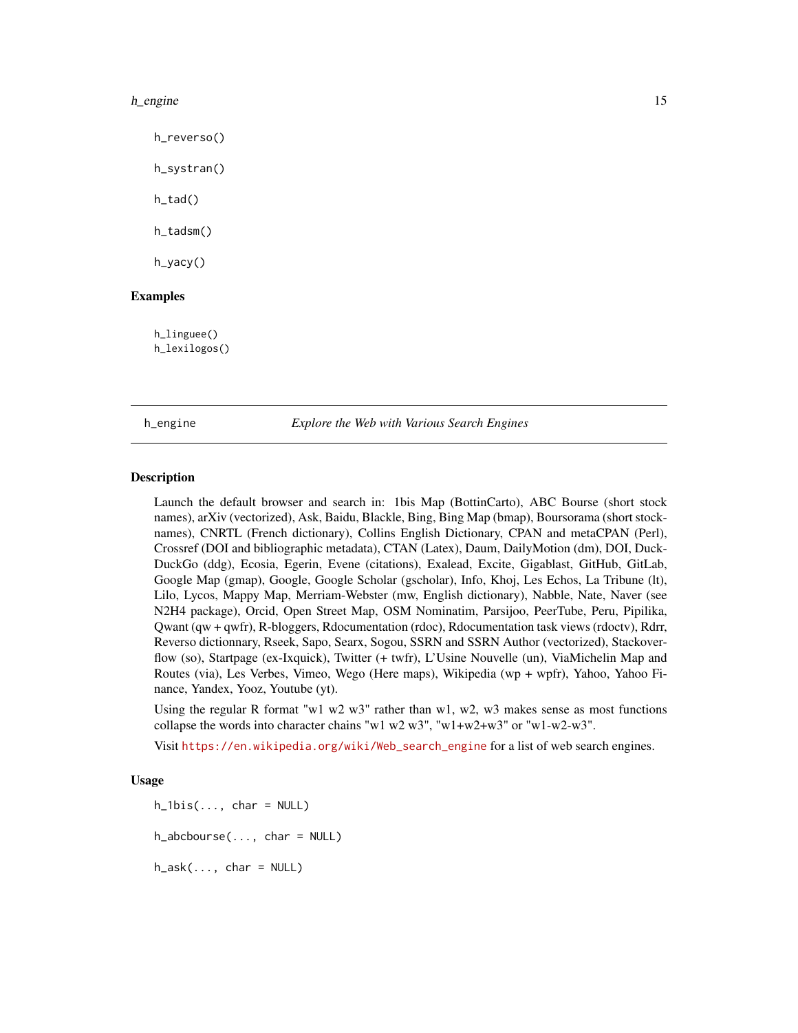```
h_reverso()

h_systran()

h_tad()

h_tadsm()

h_yacy()
```

### Examples

```
h_linguee()
h_lexilogos()
```

---

## h_engine — *Explore the Web with Various Search Engines*

---

### Description

Launch the default browser and search in: 1bis Map (BottinCarto), ABC Bourse (short stock names), arXiv (vectorized), Ask, Baidu, Blackle, Bing, Bing Map (bmap), Boursorama (short stocknames), CNRTL (French dictionary), Collins English Dictionary, CPAN and metaCPAN (Perl), Crossref (DOI and bibliographic metadata), CTAN (Latex), Daum, DailyMotion (dm), DOI, DuckDuckGo (ddg), Ecosia, Egerin, Evene (citations), Exalead, Excite, Gigablast, GitHub, GitLab, Google Map (gmap), Google, Google Scholar (gscholar), Info, Khoj, Les Echos, La Tribune (lt), Lilo, Lycos, Mappy Map, Merriam-Webster (mw, English dictionary), Nabble, Nate, Naver (see N2H4 package), Orcid, Open Street Map, OSM Nominatim, Parsijoo, PeerTube, Peru, Pipilika, Qwant (qw + qwfr), R-bloggers, Rdocumentation (rdoc), Rdocumentation task views (rdoctv), Rdrr, Reverso dictionnary, Rseek, Sapo, Searx, Sogou, SSRN and SSRN Author (vectorized), Stackoverflow (so), Startpage (ex-Ixquick), Twitter (+ twfr), L'Usine Nouvelle (un), ViaMichelin Map and Routes (via), Les Verbes, Vimeo, Wego (Here maps), Wikipedia (wp + wpfr), Yahoo, Yahoo Finance, Yandex, Yooz, Youtube (yt).

Using the regular R format "w1 w2 w3" rather than w1, w2, w3 makes sense as most functions collapse the words into character chains "w1 w2 w3", "w1+w2+w3" or "w1-w2-w3".

Visit https://en.wikipedia.org/wiki/Web_search_engine for a list of web search engines.

### Usage

```
h_1bis(..., char = NULL)

h_abcbourse(..., char = NULL)

h_ask(..., char = NULL)
```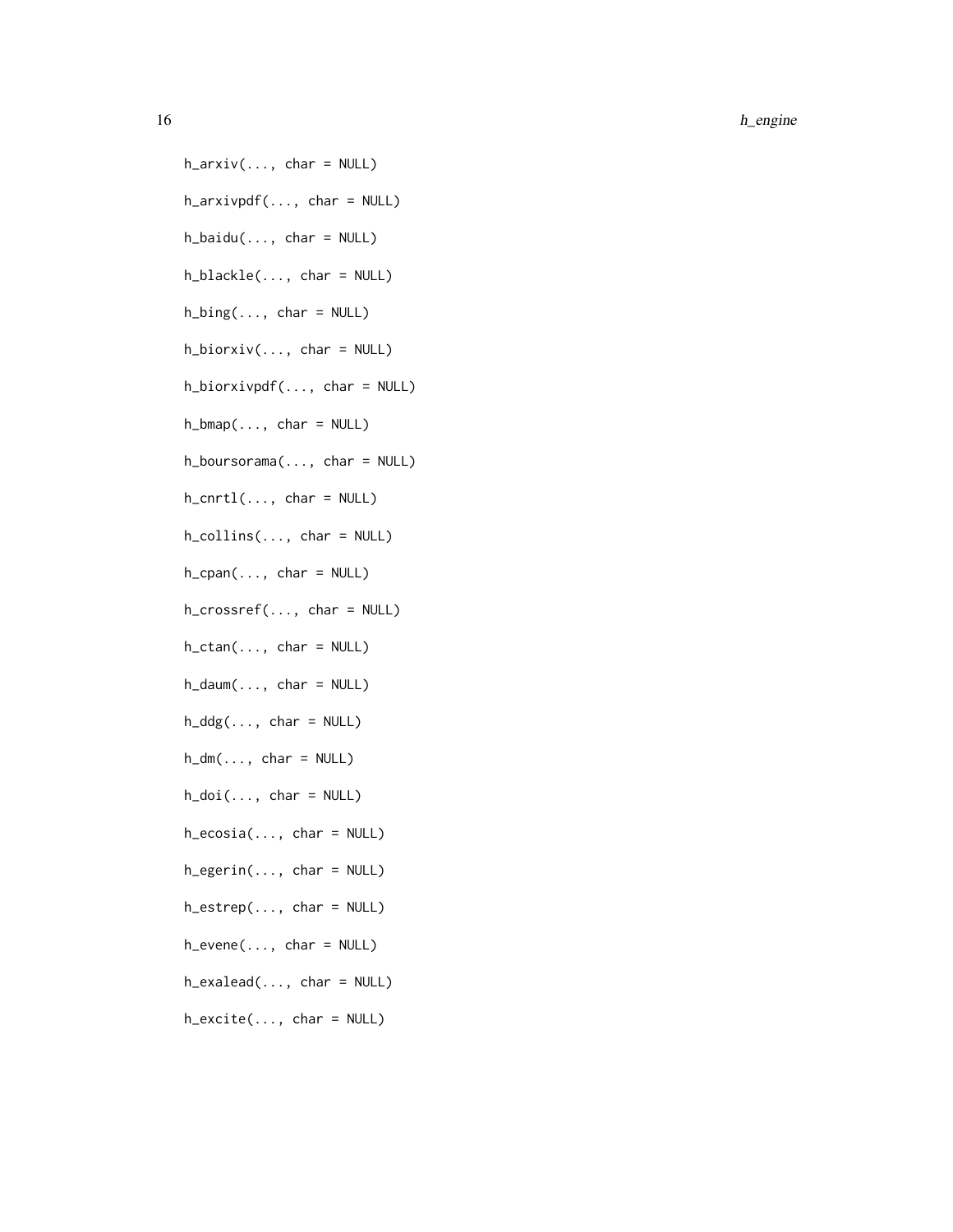```
h_arxiv(..., char = NULL)

h_arxivpdf(..., char = NULL)

h_baidu(..., char = NULL)

h_blackle(..., char = NULL)

h_bing(..., char = NULL)

h_biorxiv(..., char = NULL)

h_biorxivpdf(..., char = NULL)

h_bmap(..., char = NULL)

h_boursorama(..., char = NULL)

h_cnrtl(..., char = NULL)

h_collins(..., char = NULL)

h_cpan(..., char = NULL)

h_crossref(..., char = NULL)

h_ctan(..., char = NULL)

h_daum(..., char = NULL)

h_ddg(..., char = NULL)

h_dm(..., char = NULL)

h_doi(..., char = NULL)

h_ecosia(..., char = NULL)

h_egerin(..., char = NULL)

h_estrep(..., char = NULL)

h_evene(..., char = NULL)

h_exalead(..., char = NULL)

h_excite(..., char = NULL)
```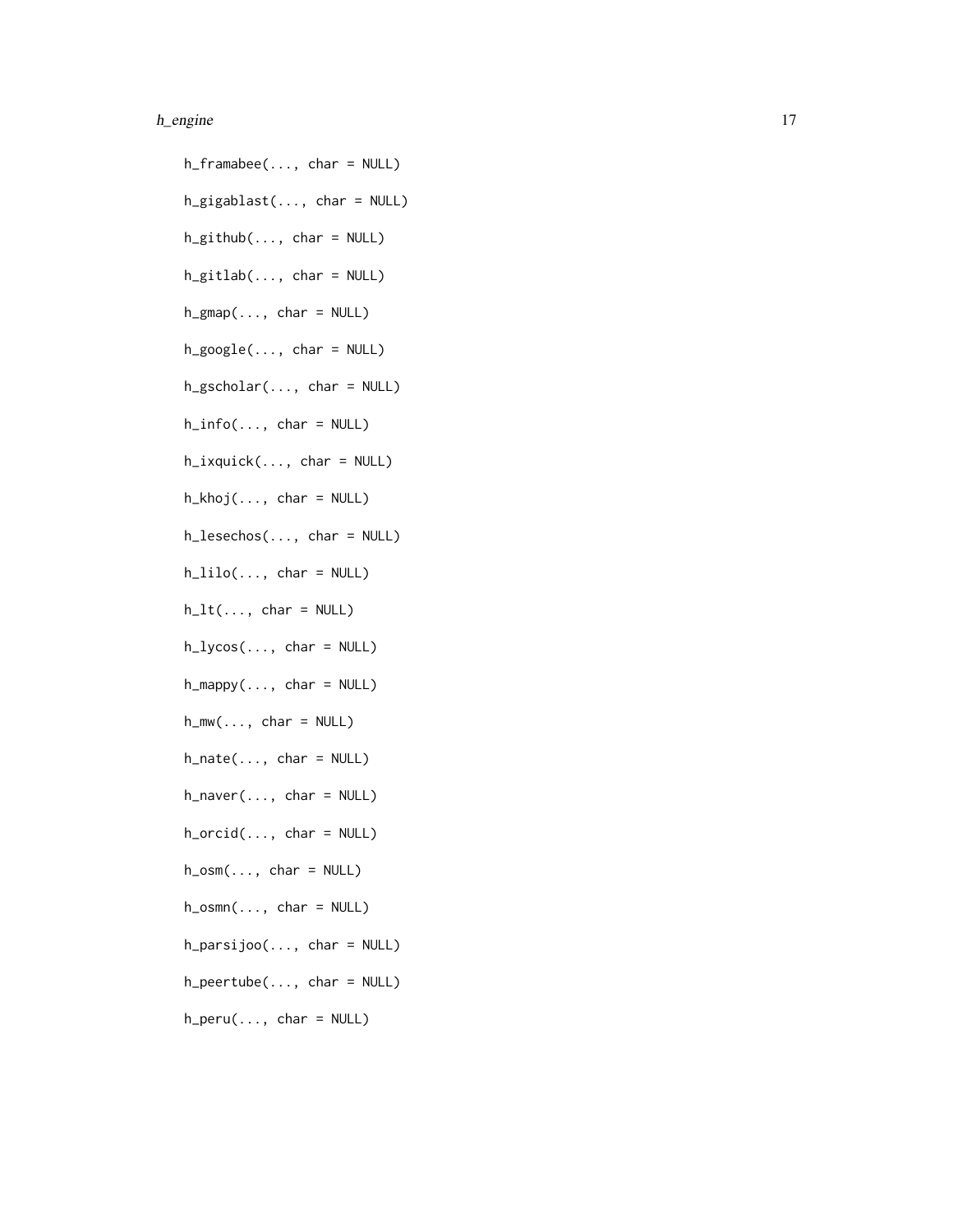```
h_framabee(..., char = NULL)

h_gigablast(..., char = NULL)

h_github(..., char = NULL)

h_gitlab(..., char = NULL)

h_gmap(..., char = NULL)

h_google(..., char = NULL)

h_gscholar(..., char = NULL)

h_info(..., char = NULL)

h_ixquick(..., char = NULL)

h_khoj(..., char = NULL)

h_lesechos(..., char = NULL)

h_lilo(..., char = NULL)

h_lt(..., char = NULL)

h_lycos(..., char = NULL)

h_mappy(..., char = NULL)

h_mw(..., char = NULL)

h_nate(..., char = NULL)

h_naver(..., char = NULL)

h_orcid(..., char = NULL)

h_osm(..., char = NULL)

h_osmn(..., char = NULL)

h_parsijoo(..., char = NULL)

h_peertube(..., char = NULL)

h_peru(..., char = NULL)
```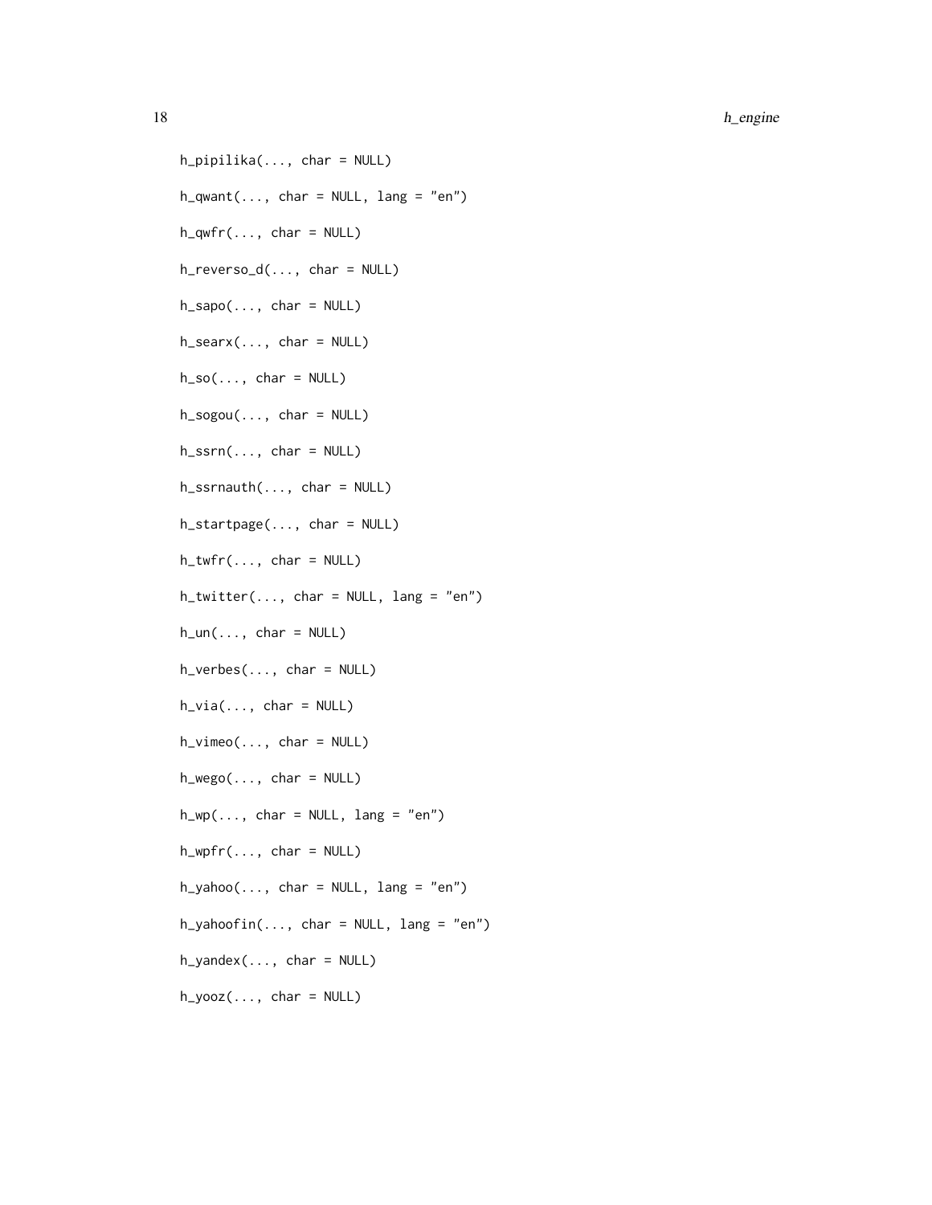```
h_pipilika(..., char = NULL)

h_qwant(..., char = NULL, lang = "en")

h_qwfr(..., char = NULL)

h_reverso_d(..., char = NULL)

h_sapo(..., char = NULL)

h_searx(..., char = NULL)

h_so(..., char = NULL)

h_sogou(..., char = NULL)

h_ssrn(..., char = NULL)

h_ssrnauth(..., char = NULL)

h_startpage(..., char = NULL)

h_twfr(..., char = NULL)

h_twitter(..., char = NULL, lang = "en")

h_un(..., char = NULL)

h_verbes(..., char = NULL)

h_via(..., char = NULL)

h_vimeo(..., char = NULL)

h_wego(..., char = NULL)

h_wp(..., char = NULL, lang = "en")

h_wpfr(..., char = NULL)

h_yahoo(..., char = NULL, lang = "en")

h_yahoofin(..., char = NULL, lang = "en")

h_yandex(..., char = NULL)

h_yooz(..., char = NULL)
```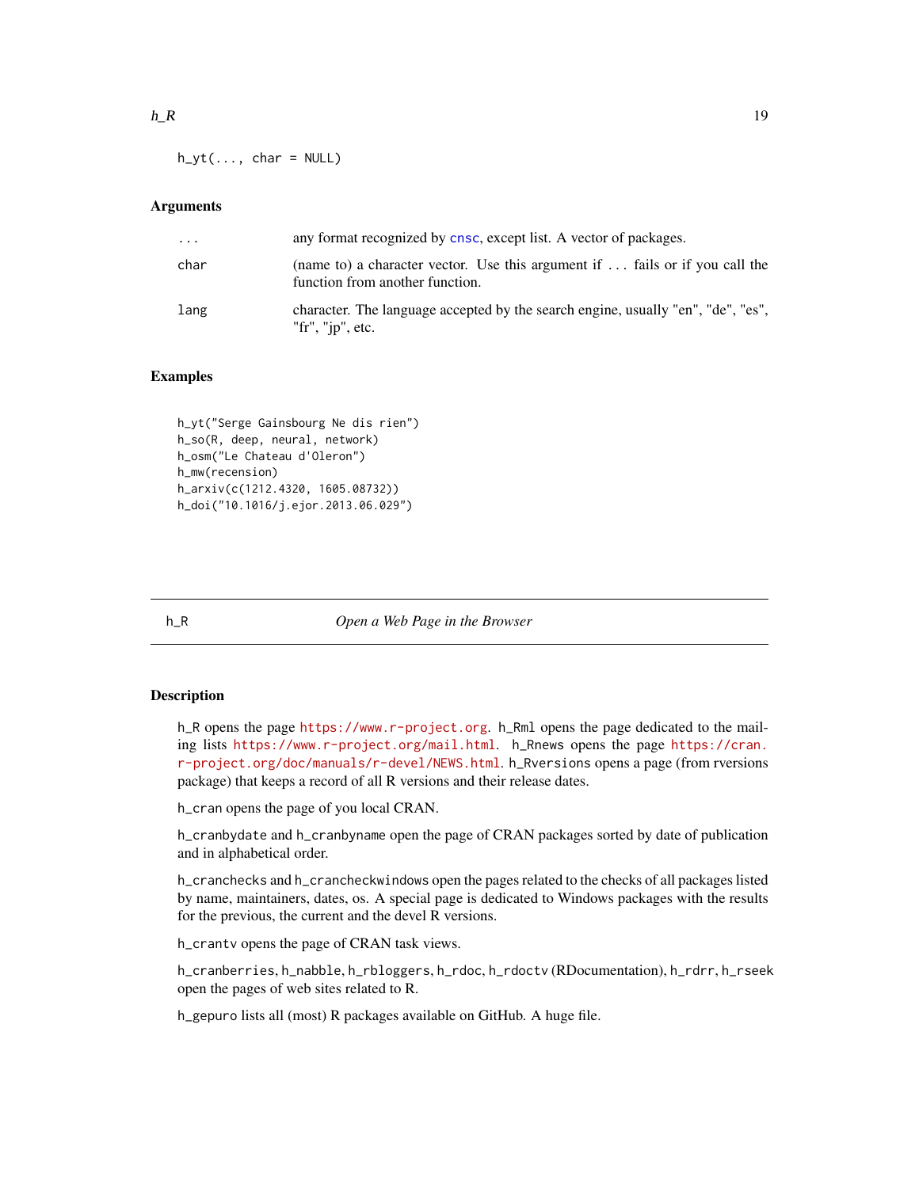```
h_yt(..., char = NULL)
```

### Arguments

| | |
|---|---|
| ... | any format recognized by cnsc, except list. A vector of packages. |
| char | (name to) a character vector. Use this argument if ... fails or if you call the function from another function. |
| lang | character. The language accepted by the search engine, usually "en", "de", "es", "fr", "jp", etc. |

### Examples

```
h_yt("Serge Gainsbourg Ne dis rien")
h_so(R, deep, neural, network)
h_osm("Le Chateau d'Oleron")
h_mw(recension)
h_arxiv(c(1212.4320, 1605.08732))
h_doi("10.1016/j.ejor.2013.06.029")
```

---

## h_R &emsp; *Open a Web Page in the Browser*

---

### Description

h_R opens the page https://www.r-project.org. h_Rml opens the page dedicated to the mailing lists https://www.r-project.org/mail.html. h_Rnews opens the page https://cran.r-project.org/doc/manuals/r-devel/NEWS.html. h_Rversions opens a page (from rversions package) that keeps a record of all R versions and their release dates.

h_cran opens the page of you local CRAN.

h_cranbydate and h_cranbyname open the page of CRAN packages sorted by date of publication and in alphabetical order.

h_cranchecks and h_crancheckwindows open the pages related to the checks of all packages listed by name, maintainers, dates, os. A special page is dedicated to Windows packages with the results for the previous, the current and the devel R versions.

h_crantv opens the page of CRAN task views.

h_cranberries, h_nabble, h_rbloggers, h_rdoc, h_rdoctv (RDocumentation), h_rdrr, h_rseek open the pages of web sites related to R.

h_gepuro lists all (most) R packages available on GitHub. A huge file.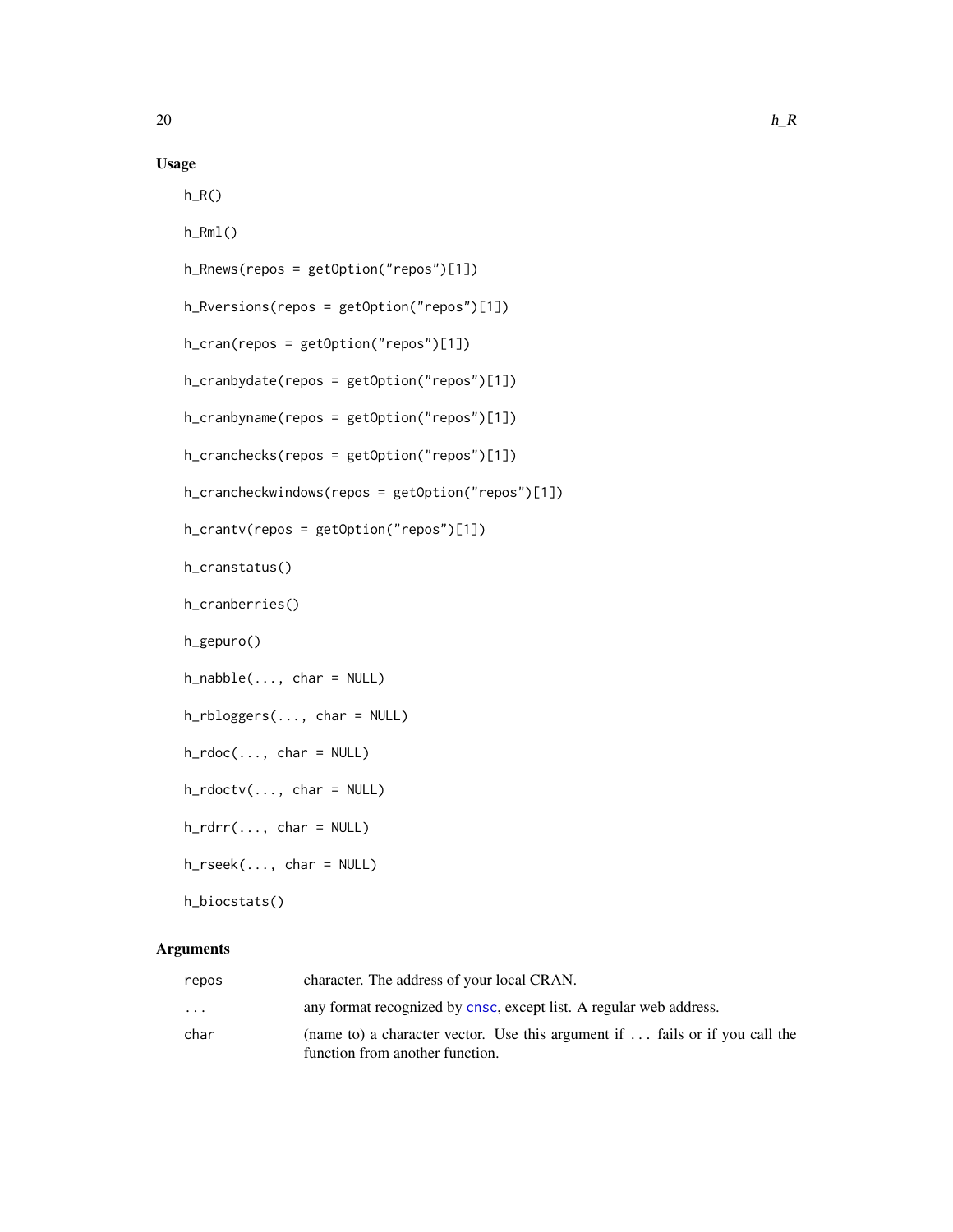## Usage

```
h_R()

h_Rml()

h_Rnews(repos = getOption("repos")[1])

h_Rversions(repos = getOption("repos")[1])

h_cran(repos = getOption("repos")[1])

h_cranbydate(repos = getOption("repos")[1])

h_cranbyname(repos = getOption("repos")[1])

h_cranchecks(repos = getOption("repos")[1])

h_crancheckwindows(repos = getOption("repos")[1])

h_crantv(repos = getOption("repos")[1])

h_cranstatus()

h_cranberries()

h_gepuro()

h_nabble(..., char = NULL)

h_rbloggers(..., char = NULL)

h_rdoc(..., char = NULL)

h_rdoctv(..., char = NULL)

h_rdrr(..., char = NULL)

h_rseek(..., char = NULL)

h_biocstats()
```

## Arguments

| | |
|---|---|
| `repos` | character. The address of your local CRAN. |
| `...` | any format recognized by `cnsc`, except list. A regular web address. |
| `char` | (name to) a character vector. Use this argument if `...` fails or if you call the function from another function. |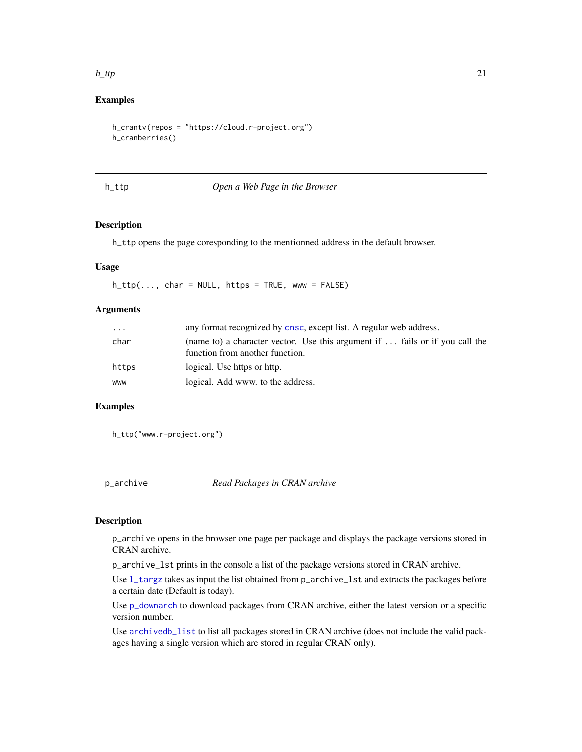### Examples

```
h_crantv(repos = "https://cloud.r-project.org")
h_cranberries()
```

---

## h_ttp — *Open a Web Page in the Browser*

### Description

h_ttp opens the page coresponding to the mentionned address in the default browser.

### Usage

```
h_ttp(..., char = NULL, https = TRUE, www = FALSE)
```

### Arguments

| | |
|---|---|
| ... | any format recognized by cnsc, except list. A regular web address. |
| char | (name to) a character vector. Use this argument if ... fails or if you call the function from another function. |
| https | logical. Use https or http. |
| www | logical. Add www. to the address. |

### Examples

```
h_ttp("www.r-project.org")
```

---

## p_archive — *Read Packages in CRAN archive*

### Description

p_archive opens in the browser one page per package and displays the package versions stored in CRAN archive.

p_archive_lst prints in the console a list of the package versions stored in CRAN archive.

Use l_targz takes as input the list obtained from p_archive_lst and extracts the packages before a certain date (Default is today).

Use p_downarch to download packages from CRAN archive, either the latest version or a specific version number.

Use archivedb_list to list all packages stored in CRAN archive (does not include the valid packages having a single version which are stored in regular CRAN only).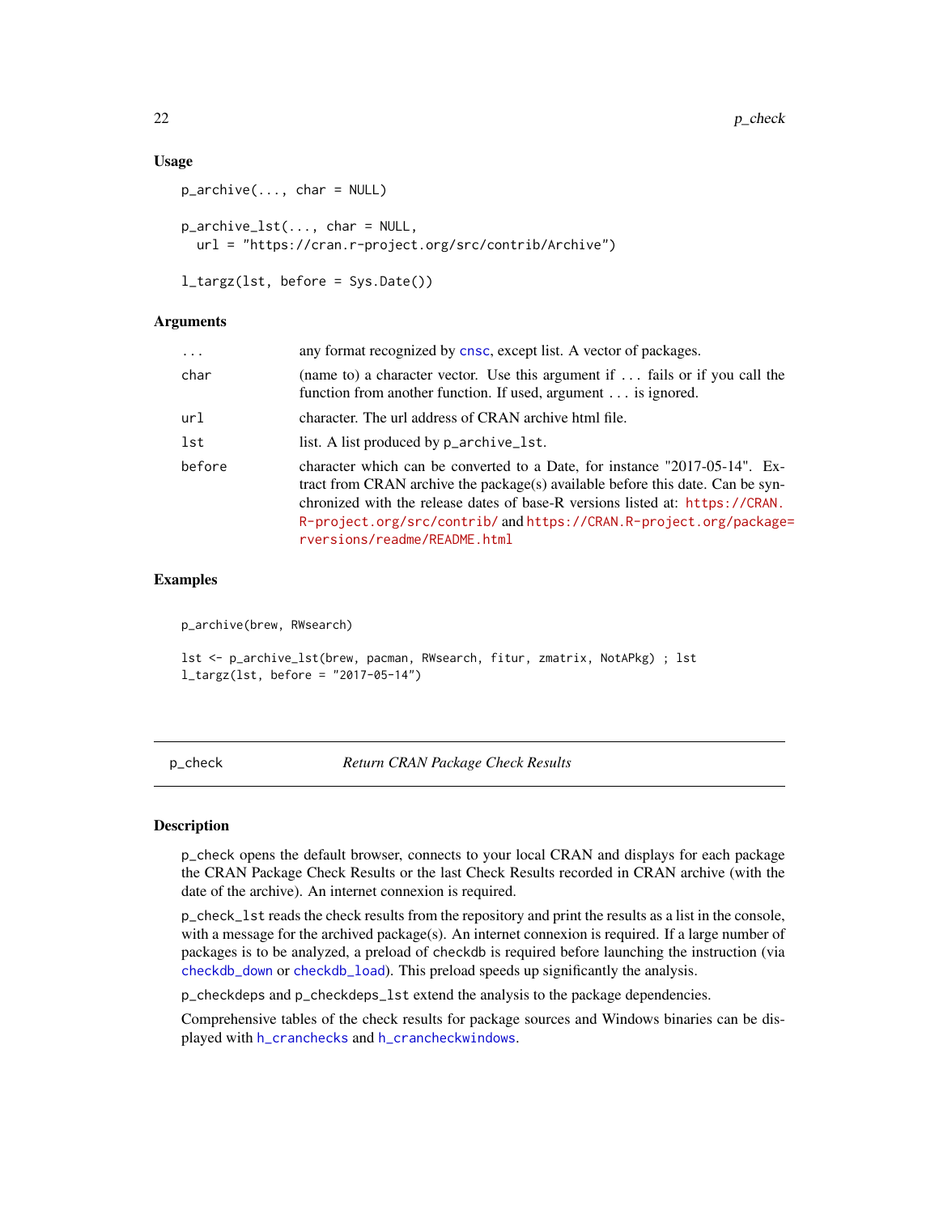### Usage

```
p_archive(..., char = NULL)

p_archive_lst(..., char = NULL,
  url = "https://cran.r-project.org/src/contrib/Archive")

l_targz(lst, before = Sys.Date())
```

### Arguments

| | |
|---|---|
| ... | any format recognized by cnsc, except list. A vector of packages. |
| char | (name to) a character vector. Use this argument if ... fails or if you call the function from another function. If used, argument ... is ignored. |
| url | character. The url address of CRAN archive html file. |
| lst | list. A list produced by p_archive_lst. |
| before | character which can be converted to a Date, for instance "2017-05-14". Extract from CRAN archive the package(s) available before this date. Can be synchronized with the release dates of base-R versions listed at: https://CRAN.R-project.org/src/contrib/ and https://CRAN.R-project.org/package=rversions/readme/README.html |

### Examples

```
p_archive(brew, RWsearch)

lst <- p_archive_lst(brew, pacman, RWsearch, fitur, zmatrix, NotAPkg) ; lst
l_targz(lst, before = "2017-05-14")
```

---

## p_check — *Return CRAN Package Check Results*

---

### Description

p_check opens the default browser, connects to your local CRAN and displays for each package the CRAN Package Check Results or the last Check Results recorded in CRAN archive (with the date of the archive). An internet connexion is required.

p_check_lst reads the check results from the repository and print the results as a list in the console, with a message for the archived package(s). An internet connexion is required. If a large number of packages is to be analyzed, a preload of checkdb is required before launching the instruction (via checkdb_down or checkdb_load). This preload speeds up significantly the analysis.

p_checkdeps and p_checkdeps_lst extend the analysis to the package dependencies.

Comprehensive tables of the check results for package sources and Windows binaries can be displayed with h_cranchecks and h_crancheckwindows.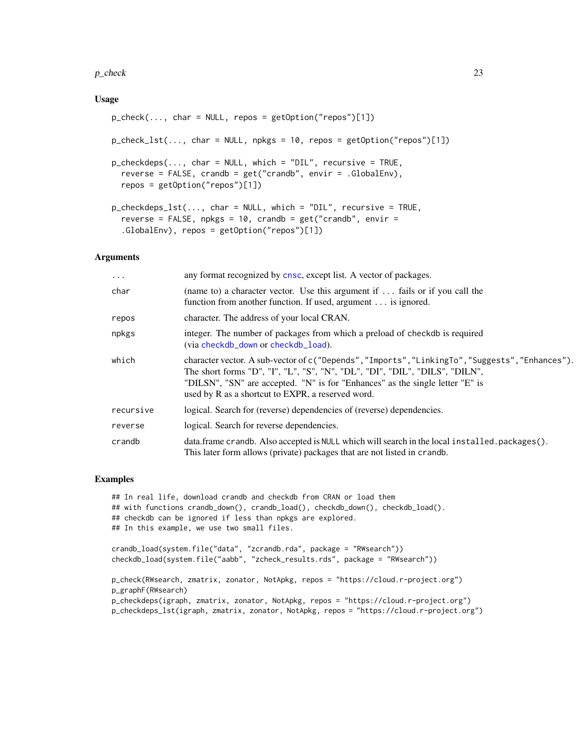### Usage

```
p_check(..., char = NULL, repos = getOption("repos")[1])

p_check_lst(..., char = NULL, npkgs = 10, repos = getOption("repos")[1])

p_checkdeps(..., char = NULL, which = "DIL", recursive = TRUE,
  reverse = FALSE, crandb = get("crandb", envir = .GlobalEnv),
  repos = getOption("repos")[1])

p_checkdeps_lst(..., char = NULL, which = "DIL", recursive = TRUE,
  reverse = FALSE, npkgs = 10, crandb = get("crandb", envir =
  .GlobalEnv), repos = getOption("repos")[1])
```

### Arguments

| | |
|---|---|
| `...` | any format recognized by `cnsc`, except list. A vector of packages. |
| `char` | (name to) a character vector. Use this argument if `...` fails or if you call the function from another function. If used, argument `...` is ignored. |
| `repos` | character. The address of your local CRAN. |
| `npkgs` | integer. The number of packages from which a preload of checkdb is required (via `checkdb_down` or `checkdb_load`). |
| `which` | character vector. A sub-vector of `c("Depends","Imports","LinkingTo","Suggests","Enhances")`. The short forms "D", "I", "L", "S", "N", "DL", "DI", "DIL", "DILS", "DILN", "DILSN", "SN" are accepted. "N" is for "Enhances" as the single letter "E" is used by R as a shortcut to EXPR, a reserved word. |
| `recursive` | logical. Search for (reverse) dependencies of (reverse) dependencies. |
| `reverse` | logical. Search for reverse dependencies. |
| `crandb` | data.frame `crandb`. Also accepted is `NULL` which will search in the local `installed.packages()`. This later form allows (private) packages that are not listed in `crandb`. |

### Examples

```
## In real life, download crandb and checkdb from CRAN or load them
## with functions crandb_down(), crandb_load(), checkdb_down(), checkdb_load().
## checkdb can be ignored if less than npkgs are explored.
## In this example, we use two small files.

crandb_load(system.file("data", "zcrandb.rda", package = "RWsearch"))
checkdb_load(system.file("aabb", "zcheck_results.rds", package = "RWsearch"))

p_check(RWsearch, zmatrix, zonator, NotApkg, repos = "https://cloud.r-project.org")
p_graphF(RWsearch)
p_checkdeps(igraph, zmatrix, zonator, NotApkg, repos = "https://cloud.r-project.org")
p_checkdeps_lst(igraph, zmatrix, zonator, NotApkg, repos = "https://cloud.r-project.org")
```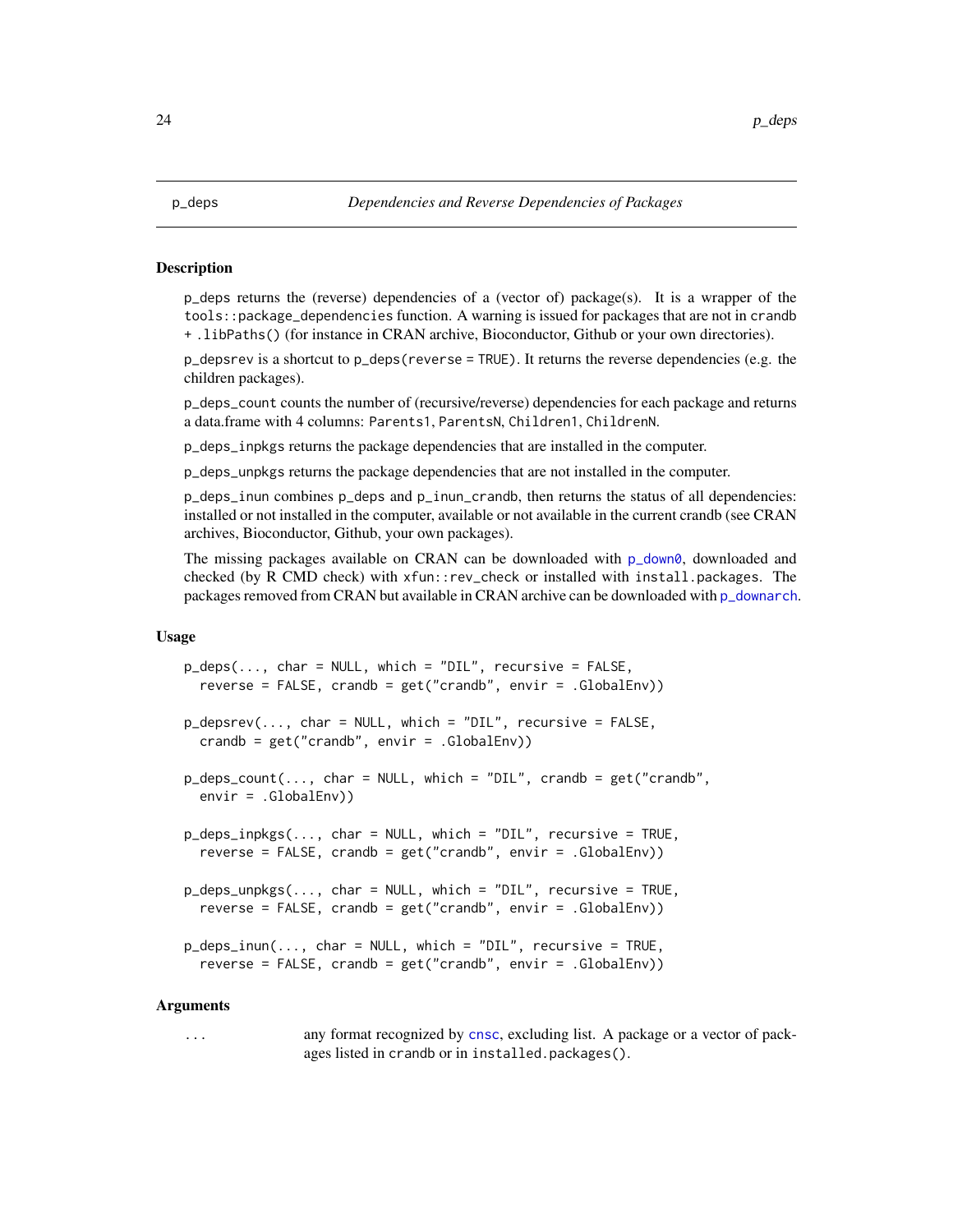p_deps *Dependencies and Reverse Dependencies of Packages*

### Description

p_deps returns the (reverse) dependencies of a (vector of) package(s). It is a wrapper of the tools::package_dependencies function. A warning is issued for packages that are not in crandb + .libPaths() (for instance in CRAN archive, Bioconductor, Github or your own directories).

p_depsrev is a shortcut to p_deps(reverse = TRUE). It returns the reverse dependencies (e.g. the children packages).

p_deps_count counts the number of (recursive/reverse) dependencies for each package and returns a data.frame with 4 columns: Parents1, ParentsN, Children1, ChildrenN.

p_deps_inpkgs returns the package dependencies that are installed in the computer.

p_deps_unpkgs returns the package dependencies that are not installed in the computer.

p_deps_inun combines p_deps and p_inun_crandb, then returns the status of all dependencies: installed or not installed in the computer, available or not available in the current crandb (see CRAN archives, Bioconductor, Github, your own packages).

The missing packages available on CRAN can be downloaded with p_down0, downloaded and checked (by R CMD check) with xfun::rev_check or installed with install.packages. The packages removed from CRAN but available in CRAN archive can be downloaded with p_downarch.

### Usage

```
p_deps(..., char = NULL, which = "DIL", recursive = FALSE,
  reverse = FALSE, crandb = get("crandb", envir = .GlobalEnv))

p_depsrev(..., char = NULL, which = "DIL", recursive = FALSE,
  crandb = get("crandb", envir = .GlobalEnv))

p_deps_count(..., char = NULL, which = "DIL", crandb = get("crandb",
  envir = .GlobalEnv))

p_deps_inpkgs(..., char = NULL, which = "DIL", recursive = TRUE,
  reverse = FALSE, crandb = get("crandb", envir = .GlobalEnv))

p_deps_unpkgs(..., char = NULL, which = "DIL", recursive = TRUE,
  reverse = FALSE, crandb = get("crandb", envir = .GlobalEnv))

p_deps_inun(..., char = NULL, which = "DIL", recursive = TRUE,
  reverse = FALSE, crandb = get("crandb", envir = .GlobalEnv))
```

### Arguments

... any format recognized by cnsc, excluding list. A package or a vector of packages listed in crandb or in installed.packages().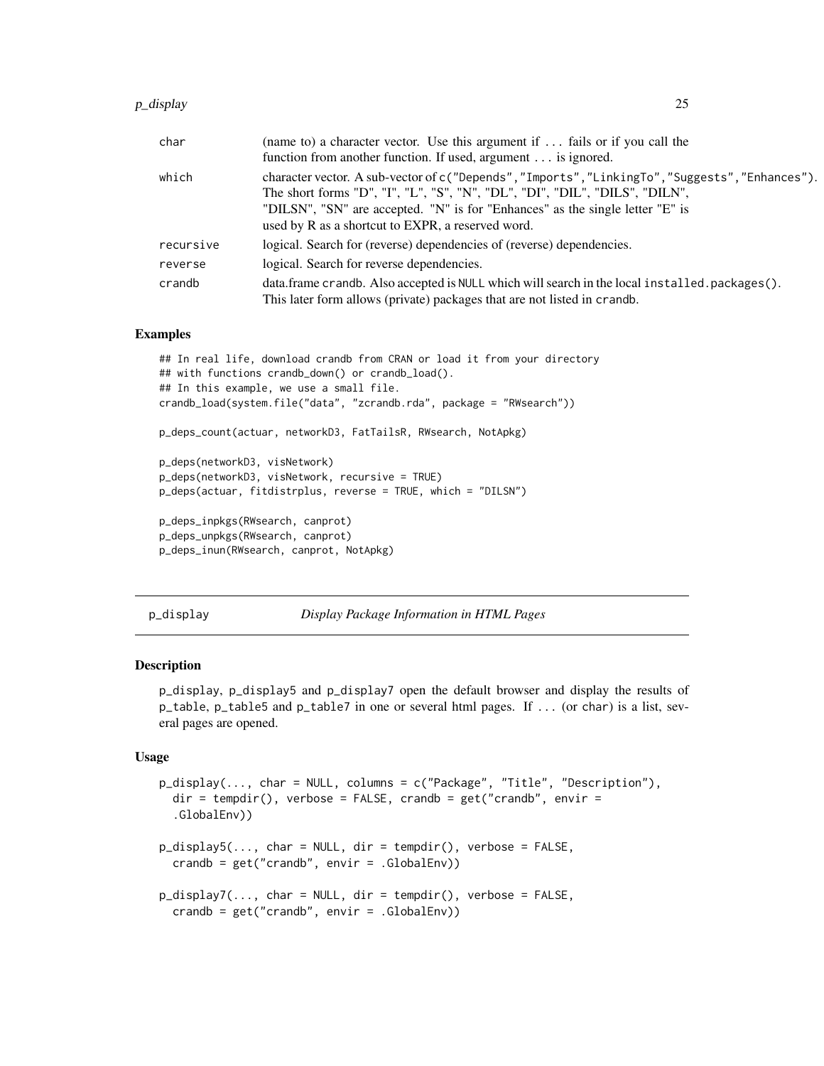| | |
|---|---|
| char | (name to) a character vector. Use this argument if ... fails or if you call the function from another function. If used, argument ... is ignored. |
| which | character vector. A sub-vector of c("Depends","Imports","LinkingTo","Suggests","Enhances"). The short forms "D", "I", "L", "S", "N", "DL", "DI", "DIL", "DILS", "DILN", "DILSN", "SN" are accepted. "N" is for "Enhances" as the single letter "E" is used by R as a shortcut to EXPR, a reserved word. |
| recursive | logical. Search for (reverse) dependencies of (reverse) dependencies. |
| reverse | logical. Search for reverse dependencies. |
| crandb | data.frame crandb. Also accepted is NULL which will search in the local installed.packages(). This later form allows (private) packages that are not listed in crandb. |

### Examples

```
## In real life, download crandb from CRAN or load it from your directory
## with functions crandb_down() or crandb_load().
## In this example, we use a small file.
crandb_load(system.file("data", "zcrandb.rda", package = "RWsearch"))

p_deps_count(actuar, networkD3, FatTailsR, RWsearch, NotApkg)

p_deps(networkD3, visNetwork)
p_deps(networkD3, visNetwork, recursive = TRUE)
p_deps(actuar, fitdistrplus, reverse = TRUE, which = "DILSN")

p_deps_inpkgs(RWsearch, canprot)
p_deps_unpkgs(RWsearch, canprot)
p_deps_inun(RWsearch, canprot, NotApkg)
```

---

## p_display — *Display Package Information in HTML Pages*

### Description

p_display, p_display5 and p_display7 open the default browser and display the results of p_table, p_table5 and p_table7 in one or several html pages. If ... (or char) is a list, several pages are opened.

### Usage

```
p_display(..., char = NULL, columns = c("Package", "Title", "Description"),
  dir = tempdir(), verbose = FALSE, crandb = get("crandb", envir =
  .GlobalEnv))

p_display5(..., char = NULL, dir = tempdir(), verbose = FALSE,
  crandb = get("crandb", envir = .GlobalEnv))

p_display7(..., char = NULL, dir = tempdir(), verbose = FALSE,
  crandb = get("crandb", envir = .GlobalEnv))
```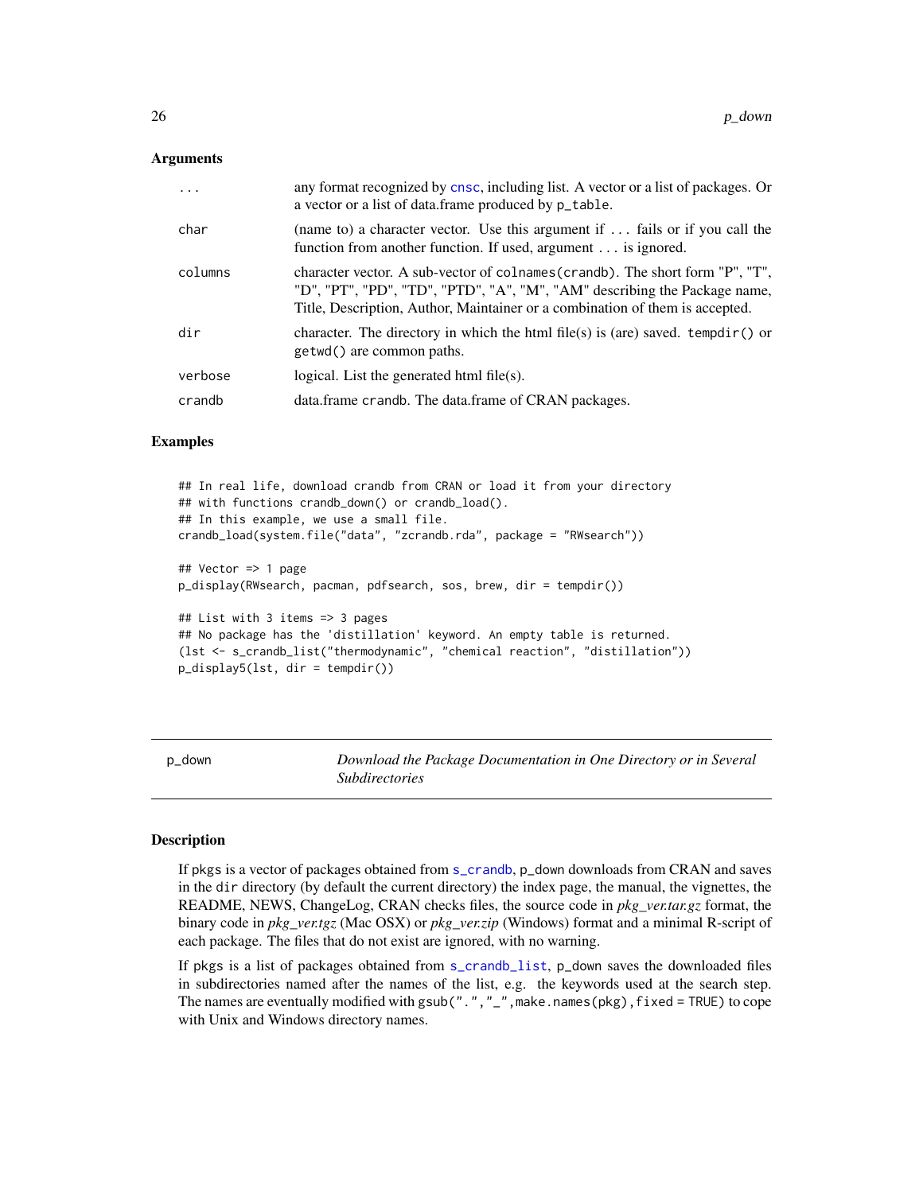### Arguments

| | |
|---|---|
| ... | any format recognized by cnsc, including list. A vector or a list of packages. Or a vector or a list of data.frame produced by p_table. |
| char | (name to) a character vector. Use this argument if ... fails or if you call the function from another function. If used, argument ... is ignored. |
| columns | character vector. A sub-vector of colnames(crandb). The short form "P", "T", "D", "PT", "PD", "TD", "PTD", "A", "M", "AM" describing the Package name, Title, Description, Author, Maintainer or a combination of them is accepted. |
| dir | character. The directory in which the html file(s) is (are) saved. tempdir() or getwd() are common paths. |
| verbose | logical. List the generated html file(s). |
| crandb | data.frame crandb. The data.frame of CRAN packages. |

### Examples

```
## In real life, download crandb from CRAN or load it from your directory
## with functions crandb_down() or crandb_load().
## In this example, we use a small file.
crandb_load(system.file("data", "zcrandb.rda", package = "RWsearch"))

## Vector => 1 page
p_display(RWsearch, pacman, pdfsearch, sos, brew, dir = tempdir())

## List with 3 items => 3 pages
## No package has the 'distillation' keyword. An empty table is returned.
(lst <- s_crandb_list("thermodynamic", "chemical reaction", "distillation"))
p_display5(lst, dir = tempdir())
```

---

## p_down — *Download the Package Documentation in One Directory or in Several Subdirectories*

---

### Description

If pkgs is a vector of packages obtained from s_crandb, p_down downloads from CRAN and saves in the dir directory (by default the current directory) the index page, the manual, the vignettes, the README, NEWS, ChangeLog, CRAN checks files, the source code in *pkg_ver.tar.gz* format, the binary code in *pkg_ver.tgz* (Mac OSX) or *pkg_ver.zip* (Windows) format and a minimal R-script of each package. The files that do not exist are ignored, with no warning.

If pkgs is a list of packages obtained from s_crandb_list, p_down saves the downloaded files in subdirectories named after the names of the list, e.g. the keywords used at the search step. The names are eventually modified with gsub(".","_",make.names(pkg),fixed = TRUE) to cope with Unix and Windows directory names.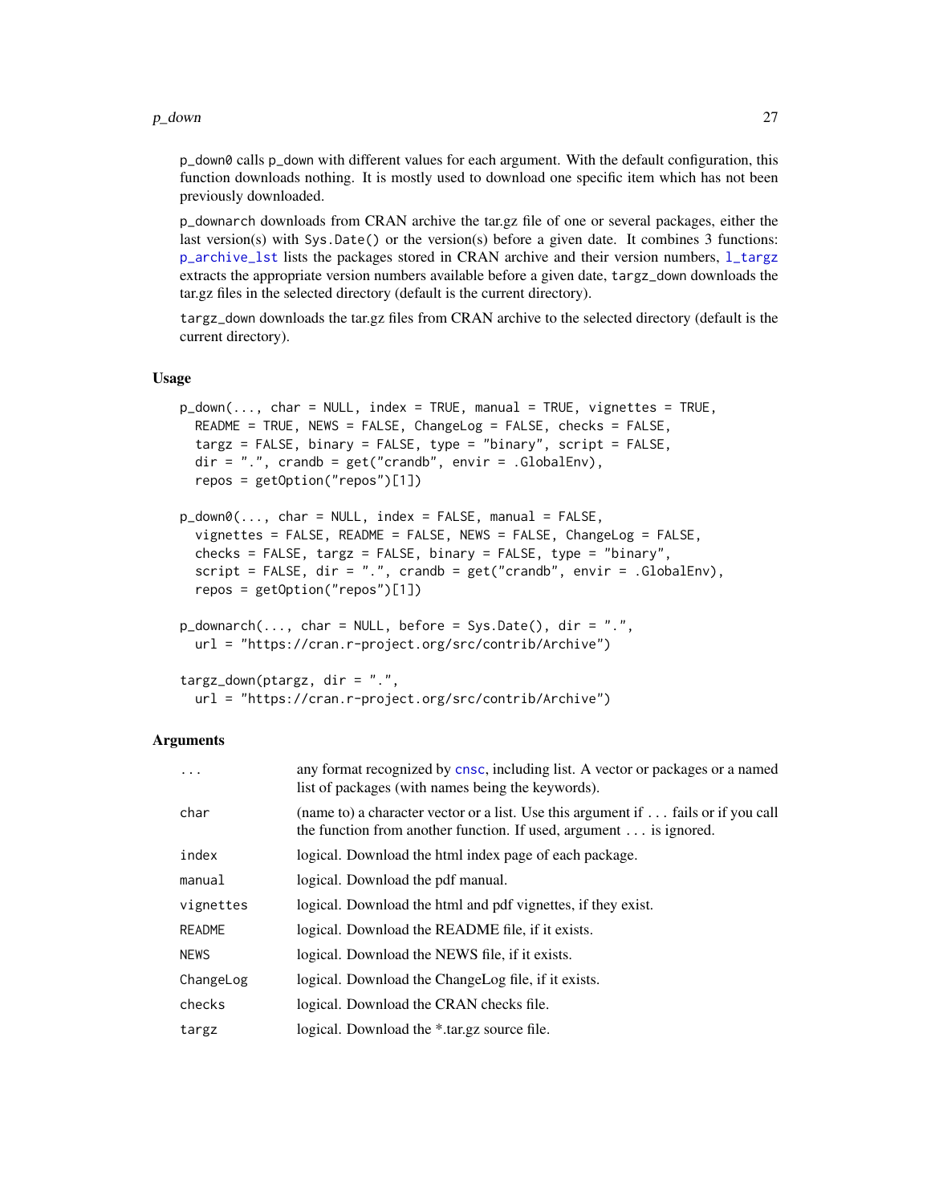p_down0 calls p_down with different values for each argument. With the default configuration, this function downloads nothing. It is mostly used to download one specific item which has not been previously downloaded.

p_downarch downloads from CRAN archive the tar.gz file of one or several packages, either the last version(s) with Sys.Date() or the version(s) before a given date. It combines 3 functions: p_archive_lst lists the packages stored in CRAN archive and their version numbers, l_targz extracts the appropriate version numbers available before a given date, targz_down downloads the tar.gz files in the selected directory (default is the current directory).

targz_down downloads the tar.gz files from CRAN archive to the selected directory (default is the current directory).

## Usage

```
p_down(..., char = NULL, index = TRUE, manual = TRUE, vignettes = TRUE,
  README = TRUE, NEWS = FALSE, ChangeLog = FALSE, checks = FALSE,
  targz = FALSE, binary = FALSE, type = "binary", script = FALSE,
  dir = ".", crandb = get("crandb", envir = .GlobalEnv),
  repos = getOption("repos")[1])

p_down0(..., char = NULL, index = FALSE, manual = FALSE,
  vignettes = FALSE, README = FALSE, NEWS = FALSE, ChangeLog = FALSE,
  checks = FALSE, targz = FALSE, binary = FALSE, type = "binary",
  script = FALSE, dir = ".", crandb = get("crandb", envir = .GlobalEnv),
  repos = getOption("repos")[1])

p_downarch(..., char = NULL, before = Sys.Date(), dir = ".",
  url = "https://cran.r-project.org/src/contrib/Archive")

targz_down(ptargz, dir = ".",
  url = "https://cran.r-project.org/src/contrib/Archive")
```

## Arguments

| | |
|---|---|
| ... | any format recognized by cnsc, including list. A vector or packages or a named list of packages (with names being the keywords). |
| char | (name to) a character vector or a list. Use this argument if ... fails or if you call the function from another function. If used, argument ... is ignored. |
| index | logical. Download the html index page of each package. |
| manual | logical. Download the pdf manual. |
| vignettes | logical. Download the html and pdf vignettes, if they exist. |
| README | logical. Download the README file, if it exists. |
| NEWS | logical. Download the NEWS file, if it exists. |
| ChangeLog | logical. Download the ChangeLog file, if it exists. |
| checks | logical. Download the CRAN checks file. |
| targz | logical. Download the *.tar.gz source file. |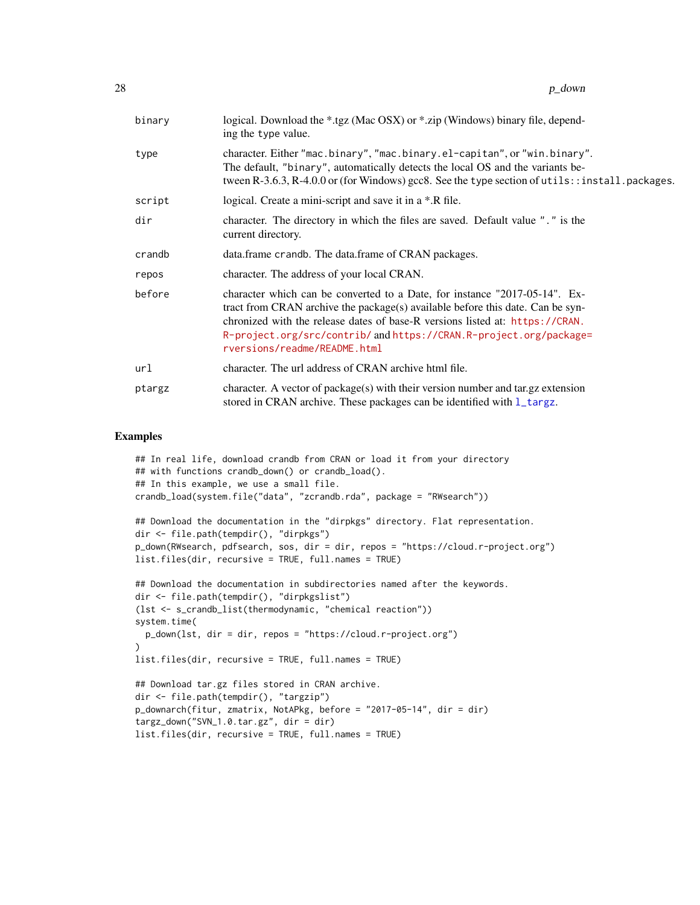| | |
|---|---|
| binary | logical. Download the *.tgz (Mac OSX) or *.zip (Windows) binary file, depending the type value. |
| type | character. Either "mac.binary", "mac.binary.el-capitan", or "win.binary". The default, "binary", automatically detects the local OS and the variants between R-3.6.3, R-4.0.0 or (for Windows) gcc8. See the type section of utils::install.packages. |
| script | logical. Create a mini-script and save it in a *.R file. |
| dir | character. The directory in which the files are saved. Default value "." is the current directory. |
| crandb | data.frame crandb. The data.frame of CRAN packages. |
| repos | character. The address of your local CRAN. |
| before | character which can be converted to a Date, for instance "2017-05-14". Extract from CRAN archive the package(s) available before this date. Can be synchronized with the release dates of base-R versions listed at: https://CRAN.R-project.org/src/contrib/ and https://CRAN.R-project.org/package=rversions/readme/README.html |
| url | character. The url address of CRAN archive html file. |
| ptargz | character. A vector of package(s) with their version number and tar.gz extension stored in CRAN archive. These packages can be identified with l_targz. |

## Examples

```
## In real life, download crandb from CRAN or load it from your directory
## with functions crandb_down() or crandb_load().
## In this example, we use a small file.
crandb_load(system.file("data", "zcrandb.rda", package = "RWsearch"))

## Download the documentation in the "dirpkgs" directory. Flat representation.
dir <- file.path(tempdir(), "dirpkgs")
p_down(RWsearch, pdfsearch, sos, dir = dir, repos = "https://cloud.r-project.org")
list.files(dir, recursive = TRUE, full.names = TRUE)

## Download the documentation in subdirectories named after the keywords.
dir <- file.path(tempdir(), "dirpkgslist")
(lst <- s_crandb_list(thermodynamic, "chemical reaction"))
system.time(
  p_down(lst, dir = dir, repos = "https://cloud.r-project.org")
)
list.files(dir, recursive = TRUE, full.names = TRUE)

## Download tar.gz files stored in CRAN archive.
dir <- file.path(tempdir(), "targzip")
p_downarch(fitur, zmatrix, NotAPkg, before = "2017-05-14", dir = dir)
targz_down("SVN_1.0.tar.gz", dir = dir)
list.files(dir, recursive = TRUE, full.names = TRUE)
```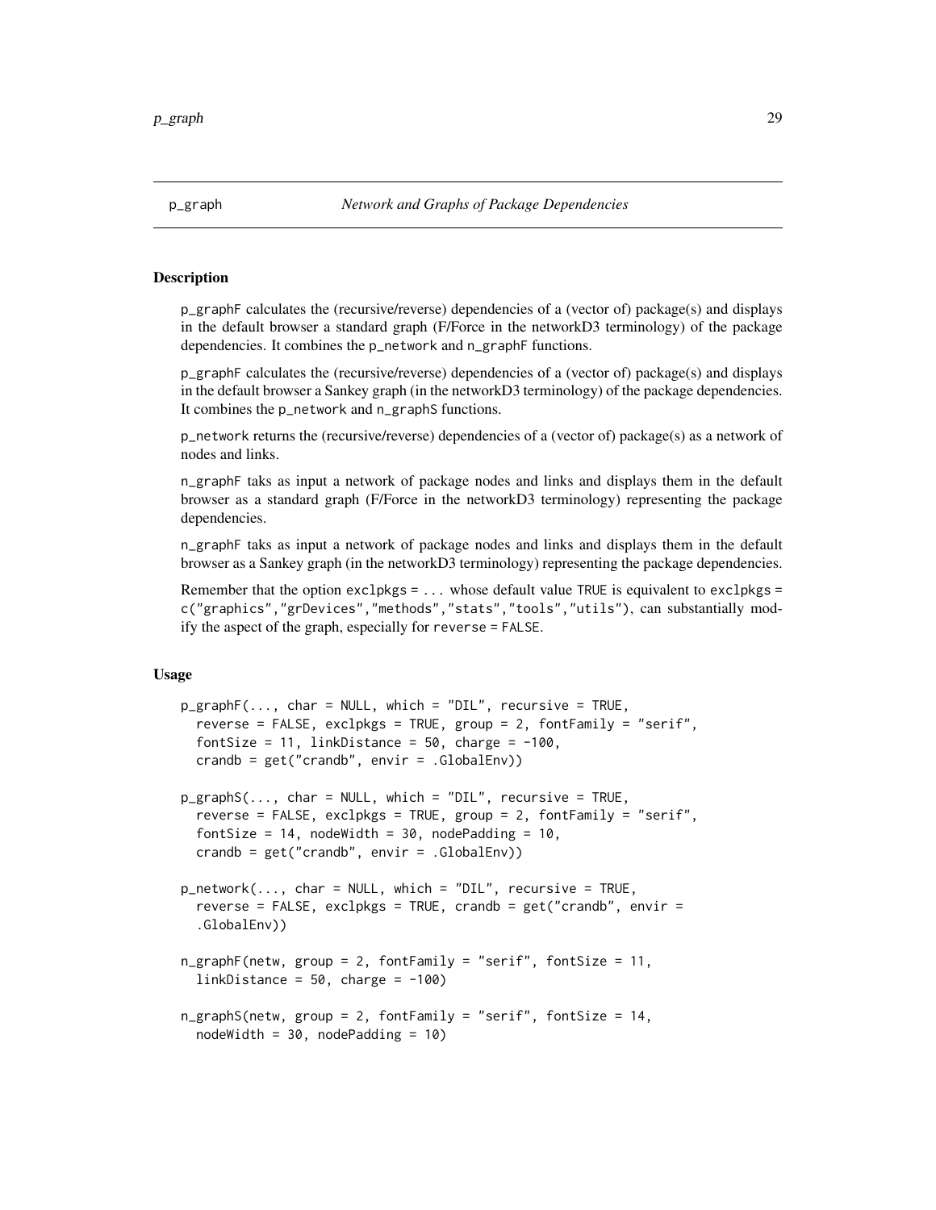p_graph *Network and Graphs of Package Dependencies*

## Description

p_graphF calculates the (recursive/reverse) dependencies of a (vector of) package(s) and displays in the default browser a standard graph (F/Force in the networkD3 terminology) of the package dependencies. It combines the p_network and n_graphF functions.

p_graphF calculates the (recursive/reverse) dependencies of a (vector of) package(s) and displays in the default browser a Sankey graph (in the networkD3 terminology) of the package dependencies. It combines the p_network and n_graphS functions.

p_network returns the (recursive/reverse) dependencies of a (vector of) package(s) as a network of nodes and links.

n_graphF taks as input a network of package nodes and links and displays them in the default browser as a standard graph (F/Force in the networkD3 terminology) representing the package dependencies.

n_graphF taks as input a network of package nodes and links and displays them in the default browser as a Sankey graph (in the networkD3 terminology) representing the package dependencies.

Remember that the option exclpkgs = ... whose default value TRUE is equivalent to exclpkgs = c("graphics","grDevices","methods","stats","tools","utils"), can substantially modify the aspect of the graph, especially for reverse = FALSE.

## Usage

```
p_graphF(..., char = NULL, which = "DIL", recursive = TRUE,
  reverse = FALSE, exclpkgs = TRUE, group = 2, fontFamily = "serif",
  fontSize = 11, linkDistance = 50, charge = -100,
  crandb = get("crandb", envir = .GlobalEnv))

p_graphS(..., char = NULL, which = "DIL", recursive = TRUE,
  reverse = FALSE, exclpkgs = TRUE, group = 2, fontFamily = "serif",
  fontSize = 14, nodeWidth = 30, nodePadding = 10,
  crandb = get("crandb", envir = .GlobalEnv))

p_network(..., char = NULL, which = "DIL", recursive = TRUE,
  reverse = FALSE, exclpkgs = TRUE, crandb = get("crandb", envir =
  .GlobalEnv))

n_graphF(netw, group = 2, fontFamily = "serif", fontSize = 11,
  linkDistance = 50, charge = -100)

n_graphS(netw, group = 2, fontFamily = "serif", fontSize = 14,
  nodeWidth = 30, nodePadding = 10)
```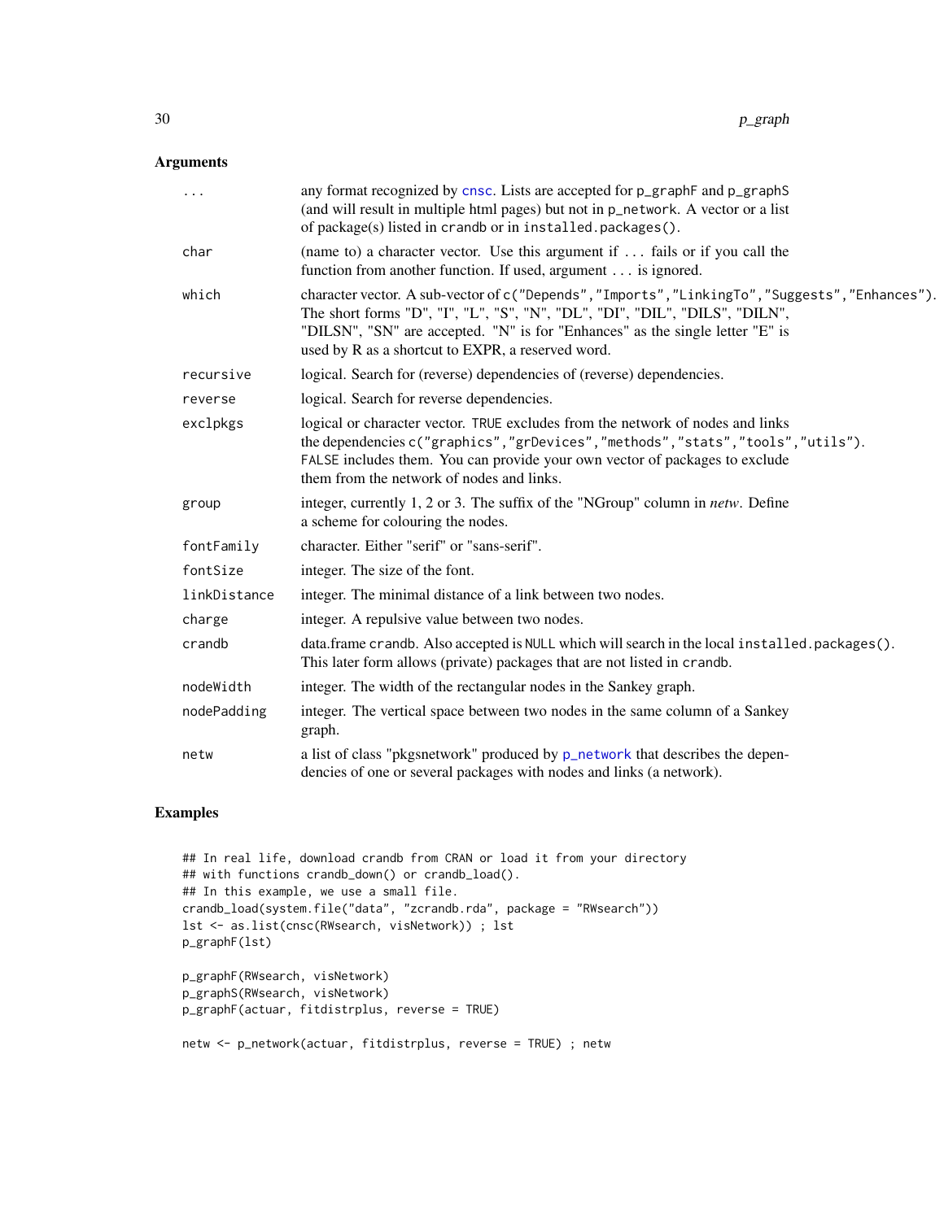## Arguments

| | |
|---|---|
| ... | any format recognized by `cnsc`. Lists are accepted for `p_graphF` and `p_graphS` (and will result in multiple html pages) but not in `p_network`. A vector or a list of package(s) listed in `crandb` or in `installed.packages()`. |
| char | (name to) a character vector. Use this argument if ... fails or if you call the function from another function. If used, argument ... is ignored. |
| which | character vector. A sub-vector of `c("Depends","Imports","LinkingTo","Suggests","Enhances")`. The short forms "D", "I", "L", "S", "N", "DL", "DI", "DIL", "DILS", "DILN", "DILSN", "SN" are accepted. "N" is for "Enhances" as the single letter "E" is used by R as a shortcut to EXPR, a reserved word. |
| recursive | logical. Search for (reverse) dependencies of (reverse) dependencies. |
| reverse | logical. Search for reverse dependencies. |
| exclpkgs | logical or character vector. `TRUE` excludes from the network of nodes and links the dependencies `c("graphics","grDevices","methods","stats","tools","utils")`. `FALSE` includes them. You can provide your own vector of packages to exclude them from the network of nodes and links. |
| group | integer, currently 1, 2 or 3. The suffix of the "NGroup" column in *netw*. Define a scheme for colouring the nodes. |
| fontFamily | character. Either "serif" or "sans-serif". |
| fontSize | integer. The size of the font. |
| linkDistance | integer. The minimal distance of a link between two nodes. |
| charge | integer. A repulsive value between two nodes. |
| crandb | data.frame `crandb`. Also accepted is `NULL` which will search in the local `installed.packages()`. This later form allows (private) packages that are not listed in `crandb`. |
| nodeWidth | integer. The width of the rectangular nodes in the Sankey graph. |
| nodePadding | integer. The vertical space between two nodes in the same column of a Sankey graph. |
| netw | a list of class "pkgsnetwork" produced by `p_network` that describes the dependencies of one or several packages with nodes and links (a network). |

## Examples

```
## In real life, download crandb from CRAN or load it from your directory
## with functions crandb_down() or crandb_load().
## In this example, we use a small file.
crandb_load(system.file("data", "zcrandb.rda", package = "RWsearch"))
lst <- as.list(cnsc(RWsearch, visNetwork)) ; lst
p_graphF(lst)

p_graphF(RWsearch, visNetwork)
p_graphS(RWsearch, visNetwork)
p_graphF(actuar, fitdistrplus, reverse = TRUE)

netw <- p_network(actuar, fitdistrplus, reverse = TRUE) ; netw
```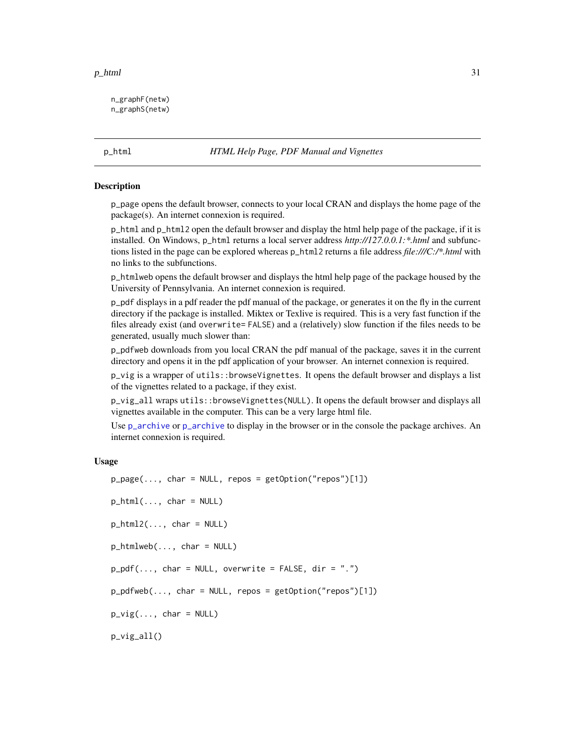```
n_graphF(netw)
n_graphS(netw)
```

## p_html — HTML Help Page, PDF Manual and Vignettes

### Description

p_page opens the default browser, connects to your local CRAN and displays the home page of the package(s). An internet connexion is required.

p_html and p_html2 open the default browser and display the html help page of the package, if it is installed. On Windows, p_html returns a local server address *http://127.0.0.1:*.html* and subfunctions listed in the page can be explored whereas p_html2 returns a file address *file:///C:/*.html* with no links to the subfunctions.

p_htmlweb opens the default browser and displays the html help page of the package housed by the University of Pennsylvania. An internet connexion is required.

p_pdf displays in a pdf reader the pdf manual of the package, or generates it on the fly in the current directory if the package is installed. Miktex or Texlive is required. This is a very fast function if the files already exist (and overwrite= FALSE) and a (relatively) slow function if the files needs to be generated, usually much slower than:

p_pdfweb downloads from you local CRAN the pdf manual of the package, saves it in the current directory and opens it in the pdf application of your browser. An internet connexion is required.

p_vig is a wrapper of utils::browseVignettes. It opens the default browser and displays a list of the vignettes related to a package, if they exist.

p_vig_all wraps utils::browseVignettes(NULL). It opens the default browser and displays all vignettes available in the computer. This can be a very large html file.

Use p_archive or p_archive to display in the browser or in the console the package archives. An internet connexion is required.

### Usage

```
p_page(..., char = NULL, repos = getOption("repos")[1])

p_html(..., char = NULL)

p_html2(..., char = NULL)

p_htmlweb(..., char = NULL)

p_pdf(..., char = NULL, overwrite = FALSE, dir = ".")

p_pdfweb(..., char = NULL, repos = getOption("repos")[1])

p_vig(..., char = NULL)

p_vig_all()
```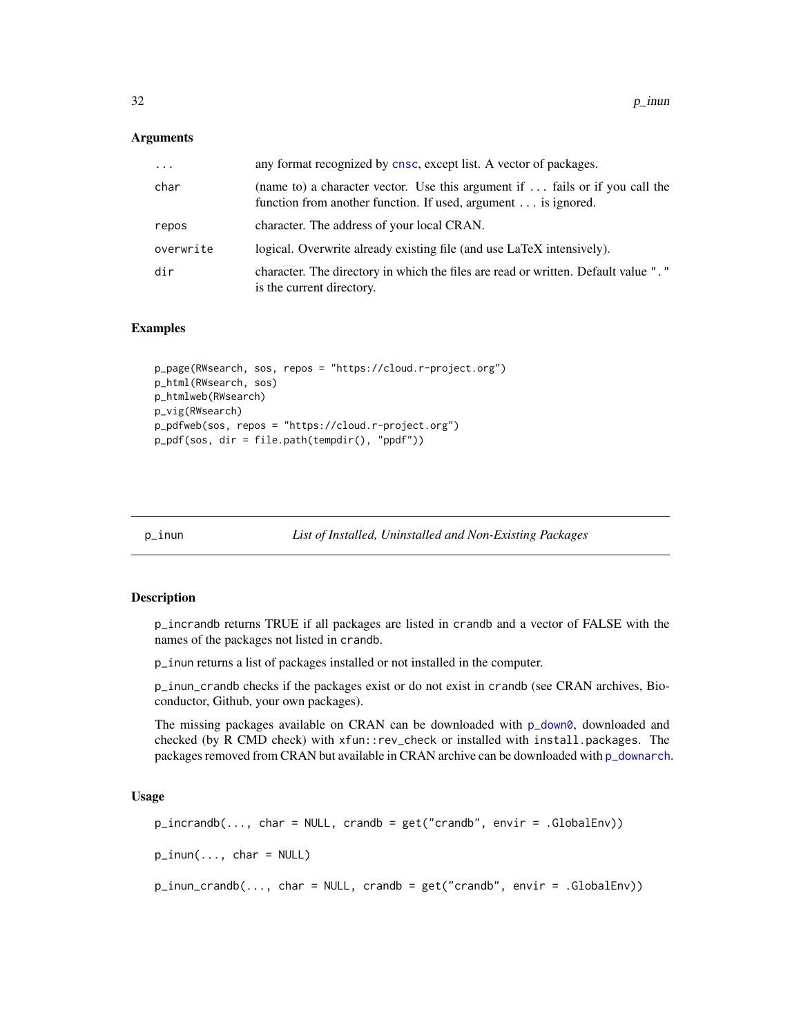### Arguments

| | |
|---|---|
| ... | any format recognized by cnsc, except list. A vector of packages. |
| char | (name to) a character vector. Use this argument if ... fails or if you call the function from another function. If used, argument ... is ignored. |
| repos | character. The address of your local CRAN. |
| overwrite | logical. Overwrite already existing file (and use LaTeX intensively). |
| dir | character. The directory in which the files are read or written. Default value "." is the current directory. |

### Examples

```
p_page(RWsearch, sos, repos = "https://cloud.r-project.org")
p_html(RWsearch, sos)
p_htmlweb(RWsearch)
p_vig(RWsearch)
p_pdfweb(sos, repos = "https://cloud.r-project.org")
p_pdf(sos, dir = file.path(tempdir(), "ppdf"))
```

## p_inun — *List of Installed, Uninstalled and Non-Existing Packages*

### Description

p_incrandb returns TRUE if all packages are listed in crandb and a vector of FALSE with the names of the packages not listed in crandb.

p_inun returns a list of packages installed or not installed in the computer.

p_inun_crandb checks if the packages exist or do not exist in crandb (see CRAN archives, Bioconductor, Github, your own packages).

The missing packages available on CRAN can be downloaded with p_down0, downloaded and checked (by R CMD check) with xfun::rev_check or installed with install.packages. The packages removed from CRAN but available in CRAN archive can be downloaded with p_downarch.

### Usage

```
p_incrandb(..., char = NULL, crandb = get("crandb", envir = .GlobalEnv))

p_inun(..., char = NULL)

p_inun_crandb(..., char = NULL, crandb = get("crandb", envir = .GlobalEnv))
```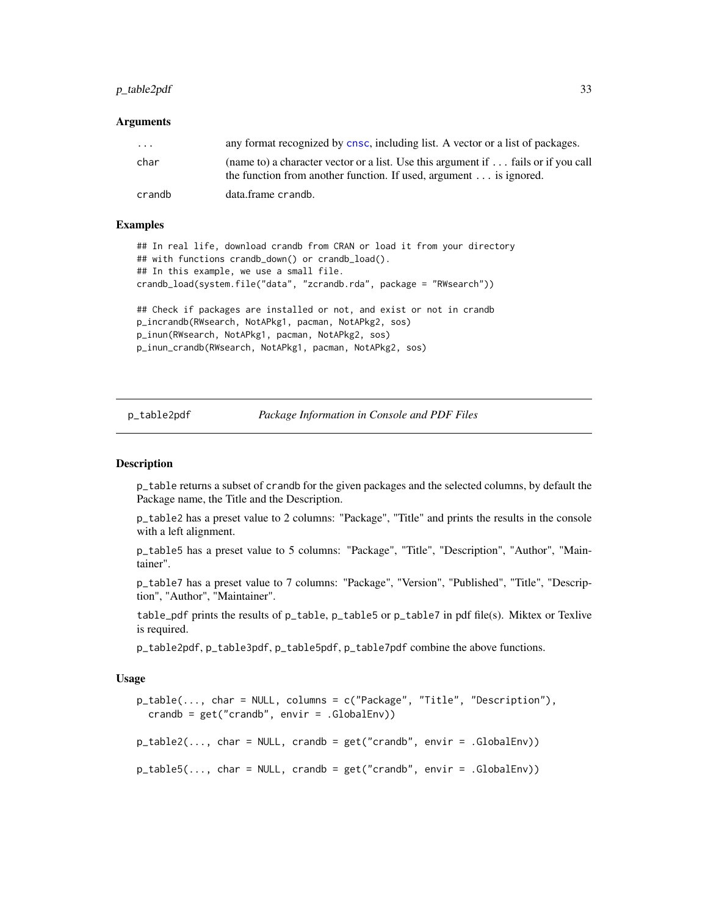### Arguments

| | |
|---|---|
| `...` | any format recognized by `cnsc`, including list. A vector or a list of packages. |
| `char` | (name to) a character vector or a list. Use this argument if ... fails or if you call the function from another function. If used, argument ... is ignored. |
| `crandb` | data.frame `crandb`. |

### Examples

```
## In real life, download crandb from CRAN or load it from your directory
## with functions crandb_down() or crandb_load().
## In this example, we use a small file.
crandb_load(system.file("data", "zcrandb.rda", package = "RWsearch"))

## Check if packages are installed or not, and exist or not in crandb
p_incrandb(RWsearch, NotAPkg1, pacman, NotAPkg2, sos)
p_inun(RWsearch, NotAPkg1, pacman, NotAPkg2, sos)
p_inun_crandb(RWsearch, NotAPkg1, pacman, NotAPkg2, sos)
```

---

## p_table2pdf — *Package Information in Console and PDF Files*

---

### Description

`p_table` returns a subset of `crandb` for the given packages and the selected columns, by default the Package name, the Title and the Description.

`p_table2` has a preset value to 2 columns: "Package", "Title" and prints the results in the console with a left alignment.

`p_table5` has a preset value to 5 columns: "Package", "Title", "Description", "Author", "Maintainer".

`p_table7` has a preset value to 7 columns: "Package", "Version", "Published", "Title", "Description", "Author", "Maintainer".

`table_pdf` prints the results of `p_table`, `p_table5` or `p_table7` in pdf file(s). Miktex or Texlive is required.

`p_table2pdf`, `p_table3pdf`, `p_table5pdf`, `p_table7pdf` combine the above functions.

### Usage

```
p_table(..., char = NULL, columns = c("Package", "Title", "Description"),
  crandb = get("crandb", envir = .GlobalEnv))

p_table2(..., char = NULL, crandb = get("crandb", envir = .GlobalEnv))

p_table5(..., char = NULL, crandb = get("crandb", envir = .GlobalEnv))
```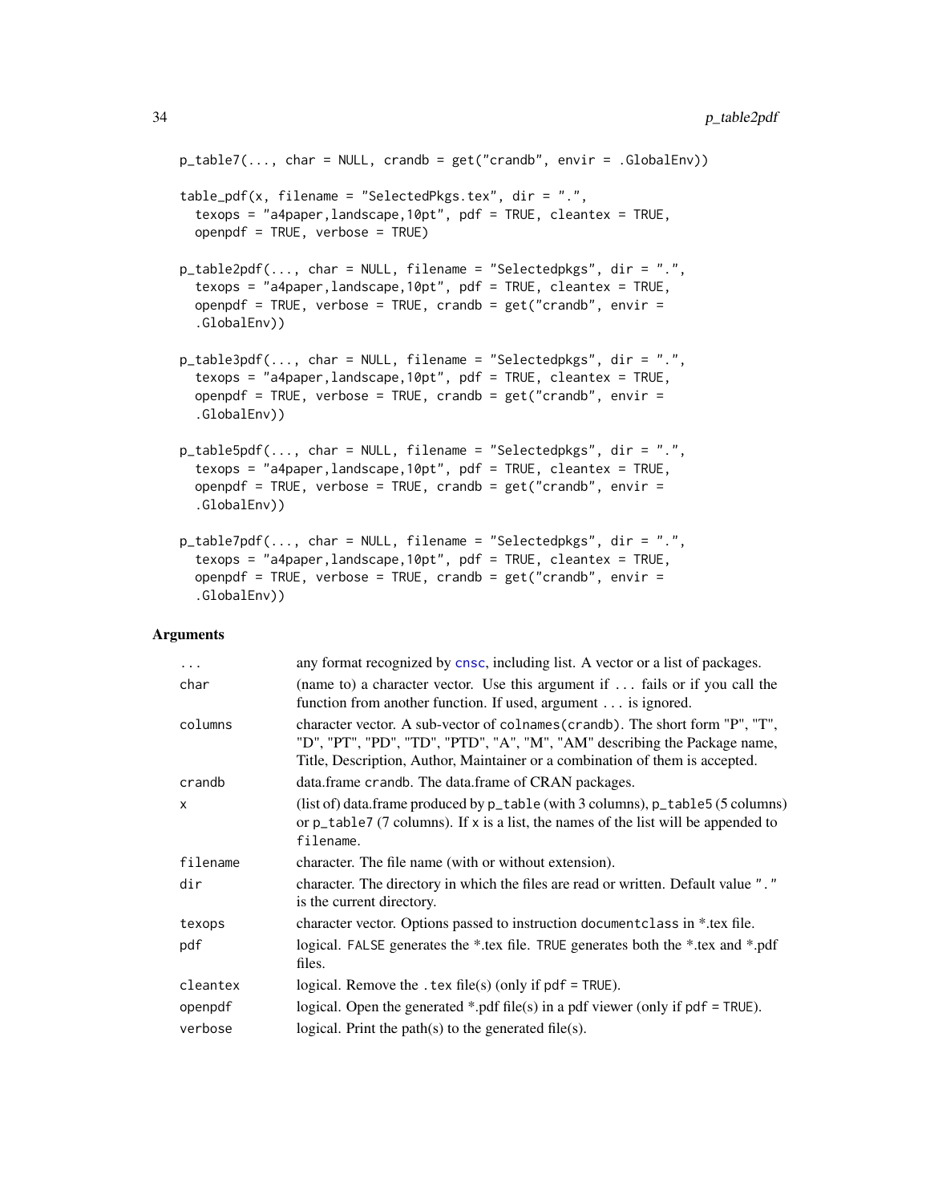```
p_table7(..., char = NULL, crandb = get("crandb", envir = .GlobalEnv))

table_pdf(x, filename = "SelectedPkgs.tex", dir = ".",
  texops = "a4paper,landscape,10pt", pdf = TRUE, cleantex = TRUE,
  openpdf = TRUE, verbose = TRUE)

p_table2pdf(..., char = NULL, filename = "Selectedpkgs", dir = ".",
  texops = "a4paper,landscape,10pt", pdf = TRUE, cleantex = TRUE,
  openpdf = TRUE, verbose = TRUE, crandb = get("crandb", envir =
  .GlobalEnv))

p_table3pdf(..., char = NULL, filename = "Selectedpkgs", dir = ".",
  texops = "a4paper,landscape,10pt", pdf = TRUE, cleantex = TRUE,
  openpdf = TRUE, verbose = TRUE, crandb = get("crandb", envir =
  .GlobalEnv))

p_table5pdf(..., char = NULL, filename = "Selectedpkgs", dir = ".",
  texops = "a4paper,landscape,10pt", pdf = TRUE, cleantex = TRUE,
  openpdf = TRUE, verbose = TRUE, crandb = get("crandb", envir =
  .GlobalEnv))

p_table7pdf(..., char = NULL, filename = "Selectedpkgs", dir = ".",
  texops = "a4paper,landscape,10pt", pdf = TRUE, cleantex = TRUE,
  openpdf = TRUE, verbose = TRUE, crandb = get("crandb", envir =
  .GlobalEnv))
```

## Arguments

| | |
|---|---|
| `...` | any format recognized by `cnsc`, including list. A vector or a list of packages. |
| `char` | (name to) a character vector. Use this argument if `...` fails or if you call the function from another function. If used, argument `...` is ignored. |
| `columns` | character vector. A sub-vector of `colnames(crandb)`. The short form "P", "T", "D", "PT", "PD", "TD", "PTD", "A", "M", "AM" describing the Package name, Title, Description, Author, Maintainer or a combination of them is accepted. |
| `crandb` | data.frame `crandb`. The data.frame of CRAN packages. |
| `x` | (list of) data.frame produced by `p_table` (with 3 columns), `p_table5` (5 columns) or `p_table7` (7 columns). If `x` is a list, the names of the list will be appended to `filename`. |
| `filename` | character. The file name (with or without extension). |
| `dir` | character. The directory in which the files are read or written. Default value "." is the current directory. |
| `texops` | character vector. Options passed to instruction `documentclass` in *.tex file. |
| `pdf` | logical. `FALSE` generates the *.tex file. `TRUE` generates both the *.tex and *.pdf files. |
| `cleantex` | logical. Remove the `.tex` file(s) (only if `pdf = TRUE`). |
| `openpdf` | logical. Open the generated *.pdf file(s) in a pdf viewer (only if `pdf = TRUE`). |
| `verbose` | logical. Print the path(s) to the generated file(s). |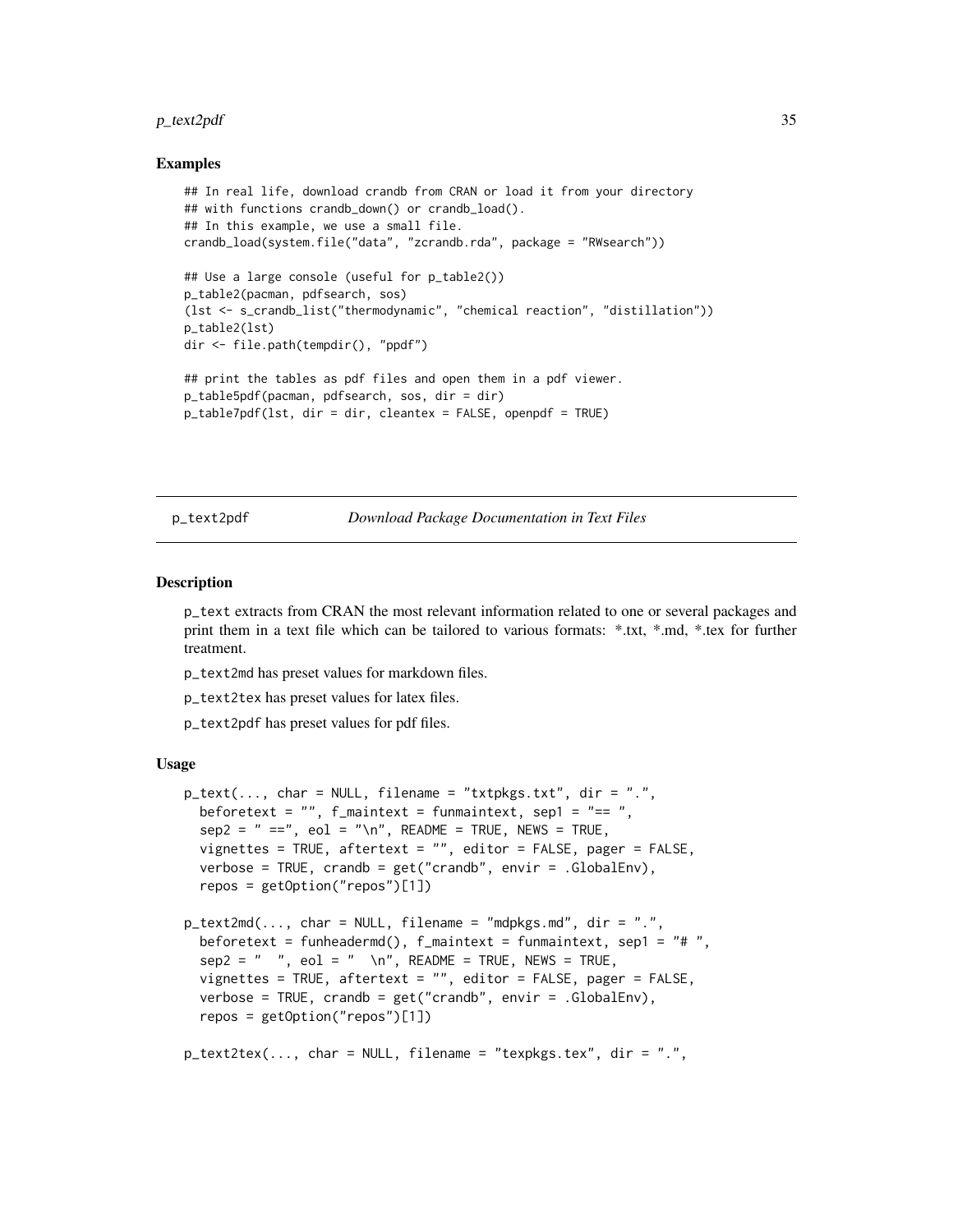### Examples

```
## In real life, download crandb from CRAN or load it from your directory
## with functions crandb_down() or crandb_load().
## In this example, we use a small file.
crandb_load(system.file("data", "zcrandb.rda", package = "RWsearch"))

## Use a large console (useful for p_table2())
p_table2(pacman, pdfsearch, sos)
(lst <- s_crandb_list("thermodynamic", "chemical reaction", "distillation"))
p_table2(lst)
dir <- file.path(tempdir(), "ppdf")

## print the tables as pdf files and open them in a pdf viewer.
p_table5pdf(pacman, pdfsearch, sos, dir = dir)
p_table7pdf(lst, dir = dir, cleantex = FALSE, openpdf = TRUE)
```

---

## p_text2pdf — *Download Package Documentation in Text Files*

---

### Description

p_text extracts from CRAN the most relevant information related to one or several packages and print them in a text file which can be tailored to various formats: *.txt, *.md, *.tex for further treatment.

p_text2md has preset values for markdown files.

p_text2tex has preset values for latex files.

p_text2pdf has preset values for pdf files.

### Usage

```
p_text(..., char = NULL, filename = "txtpkgs.txt", dir = ".",
  beforetext = "", f_maintext = funmaintext, sep1 = "== ",
  sep2 = " ==", eol = "\n", README = TRUE, NEWS = TRUE,
  vignettes = TRUE, aftertext = "", editor = FALSE, pager = FALSE,
  verbose = TRUE, crandb = get("crandb", envir = .GlobalEnv),
  repos = getOption("repos")[1])

p_text2md(..., char = NULL, filename = "mdpkgs.md", dir = ".",
  beforetext = funheadermd(), f_maintext = funmaintext, sep1 = "# ",
  sep2 = "  ", eol = "  \n", README = TRUE, NEWS = TRUE,
  vignettes = TRUE, aftertext = "", editor = FALSE, pager = FALSE,
  verbose = TRUE, crandb = get("crandb", envir = .GlobalEnv),
  repos = getOption("repos")[1])

p_text2tex(..., char = NULL, filename = "texpkgs.tex", dir = ".",
```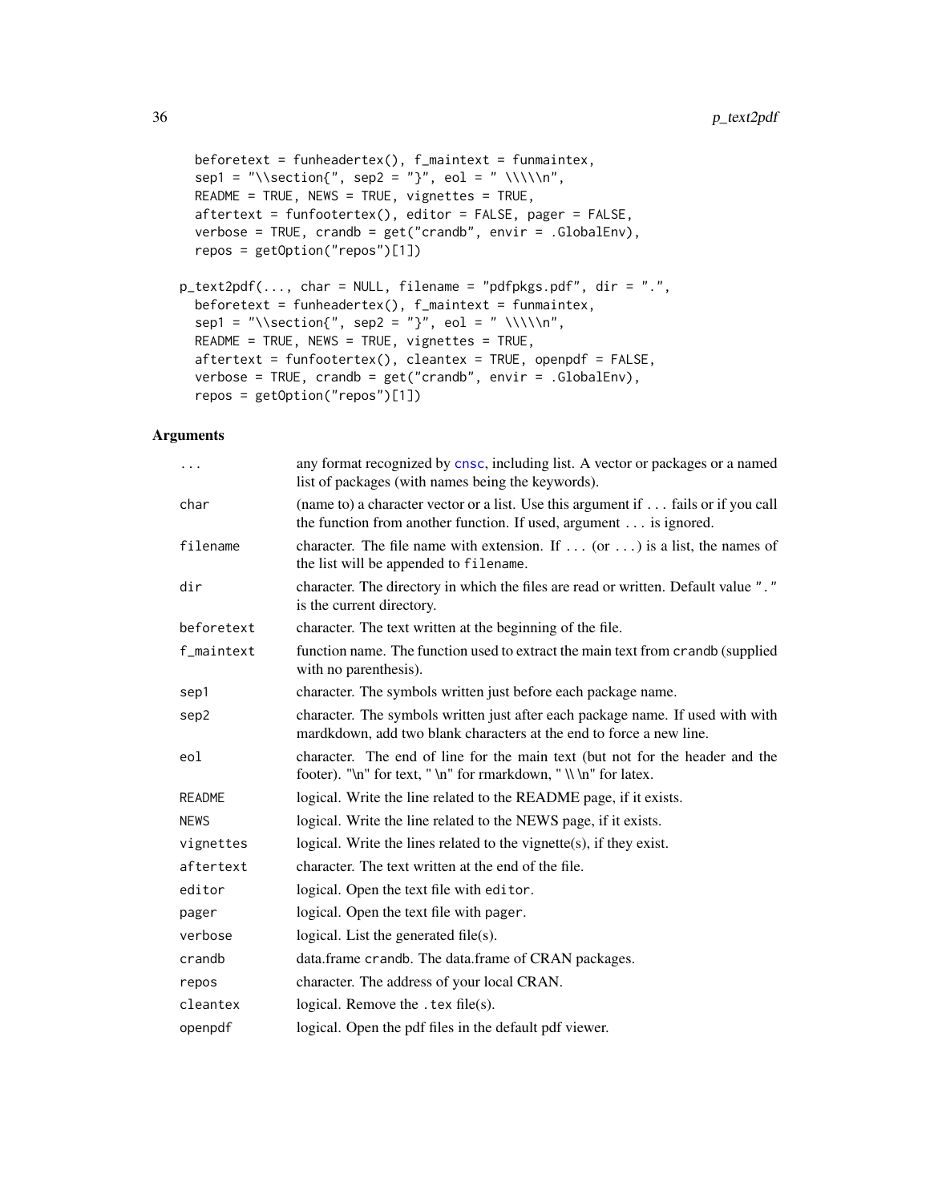```
  beforetext = funheadertex(), f_maintext = funmaintex,
  sep1 = "\\section{", sep2 = "}", eol = " \\\\\n",
  README = TRUE, NEWS = TRUE, vignettes = TRUE,
  aftertext = funfootertex(), editor = FALSE, pager = FALSE,
  verbose = TRUE, crandb = get("crandb", envir = .GlobalEnv),
  repos = getOption("repos")[1])

p_text2pdf(..., char = NULL, filename = "pdfpkgs.pdf", dir = ".",
  beforetext = funheadertex(), f_maintext = funmaintex,
  sep1 = "\\section{", sep2 = "}", eol = " \\\\\n",
  README = TRUE, NEWS = TRUE, vignettes = TRUE,
  aftertext = funfootertex(), cleantex = TRUE, openpdf = FALSE,
  verbose = TRUE, crandb = get("crandb", envir = .GlobalEnv),
  repos = getOption("repos")[1])
```

## Arguments

| | |
|---|---|
| `...` | any format recognized by `cnsc`, including list. A vector or packages or a named list of packages (with names being the keywords). |
| `char` | (name to) a character vector or a list. Use this argument if ... fails or if you call the function from another function. If used, argument ... is ignored. |
| `filename` | character. The file name with extension. If ... (or ...) is a list, the names of the list will be appended to `filename`. |
| `dir` | character. The directory in which the files are read or written. Default value "." is the current directory. |
| `beforetext` | character. The text written at the beginning of the file. |
| `f_maintext` | function name. The function used to extract the main text from `crandb` (supplied with no parenthesis). |
| `sep1` | character. The symbols written just before each package name. |
| `sep2` | character. The symbols written just after each package name. If used with with mardkdown, add two blank characters at the end to force a new line. |
| `eol` | character. The end of line for the main text (but not for the header and the footer). "\n" for text, " \n" for rmarkdown, " \\ \n" for latex. |
| `README` | logical. Write the line related to the README page, if it exists. |
| `NEWS` | logical. Write the line related to the NEWS page, if it exists. |
| `vignettes` | logical. Write the lines related to the vignette(s), if they exist. |
| `aftertext` | character. The text written at the end of the file. |
| `editor` | logical. Open the text file with `editor`. |
| `pager` | logical. Open the text file with `pager`. |
| `verbose` | logical. List the generated file(s). |
| `crandb` | data.frame `crandb`. The data.frame of CRAN packages. |
| `repos` | character. The address of your local CRAN. |
| `cleantex` | logical. Remove the `.tex` file(s). |
| `openpdf` | logical. Open the pdf files in the default pdf viewer. |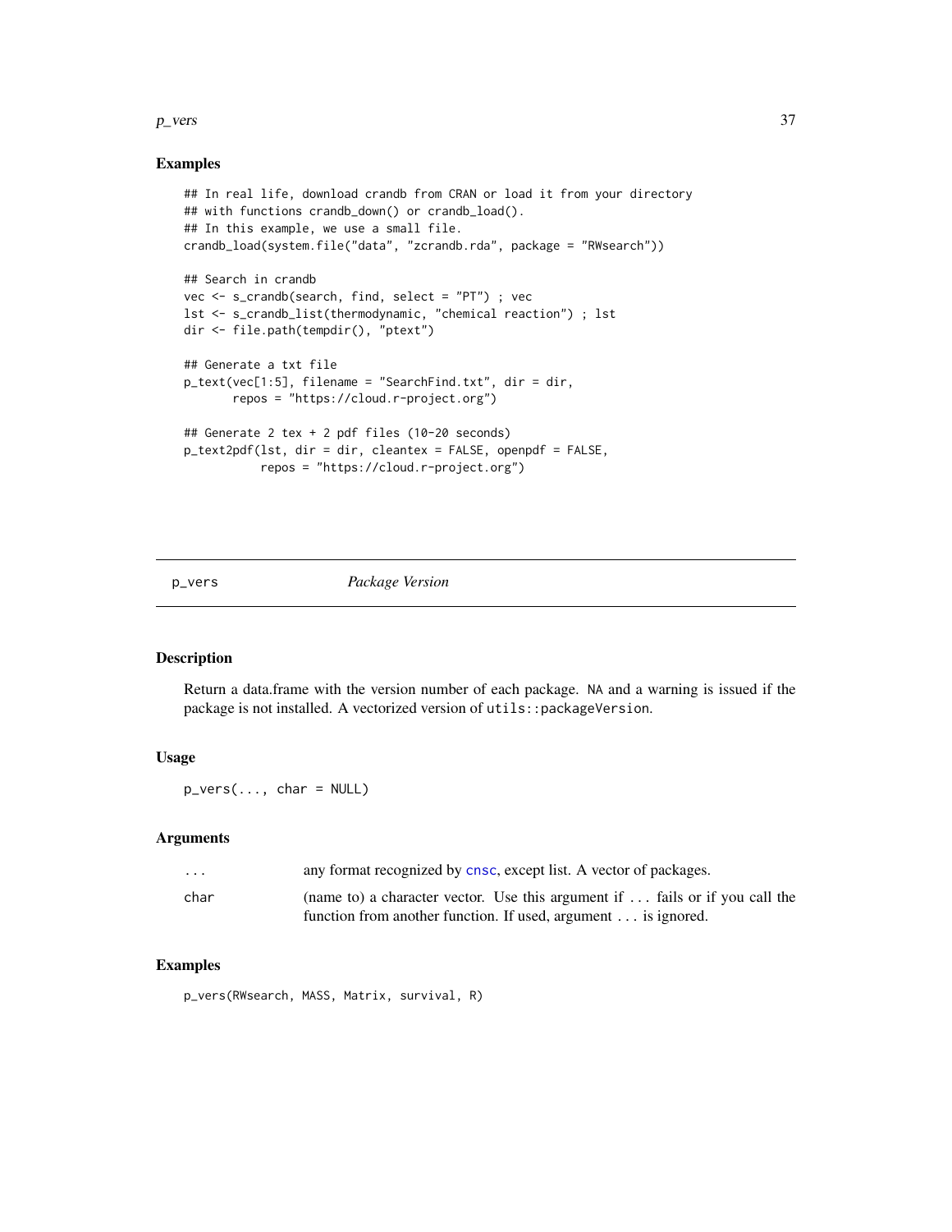## Examples

```
## In real life, download crandb from CRAN or load it from your directory
## with functions crandb_down() or crandb_load().
## In this example, we use a small file.
crandb_load(system.file("data", "zcrandb.rda", package = "RWsearch"))

## Search in crandb
vec <- s_crandb(search, find, select = "PT") ; vec
lst <- s_crandb_list(thermodynamic, "chemical reaction") ; lst
dir <- file.path(tempdir(), "ptext")

## Generate a txt file
p_text(vec[1:5], filename = "SearchFind.txt", dir = dir,
       repos = "https://cloud.r-project.org")

## Generate 2 tex + 2 pdf files (10-20 seconds)
p_text2pdf(lst, dir = dir, cleantex = FALSE, openpdf = FALSE,
           repos = "https://cloud.r-project.org")
```

---

# p_vers — *Package Version*

## Description

Return a data.frame with the version number of each package. NA and a warning is issued if the package is not installed. A vectorized version of `utils::packageVersion`.

## Usage

```
p_vers(..., char = NULL)
```

## Arguments

| | |
|---|---|
| ... | any format recognized by cnsc, except list. A vector of packages. |
| char | (name to) a character vector. Use this argument if ... fails or if you call the function from another function. If used, argument ... is ignored. |

## Examples

```
p_vers(RWsearch, MASS, Matrix, survival, R)
```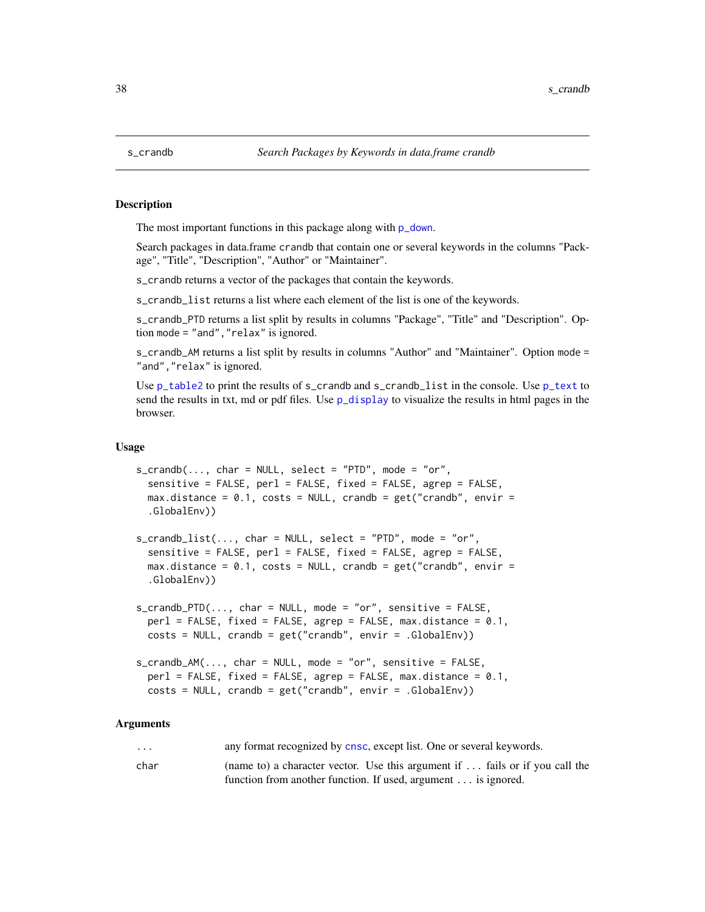s_crandb | *Search Packages by Keywords in data.frame crandb*

## Description

The most important functions in this package along with p_down.

Search packages in data.frame crandb that contain one or several keywords in the columns "Package", "Title", "Description", "Author" or "Maintainer".

s_crandb returns a vector of the packages that contain the keywords.

s_crandb_list returns a list where each element of the list is one of the keywords.

s_crandb_PTD returns a list split by results in columns "Package", "Title" and "Description". Option mode = "and","relax" is ignored.

s_crandb_AM returns a list split by results in columns "Author" and "Maintainer". Option mode = "and","relax" is ignored.

Use p_table2 to print the results of s_crandb and s_crandb_list in the console. Use p_text to send the results in txt, md or pdf files. Use p_display to visualize the results in html pages in the browser.

## Usage

```
s_crandb(..., char = NULL, select = "PTD", mode = "or",
  sensitive = FALSE, perl = FALSE, fixed = FALSE, agrep = FALSE,
  max.distance = 0.1, costs = NULL, crandb = get("crandb", envir =
  .GlobalEnv))

s_crandb_list(..., char = NULL, select = "PTD", mode = "or",
  sensitive = FALSE, perl = FALSE, fixed = FALSE, agrep = FALSE,
  max.distance = 0.1, costs = NULL, crandb = get("crandb", envir =
  .GlobalEnv))

s_crandb_PTD(..., char = NULL, mode = "or", sensitive = FALSE,
  perl = FALSE, fixed = FALSE, agrep = FALSE, max.distance = 0.1,
  costs = NULL, crandb = get("crandb", envir = .GlobalEnv))

s_crandb_AM(..., char = NULL, mode = "or", sensitive = FALSE,
  perl = FALSE, fixed = FALSE, agrep = FALSE, max.distance = 0.1,
  costs = NULL, crandb = get("crandb", envir = .GlobalEnv))
```

## Arguments

| | |
|---|---|
| ... | any format recognized by cnsc, except list. One or several keywords. |
| char | (name to) a character vector. Use this argument if ... fails or if you call the function from another function. If used, argument ... is ignored. |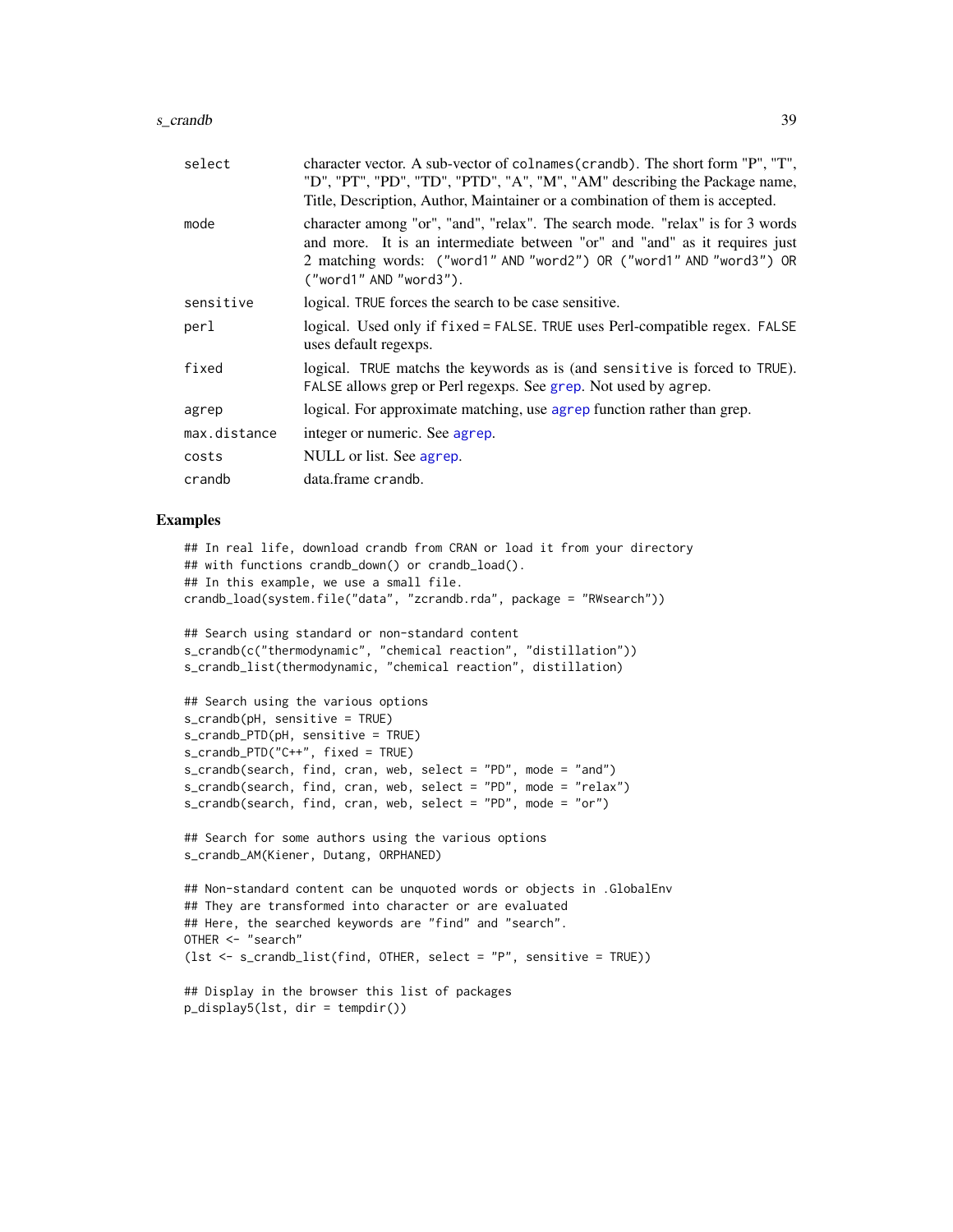| | |
|---|---|
| select | character vector. A sub-vector of `colnames(crandb)`. The short form "P", "T", "D", "PT", "PD", "TD", "PTD", "A", "M", "AM" describing the Package name, Title, Description, Author, Maintainer or a combination of them is accepted. |
| mode | character among "or", "and", "relax". The search mode. "relax" is for 3 words and more. It is an intermediate between "or" and "and" as it requires just 2 matching words: `("word1" AND "word2") OR ("word1" AND "word3") OR ("word1" AND "word3")`. |
| sensitive | logical. TRUE forces the search to be case sensitive. |
| perl | logical. Used only if `fixed = FALSE`. TRUE uses Perl-compatible regex. FALSE uses default regexps. |
| fixed | logical. TRUE matchs the keywords as is (and `sensitive` is forced to TRUE). FALSE allows grep or Perl regexps. See `grep`. Not used by `agrep`. |
| agrep | logical. For approximate matching, use `agrep` function rather than grep. |
| max.distance | integer or numeric. See `agrep`. |
| costs | NULL or list. See `agrep`. |
| crandb | data.frame `crandb`. |

## Examples

```
## In real life, download crandb from CRAN or load it from your directory
## with functions crandb_down() or crandb_load().
## In this example, we use a small file.
crandb_load(system.file("data", "zcrandb.rda", package = "RWsearch"))

## Search using standard or non-standard content
s_crandb(c("thermodynamic", "chemical reaction", "distillation"))
s_crandb_list(thermodynamic, "chemical reaction", distillation)

## Search using the various options
s_crandb(pH, sensitive = TRUE)
s_crandb_PTD(pH, sensitive = TRUE)
s_crandb_PTD("C++", fixed = TRUE)
s_crandb(search, find, cran, web, select = "PD", mode = "and")
s_crandb(search, find, cran, web, select = "PD", mode = "relax")
s_crandb(search, find, cran, web, select = "PD", mode = "or")

## Search for some authors using the various options
s_crandb_AM(Kiener, Dutang, ORPHANED)

## Non-standard content can be unquoted words or objects in .GlobalEnv
## They are transformed into character or are evaluated
## Here, the searched keywords are "find" and "search".
OTHER <- "search"
(lst <- s_crandb_list(find, OTHER, select = "P", sensitive = TRUE))

## Display in the browser this list of packages
p_display5(lst, dir = tempdir())
```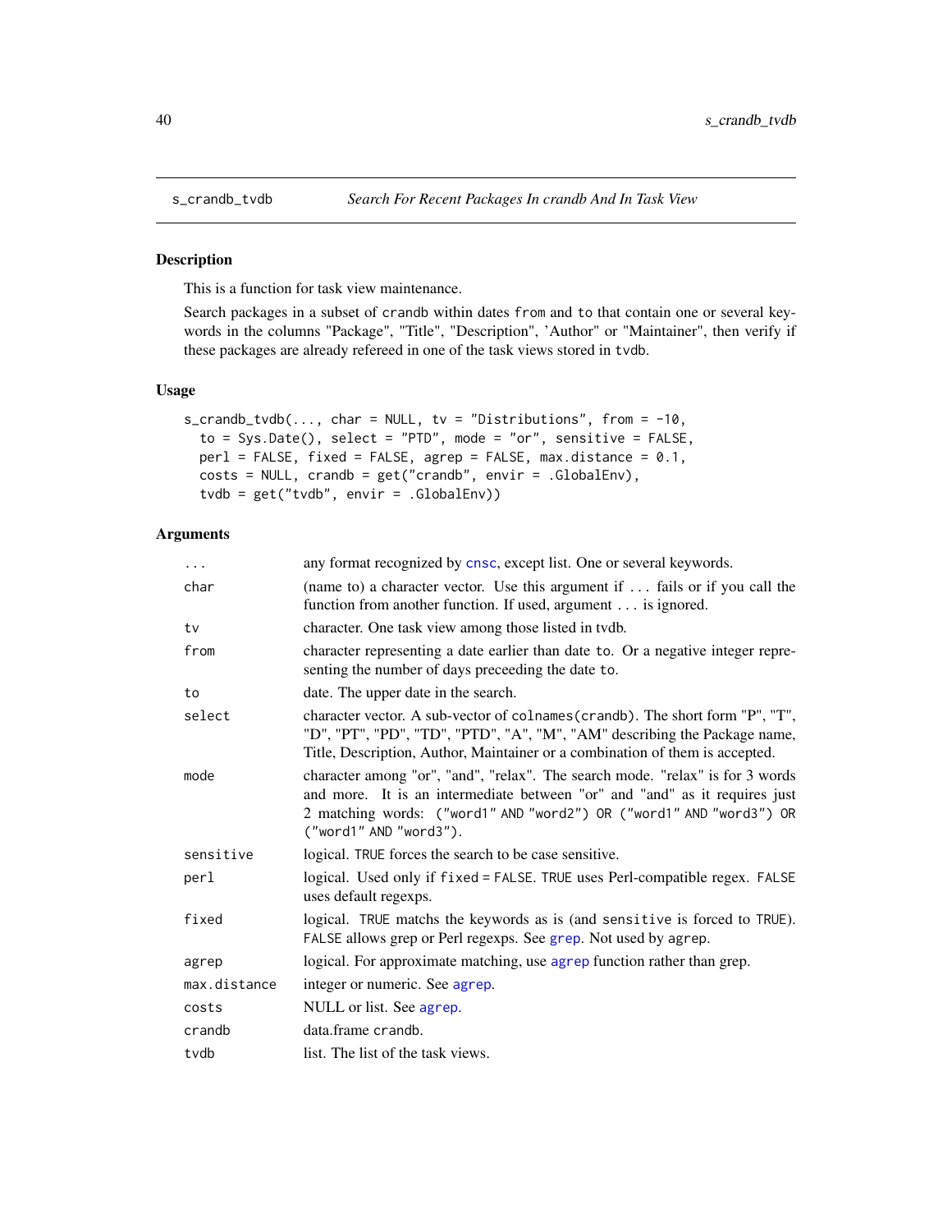s_crandb_tvdb *Search For Recent Packages In crandb And In Task View*

## Description

This is a function for task view maintenance.

Search packages in a subset of crandb within dates from and to that contain one or several keywords in the columns "Package", "Title", "Description", 'Author" or "Maintainer", then verify if these packages are already refereed in one of the task views stored in tvdb.

## Usage

```
s_crandb_tvdb(..., char = NULL, tv = "Distributions", from = -10,
  to = Sys.Date(), select = "PTD", mode = "or", sensitive = FALSE,
  perl = FALSE, fixed = FALSE, agrep = FALSE, max.distance = 0.1,
  costs = NULL, crandb = get("crandb", envir = .GlobalEnv),
  tvdb = get("tvdb", envir = .GlobalEnv))
```

## Arguments

| | |
|---|---|
| ... | any format recognized by cnsc, except list. One or several keywords. |
| char | (name to) a character vector. Use this argument if ... fails or if you call the function from another function. If used, argument ... is ignored. |
| tv | character. One task view among those listed in tvdb. |
| from | character representing a date earlier than date to. Or a negative integer representing the number of days preceeding the date to. |
| to | date. The upper date in the search. |
| select | character vector. A sub-vector of colnames(crandb). The short form "P", "T", "D", "PT", "PD", "TD", "PTD", "A", "M", "AM" describing the Package name, Title, Description, Author, Maintainer or a combination of them is accepted. |
| mode | character among "or", "and", "relax". The search mode. "relax" is for 3 words and more. It is an intermediate between "or" and "and" as it requires just 2 matching words: ("word1" AND "word2") OR ("word1" AND "word3") OR ("word1" AND "word3"). |
| sensitive | logical. TRUE forces the search to be case sensitive. |
| perl | logical. Used only if fixed = FALSE. TRUE uses Perl-compatible regex. FALSE uses default regexps. |
| fixed | logical. TRUE matchs the keywords as is (and sensitive is forced to TRUE). FALSE allows grep or Perl regexps. See grep. Not used by agrep. |
| agrep | logical. For approximate matching, use agrep function rather than grep. |
| max.distance | integer or numeric. See agrep. |
| costs | NULL or list. See agrep. |
| crandb | data.frame crandb. |
| tvdb | list. The list of the task views. |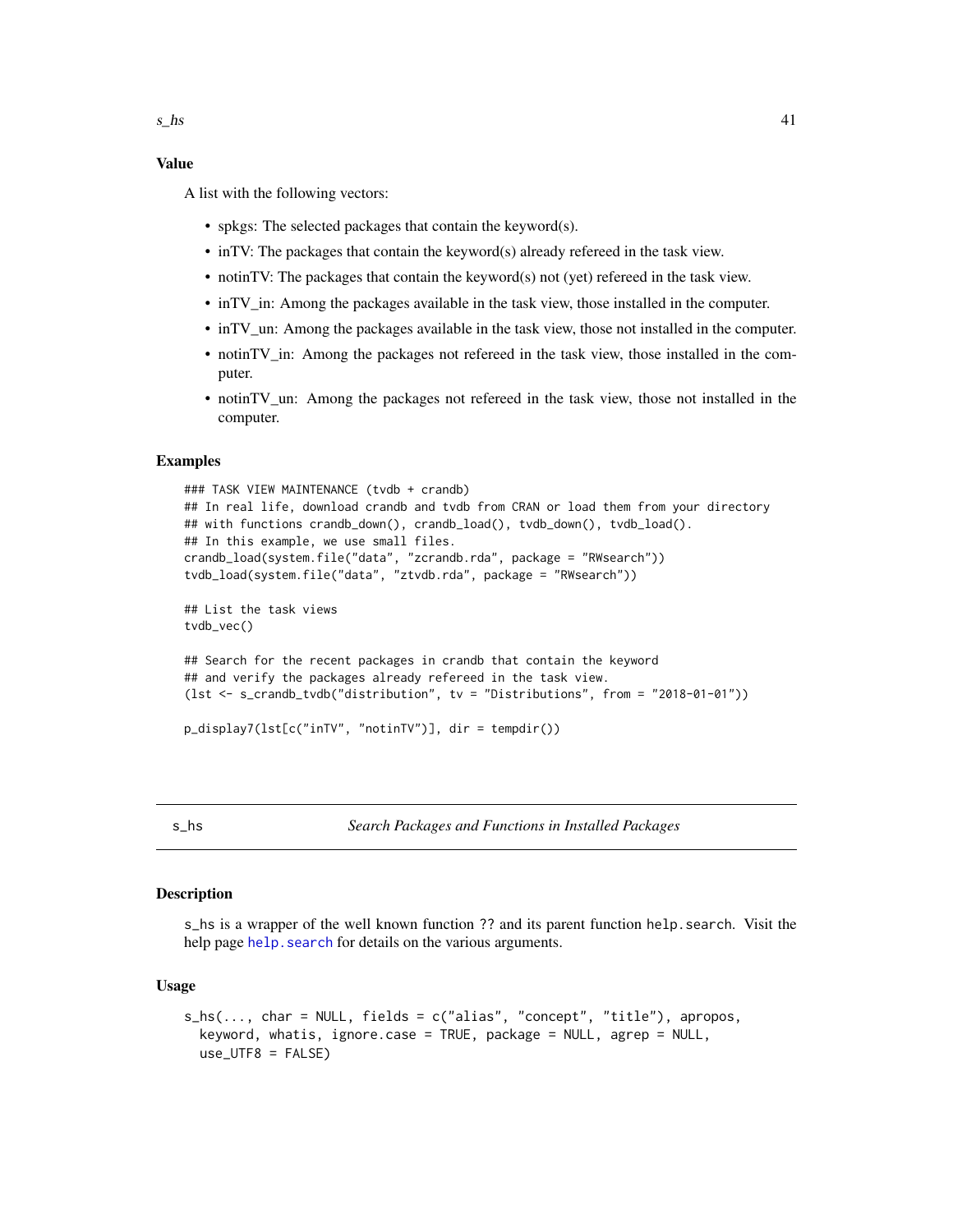### Value

A list with the following vectors:

- spkgs: The selected packages that contain the keyword(s).
- inTV: The packages that contain the keyword(s) already refereed in the task view.
- notinTV: The packages that contain the keyword(s) not (yet) refereed in the task view.
- inTV_in: Among the packages available in the task view, those installed in the computer.
- inTV_un: Among the packages available in the task view, those not installed in the computer.
- notinTV_in: Among the packages not refereed in the task view, those installed in the computer.
- notinTV_un: Among the packages not refereed in the task view, those not installed in the computer.

### Examples

```
### TASK VIEW MAINTENANCE (tvdb + crandb)
## In real life, download crandb and tvdb from CRAN or load them from your directory
## with functions crandb_down(), crandb_load(), tvdb_down(), tvdb_load().
## In this example, we use small files.
crandb_load(system.file("data", "zcrandb.rda", package = "RWsearch"))
tvdb_load(system.file("data", "ztvdb.rda", package = "RWsearch"))

## List the task views
tvdb_vec()

## Search for the recent packages in crandb that contain the keyword
## and verify the packages already refereed in the task view.
(lst <- s_crandb_tvdb("distribution", tv = "Distributions", from = "2018-01-01"))

p_display7(lst[c("inTV", "notinTV")], dir = tempdir())
```

---

## s_hs — *Search Packages and Functions in Installed Packages*

### Description

s_hs is a wrapper of the well known function ?? and its parent function `help.search`. Visit the help page `help.search` for details on the various arguments.

### Usage

```
s_hs(..., char = NULL, fields = c("alias", "concept", "title"), apropos,
  keyword, whatis, ignore.case = TRUE, package = NULL, agrep = NULL,
  use_UTF8 = FALSE)
```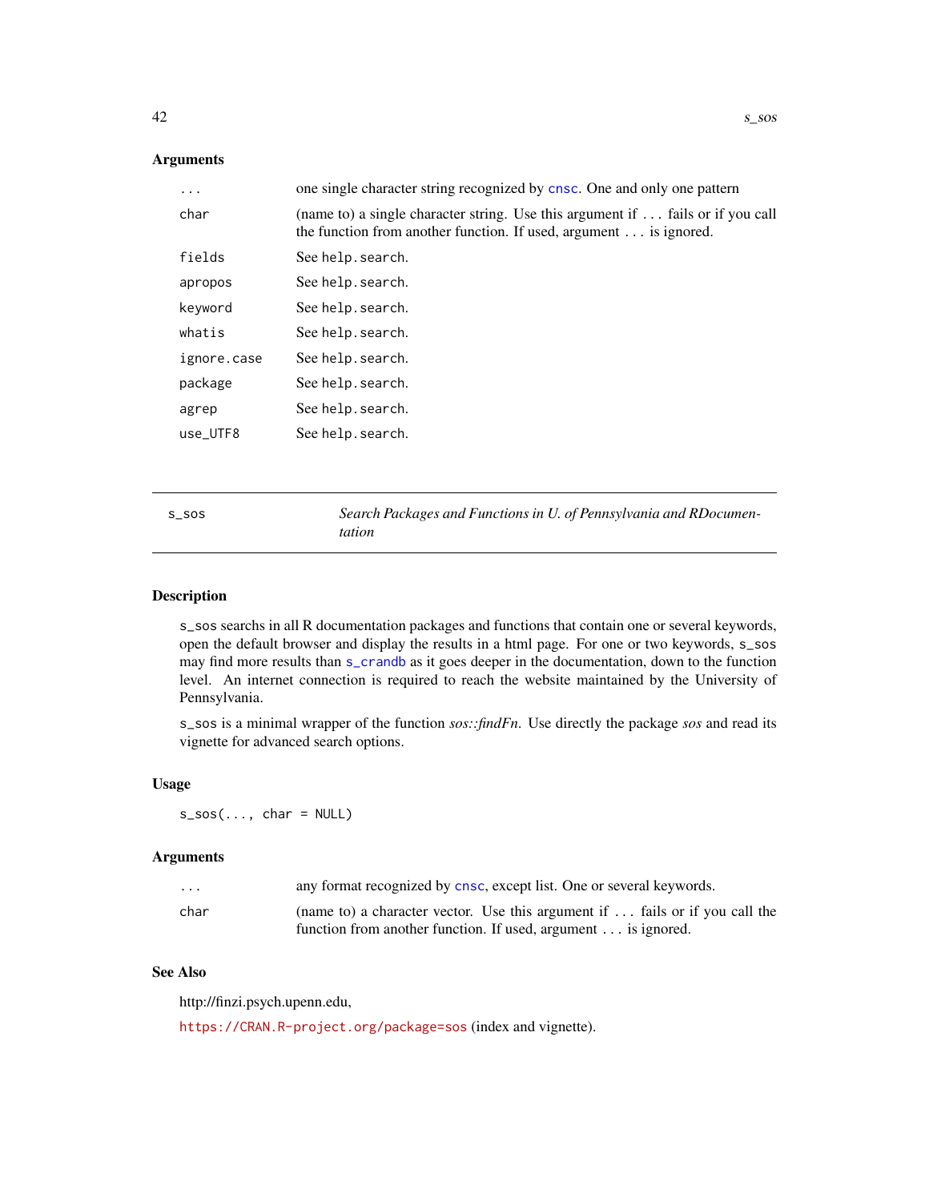### Arguments

| | |
|---|---|
| ... | one single character string recognized by cnsc. One and only one pattern |
| char | (name to) a single character string. Use this argument if ... fails or if you call the function from another function. If used, argument ... is ignored. |
| fields | See help.search. |
| apropos | See help.search. |
| keyword | See help.search. |
| whatis | See help.search. |
| ignore.case | See help.search. |
| package | See help.search. |
| agrep | See help.search. |
| use_UTF8 | See help.search. |

---

## s_sos — *Search Packages and Functions in U. of Pennsylvania and RDocumentation*

### Description

s_sos searchs in all R documentation packages and functions that contain one or several keywords, open the default browser and display the results in a html page. For one or two keywords, s_sos may find more results than s_crandb as it goes deeper in the documentation, down to the function level. An internet connection is required to reach the website maintained by the University of Pennsylvania.

s_sos is a minimal wrapper of the function *sos::findFn*. Use directly the package *sos* and read its vignette for advanced search options.

### Usage

```
s_sos(..., char = NULL)
```

### Arguments

| | |
|---|---|
| ... | any format recognized by cnsc, except list. One or several keywords. |
| char | (name to) a character vector. Use this argument if ... fails or if you call the function from another function. If used, argument ... is ignored. |

### See Also

http://finzi.psych.upenn.edu,

https://CRAN.R-project.org/package=sos (index and vignette).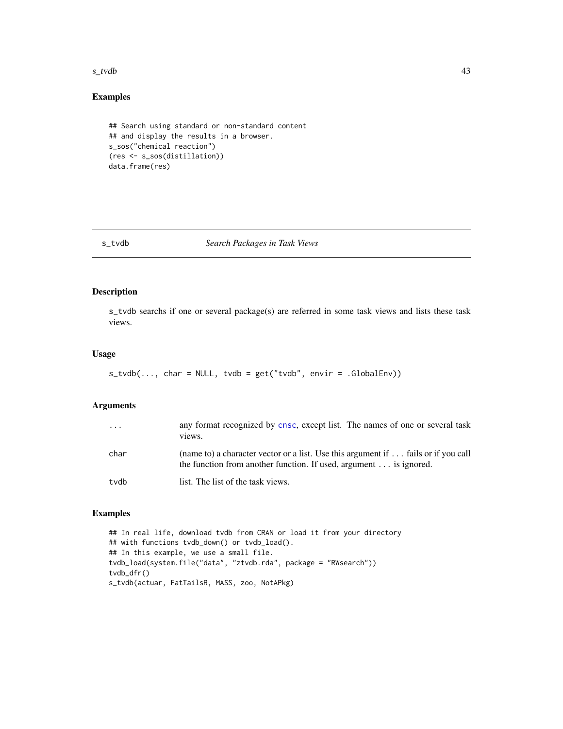### Examples

```
## Search using standard or non-standard content
## and display the results in a browser.
s_sos("chemical reaction")
(res <- s_sos(distillation))
data.frame(res)
```

---

## s_tvdb — *Search Packages in Task Views*

### Description

s_tvdb searchs if one or several package(s) are referred in some task views and lists these task views.

### Usage

```
s_tvdb(..., char = NULL, tvdb = get("tvdb", envir = .GlobalEnv))
```

### Arguments

| | |
|---|---|
| ... | any format recognized by cnsc, except list. The names of one or several task views. |
| char | (name to) a character vector or a list. Use this argument if ... fails or if you call the function from another function. If used, argument ... is ignored. |
| tvdb | list. The list of the task views. |

### Examples

```
## In real life, download tvdb from CRAN or load it from your directory
## with functions tvdb_down() or tvdb_load().
## In this example, we use a small file.
tvdb_load(system.file("data", "ztvdb.rda", package = "RWsearch"))
tvdb_dfr()
s_tvdb(actuar, FatTailsR, MASS, zoo, NotAPkg)
```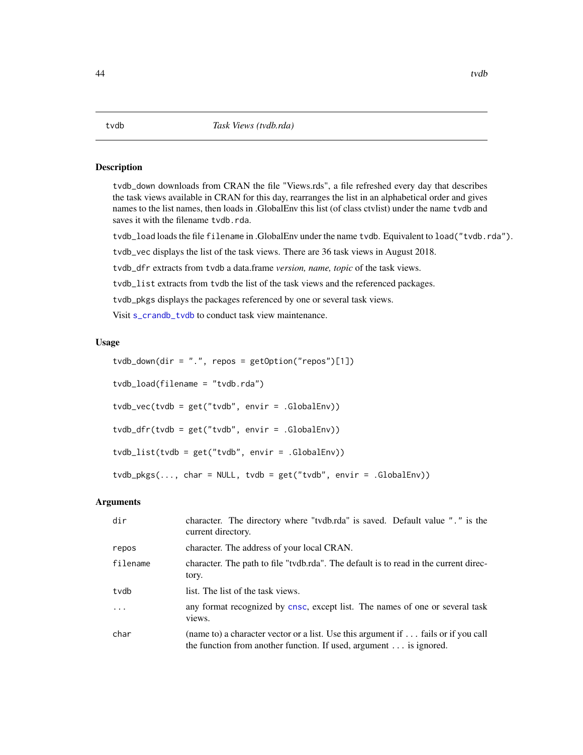## tvdb *Task Views (tvdb.rda)*

### Description

tvdb_down downloads from CRAN the file "Views.rds", a file refreshed every day that describes the task views available in CRAN for this day, rearranges the list in an alphabetical order and gives names to the list names, then loads in .GlobalEnv this list (of class ctvlist) under the name tvdb and saves it with the filename tvdb.rda.

tvdb_load loads the file filename in .GlobalEnv under the name tvdb. Equivalent to load("tvdb.rda").

tvdb_vec displays the list of the task views. There are 36 task views in August 2018.

tvdb_dfr extracts from tvdb a data.frame *version, name, topic* of the task views.

tvdb_list extracts from tvdb the list of the task views and the referenced packages.

tvdb_pkgs displays the packages referenced by one or several task views.

Visit s_crandb_tvdb to conduct task view maintenance.

### Usage

```
tvdb_down(dir = ".", repos = getOption("repos")[1])

tvdb_load(filename = "tvdb.rda")

tvdb_vec(tvdb = get("tvdb", envir = .GlobalEnv))

tvdb_dfr(tvdb = get("tvdb", envir = .GlobalEnv))

tvdb_list(tvdb = get("tvdb", envir = .GlobalEnv))

tvdb_pkgs(..., char = NULL, tvdb = get("tvdb", envir = .GlobalEnv))
```

### Arguments

| | |
|---|---|
| dir | character. The directory where "tvdb.rda" is saved. Default value "." is the current directory. |
| repos | character. The address of your local CRAN. |
| filename | character. The path to file "tvdb.rda". The default is to read in the current directory. |
| tvdb | list. The list of the task views. |
| ... | any format recognized by cnsc, except list. The names of one or several task views. |
| char | (name to) a character vector or a list. Use this argument if ... fails or if you call the function from another function. If used, argument ... is ignored. |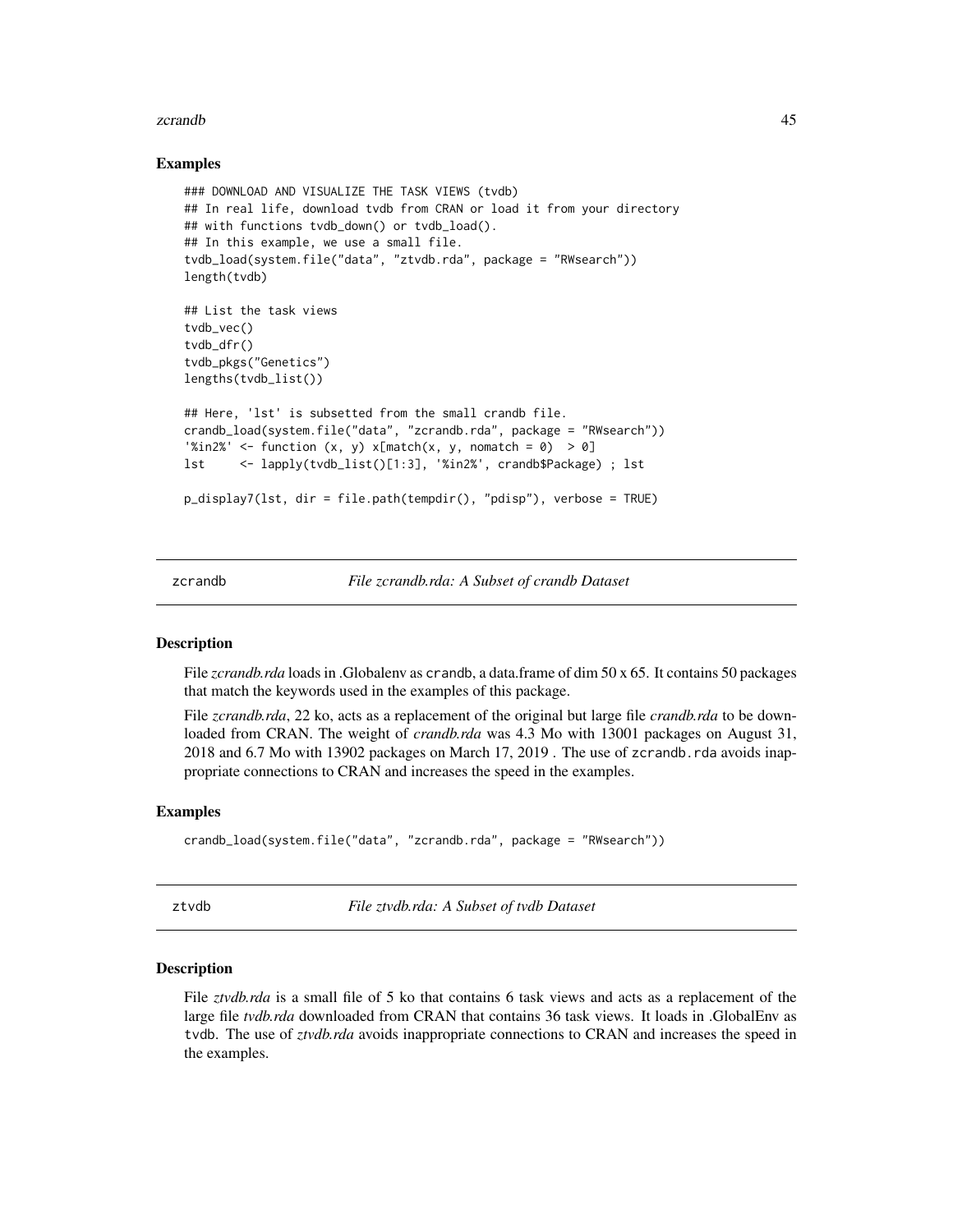### Examples

```
### DOWNLOAD AND VISUALIZE THE TASK VIEWS (tvdb)
## In real life, download tvdb from CRAN or load it from your directory
## with functions tvdb_down() or tvdb_load().
## In this example, we use a small file.
tvdb_load(system.file("data", "ztvdb.rda", package = "RWsearch"))
length(tvdb)

## List the task views
tvdb_vec()
tvdb_dfr()
tvdb_pkgs("Genetics")
lengths(tvdb_list())

## Here, 'lst' is subsetted from the small crandb file.
crandb_load(system.file("data", "zcrandb.rda", package = "RWsearch"))
'%in2%' <- function (x, y) x[match(x, y, nomatch = 0)  > 0]
lst     <- lapply(tvdb_list()[1:3], '%in2%', crandb$Package) ; lst

p_display7(lst, dir = file.path(tempdir(), "pdisp"), verbose = TRUE)
```

## zcrandb — *File zcrandb.rda: A Subset of crandb Dataset*

### Description

File *zcrandb.rda* loads in .Globalenv as `crandb`, a data.frame of dim 50 x 65. It contains 50 packages that match the keywords used in the examples of this package.

File *zcrandb.rda*, 22 ko, acts as a replacement of the original but large file *crandb.rda* to be downloaded from CRAN. The weight of *crandb.rda* was 4.3 Mo with 13001 packages on August 31, 2018 and 6.7 Mo with 13902 packages on March 17, 2019 . The use of `zcrandb.rda` avoids inappropriate connections to CRAN and increases the speed in the examples.

### Examples

```
crandb_load(system.file("data", "zcrandb.rda", package = "RWsearch"))
```

## ztvdb — *File ztvdb.rda: A Subset of tvdb Dataset*

### Description

File *ztvdb.rda* is a small file of 5 ko that contains 6 task views and acts as a replacement of the large file *tvdb.rda* downloaded from CRAN that contains 36 task views. It loads in .GlobalEnv as `tvdb`. The use of *ztvdb.rda* avoids inappropriate connections to CRAN and increases the speed in the examples.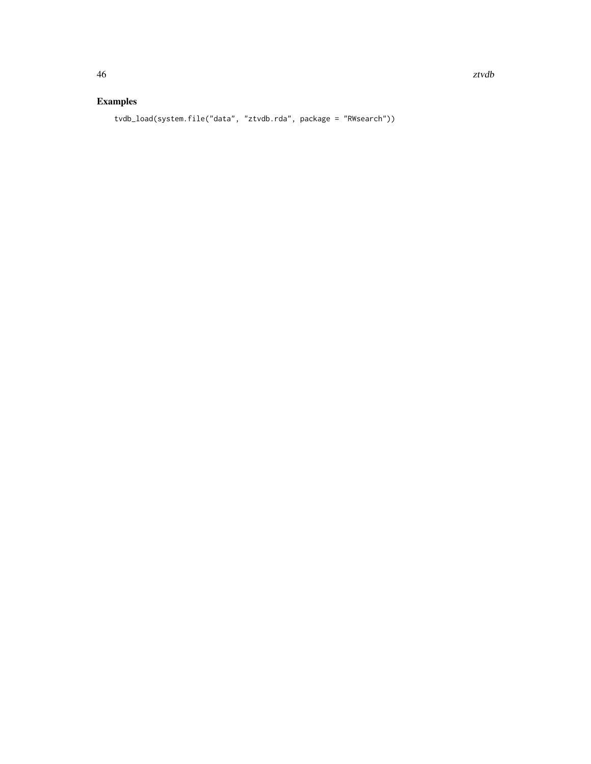## Examples

```
tvdb_load(system.file("data", "ztvdb.rda", package = "RWsearch"))
```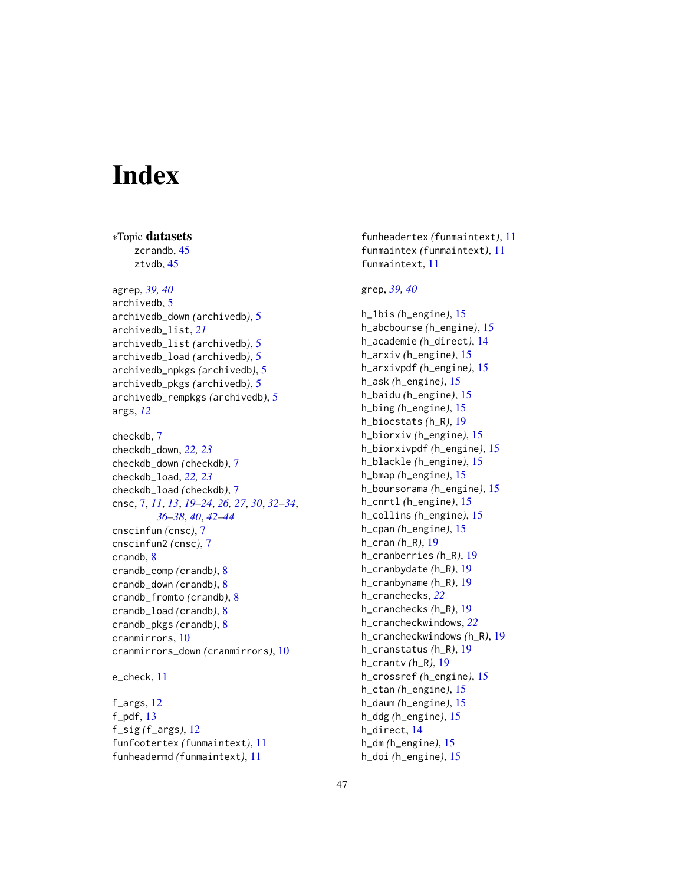# Index

*Topic **datasets**
zcrandb, 45
ztvdb, 45

agrep, *39, 40*
archivedb, 5
archivedb_down *(archivedb)*, 5
archivedb_list, *21*
archivedb_list *(archivedb)*, 5
archivedb_load *(archivedb)*, 5
archivedb_npkgs *(archivedb)*, 5
archivedb_pkgs *(archivedb)*, 5
archivedb_rempkgs *(archivedb)*, 5
args, *12*

checkdb, 7
checkdb_down, *22, 23*
checkdb_down *(checkdb)*, 7
checkdb_load, *22, 23*
checkdb_load *(checkdb)*, 7
cnsc, 7, *11*, *13*, *19–24*, *26, 27*, *30*, *32–34*, *36–38*, *40*, *42–44*
cnscinfun *(cnsc)*, 7
cnscinfun2 *(cnsc)*, 7
crandb, 8
crandb_comp *(crandb)*, 8
crandb_down *(crandb)*, 8
crandb_fromto *(crandb)*, 8
crandb_load *(crandb)*, 8
crandb_pkgs *(crandb)*, 8
cranmirrors, 10
cranmirrors_down *(cranmirrors)*, 10

e_check, 11

f_args, 12
f_pdf, 13
f_sig *(f_args)*, 12
funfootertex *(funmaintext)*, 11
funheadermd *(funmaintext)*, 11
funheadertex *(funmaintext)*, 11
funmaintex *(funmaintext)*, 11
funmaintext, 11

grep, *39, 40*

h_1bis *(h_engine)*, 15
h_abcbourse *(h_engine)*, 15
h_academie *(h_direct)*, 14
h_arxiv *(h_engine)*, 15
h_arxivpdf *(h_engine)*, 15
h_ask *(h_engine)*, 15
h_baidu *(h_engine)*, 15
h_bing *(h_engine)*, 15
h_biocstats *(h_R)*, 19
h_biorxiv *(h_engine)*, 15
h_biorxivpdf *(h_engine)*, 15
h_blackle *(h_engine)*, 15
h_bmap *(h_engine)*, 15
h_boursorama *(h_engine)*, 15
h_cnrtl *(h_engine)*, 15
h_collins *(h_engine)*, 15
h_cpan *(h_engine)*, 15
h_cran *(h_R)*, 19
h_cranberries *(h_R)*, 19
h_cranbydate *(h_R)*, 19
h_cranbyname *(h_R)*, 19
h_cranchecks, *22*
h_cranchecks *(h_R)*, 19
h_crancheckwindows, *22*
h_crancheckwindows *(h_R)*, 19
h_cranstatus *(h_R)*, 19
h_crantv *(h_R)*, 19
h_crossref *(h_engine)*, 15
h_ctan *(h_engine)*, 15
h_daum *(h_engine)*, 15
h_ddg *(h_engine)*, 15
h_direct, 14
h_dm *(h_engine)*, 15
h_doi *(h_engine)*, 15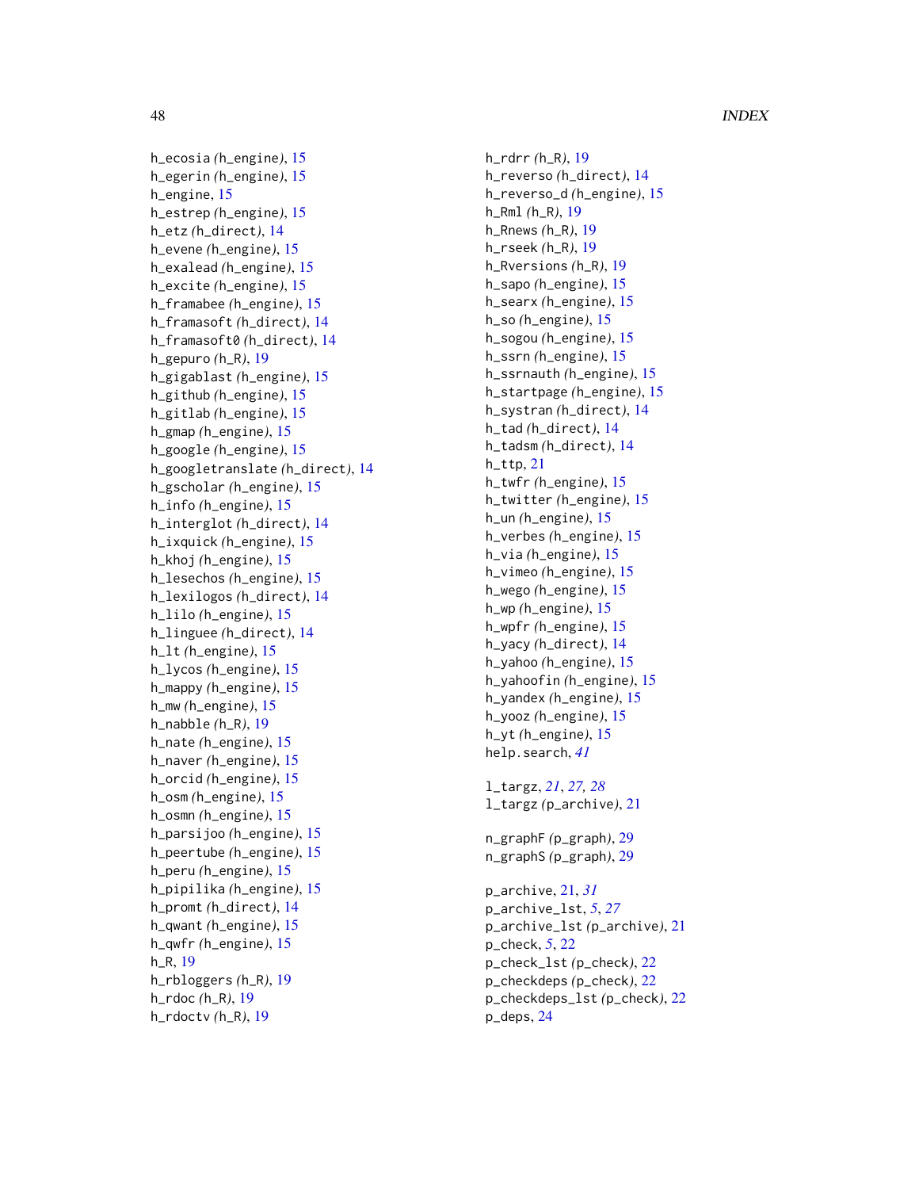h_ecosia *(h_engine)*, 15
h_egerin *(h_engine)*, 15
h_engine, 15
h_estrep *(h_engine)*, 15
h_etz *(h_direct)*, 14
h_evene *(h_engine)*, 15
h_exalead *(h_engine)*, 15
h_excite *(h_engine)*, 15
h_framabee *(h_engine)*, 15
h_framasoft *(h_direct)*, 14
h_framasoft0 *(h_direct)*, 14
h_gepuro *(h_R)*, 19
h_gigablast *(h_engine)*, 15
h_github *(h_engine)*, 15
h_gitlab *(h_engine)*, 15
h_gmap *(h_engine)*, 15
h_google *(h_engine)*, 15
h_googletranslate *(h_direct)*, 14
h_gscholar *(h_engine)*, 15
h_info *(h_engine)*, 15
h_interglot *(h_direct)*, 14
h_ixquick *(h_engine)*, 15
h_khoj *(h_engine)*, 15
h_lesechos *(h_engine)*, 15
h_lexilogos *(h_direct)*, 14
h_lilo *(h_engine)*, 15
h_linguee *(h_direct)*, 14
h_lt *(h_engine)*, 15
h_lycos *(h_engine)*, 15
h_mappy *(h_engine)*, 15
h_mw *(h_engine)*, 15
h_nabble *(h_R)*, 19
h_nate *(h_engine)*, 15
h_naver *(h_engine)*, 15
h_orcid *(h_engine)*, 15
h_osm *(h_engine)*, 15
h_osmn *(h_engine)*, 15
h_parsijoo *(h_engine)*, 15
h_peertube *(h_engine)*, 15
h_peru *(h_engine)*, 15
h_pipilika *(h_engine)*, 15
h_promt *(h_direct)*, 14
h_qwant *(h_engine)*, 15
h_qwfr *(h_engine)*, 15
h_R, 19
h_rbloggers *(h_R)*, 19
h_rdoc *(h_R)*, 19
h_rdoctv *(h_R)*, 19
h_rdrr *(h_R)*, 19
h_reverso *(h_direct)*, 14
h_reverso_d *(h_engine)*, 15
h_Rml *(h_R)*, 19
h_Rnews *(h_R)*, 19
h_rseek *(h_R)*, 19
h_Rversions *(h_R)*, 19
h_sapo *(h_engine)*, 15
h_searx *(h_engine)*, 15
h_so *(h_engine)*, 15
h_sogou *(h_engine)*, 15
h_ssrn *(h_engine)*, 15
h_ssrnauth *(h_engine)*, 15
h_startpage *(h_engine)*, 15
h_systran *(h_direct)*, 14
h_tad *(h_direct)*, 14
h_tadsm *(h_direct)*, 14
h_ttp, 21
h_twfr *(h_engine)*, 15
h_twitter *(h_engine)*, 15
h_un *(h_engine)*, 15
h_verbes *(h_engine)*, 15
h_via *(h_engine)*, 15
h_vimeo *(h_engine)*, 15
h_wego *(h_engine)*, 15
h_wp *(h_engine)*, 15
h_wpfr *(h_engine)*, 15
h_yacy *(h_direct)*, 14
h_yahoo *(h_engine)*, 15
h_yahoofin *(h_engine)*, 15
h_yandex *(h_engine)*, 15
h_yooz *(h_engine)*, 15
h_yt *(h_engine)*, 15
help.search, *41*

l_targz, *21*, *27*, *28*
l_targz *(p_archive)*, 21

n_graphF *(p_graph)*, 29
n_graphS *(p_graph)*, 29

p_archive, 21, *31*
p_archive_lst, *5*, *27*
p_archive_lst *(p_archive)*, 21
p_check, *5*, 22
p_check_lst *(p_check)*, 22
p_checkdeps *(p_check)*, 22
p_checkdeps_lst *(p_check)*, 22
p_deps, 24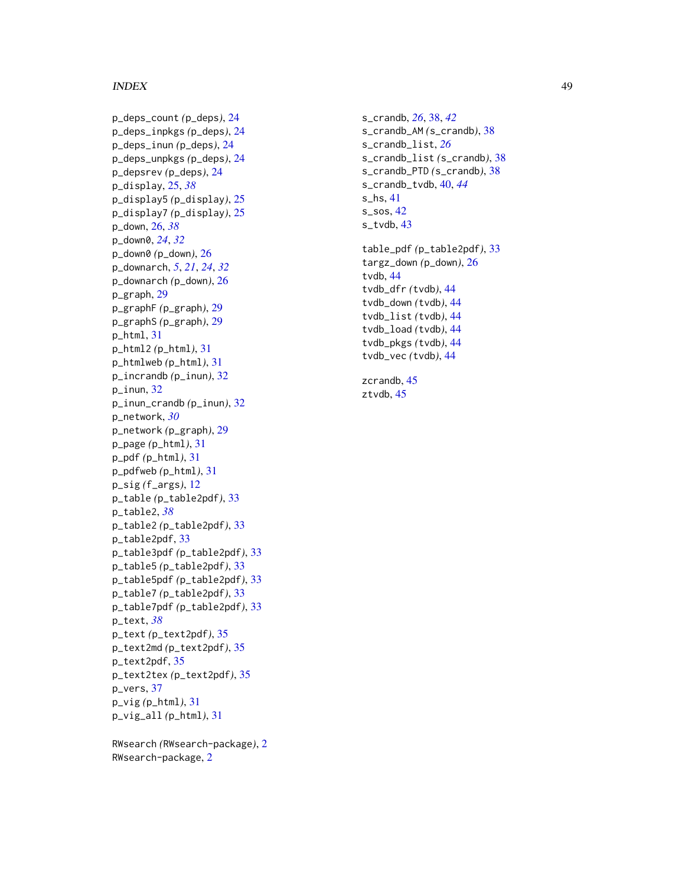p_deps_count *(p_deps)*, 24
p_deps_inpkgs *(p_deps)*, 24
p_deps_inun *(p_deps)*, 24
p_deps_unpkgs *(p_deps)*, 24
p_depsrev *(p_deps)*, 24
p_display, 25, *38*
p_display5 *(p_display)*, 25
p_display7 *(p_display)*, 25
p_down, 26, *38*
p_down0, *24*, *32*
p_down0 *(p_down)*, 26
p_downarch, *5*, *21*, *24*, *32*
p_downarch *(p_down)*, 26
p_graph, 29
p_graphF *(p_graph)*, 29
p_graphS *(p_graph)*, 29
p_html, 31
p_html2 *(p_html)*, 31
p_htmlweb *(p_html)*, 31
p_incrandb *(p_inun)*, 32
p_inun, 32
p_inun_crandb *(p_inun)*, 32
p_network, *30*
p_network *(p_graph)*, 29
p_page *(p_html)*, 31
p_pdf *(p_html)*, 31
p_pdfweb *(p_html)*, 31
p_sig *(f_args)*, 12
p_table *(p_table2pdf)*, 33
p_table2, *38*
p_table2 *(p_table2pdf)*, 33
p_table2pdf, 33
p_table3pdf *(p_table2pdf)*, 33
p_table5 *(p_table2pdf)*, 33
p_table5pdf *(p_table2pdf)*, 33
p_table7 *(p_table2pdf)*, 33
p_table7pdf *(p_table2pdf)*, 33
p_text, *38*
p_text *(p_text2pdf)*, 35
p_text2md *(p_text2pdf)*, 35
p_text2pdf, 35
p_text2tex *(p_text2pdf)*, 35
p_vers, 37
p_vig *(p_html)*, 31
p_vig_all *(p_html)*, 31

RWsearch *(RWsearch-package)*, 2
RWsearch-package, 2

s_crandb, *26*, 38, *42*
s_crandb_AM *(s_crandb)*, 38
s_crandb_list, *26*
s_crandb_list *(s_crandb)*, 38
s_crandb_PTD *(s_crandb)*, 38
s_crandb_tvdb, 40, *44*
s_hs, 41
s_sos, 42
s_tvdb, 43

table_pdf *(p_table2pdf)*, 33
targz_down *(p_down)*, 26
tvdb, 44
tvdb_dfr *(tvdb)*, 44
tvdb_down *(tvdb)*, 44
tvdb_list *(tvdb)*, 44
tvdb_load *(tvdb)*, 44
tvdb_pkgs *(tvdb)*, 44
tvdb_vec *(tvdb)*, 44

zcrandb, 45
ztvdb, 45